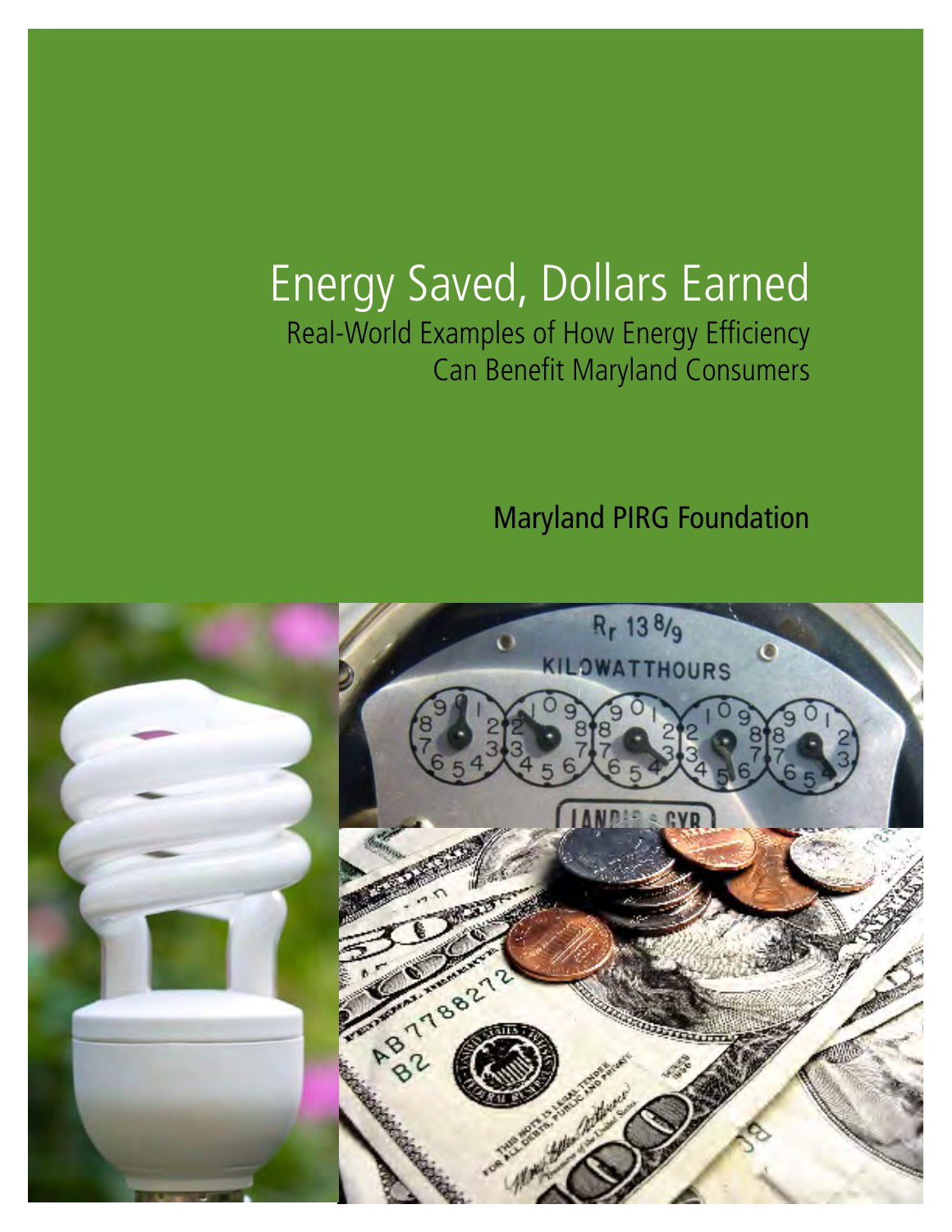# Energy Saved, Dollars Earned

## Real-World Examples of How Energy Efficiency Can Benefit Maryland Consumers

Maryland PIRG Foundation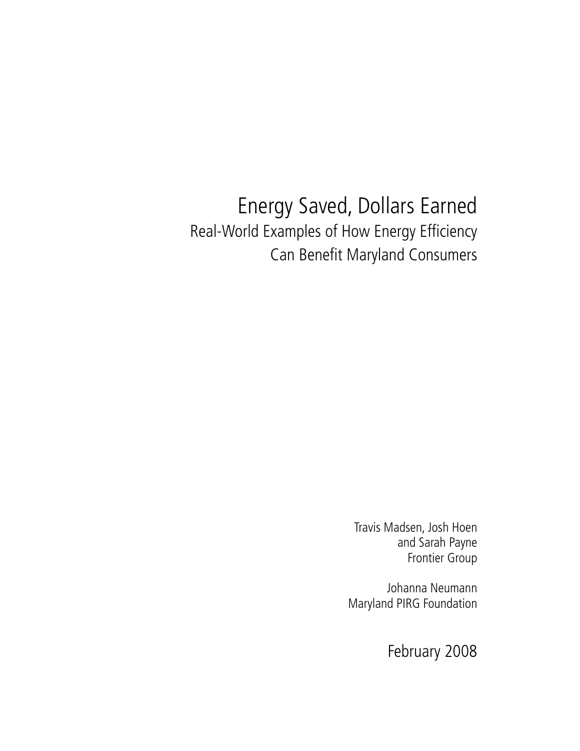# Energy Saved, Dollars Earned

## Real-World Examples of How Energy Efficiency Can Benefit Maryland Consumers

Travis Madsen, Josh Hoen
and Sarah Payne
Frontier Group

Johanna Neumann
Maryland PIRG Foundation

February 2008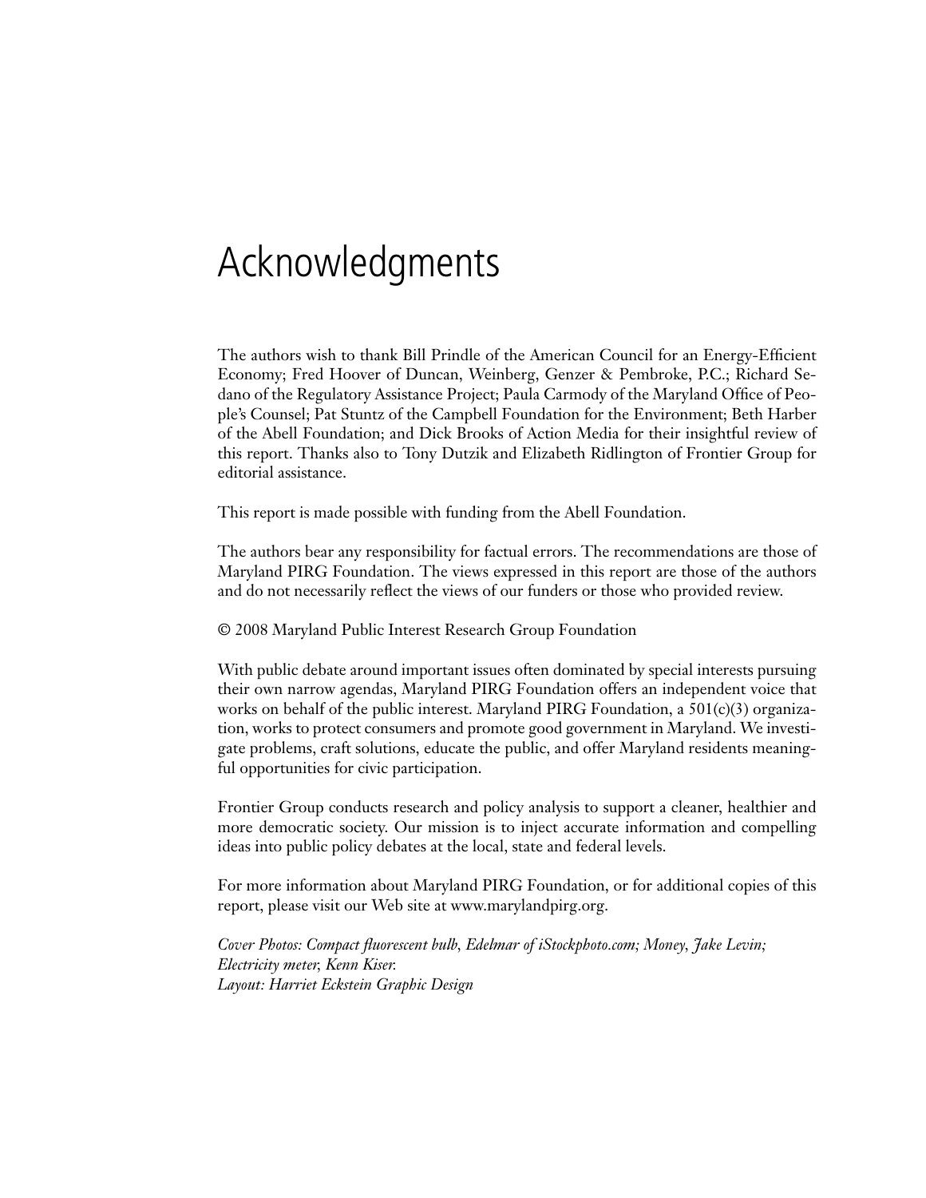# Acknowledgments

The authors wish to thank Bill Prindle of the American Council for an Energy-Efficient Economy; Fred Hoover of Duncan, Weinberg, Genzer & Pembroke, P.C.; Richard Sedano of the Regulatory Assistance Project; Paula Carmody of the Maryland Office of People's Counsel; Pat Stuntz of the Campbell Foundation for the Environment; Beth Harber of the Abell Foundation; and Dick Brooks of Action Media for their insightful review of this report. Thanks also to Tony Dutzik and Elizabeth Ridlington of Frontier Group for editorial assistance.

This report is made possible with funding from the Abell Foundation.

The authors bear any responsibility for factual errors. The recommendations are those of Maryland PIRG Foundation. The views expressed in this report are those of the authors and do not necessarily reflect the views of our funders or those who provided review.

© 2008 Maryland Public Interest Research Group Foundation

With public debate around important issues often dominated by special interests pursuing their own narrow agendas, Maryland PIRG Foundation offers an independent voice that works on behalf of the public interest. Maryland PIRG Foundation, a 501(c)(3) organization, works to protect consumers and promote good government in Maryland. We investigate problems, craft solutions, educate the public, and offer Maryland residents meaningful opportunities for civic participation.

Frontier Group conducts research and policy analysis to support a cleaner, healthier and more democratic society. Our mission is to inject accurate information and compelling ideas into public policy debates at the local, state and federal levels.

For more information about Maryland PIRG Foundation, or for additional copies of this report, please visit our Web site at www.marylandpirg.org.

*Cover Photos: Compact fluorescent bulb, Edelmar of iStockphoto.com; Money, Jake Levin; Electricity meter, Kenn Kiser.*
*Layout: Harriet Eckstein Graphic Design*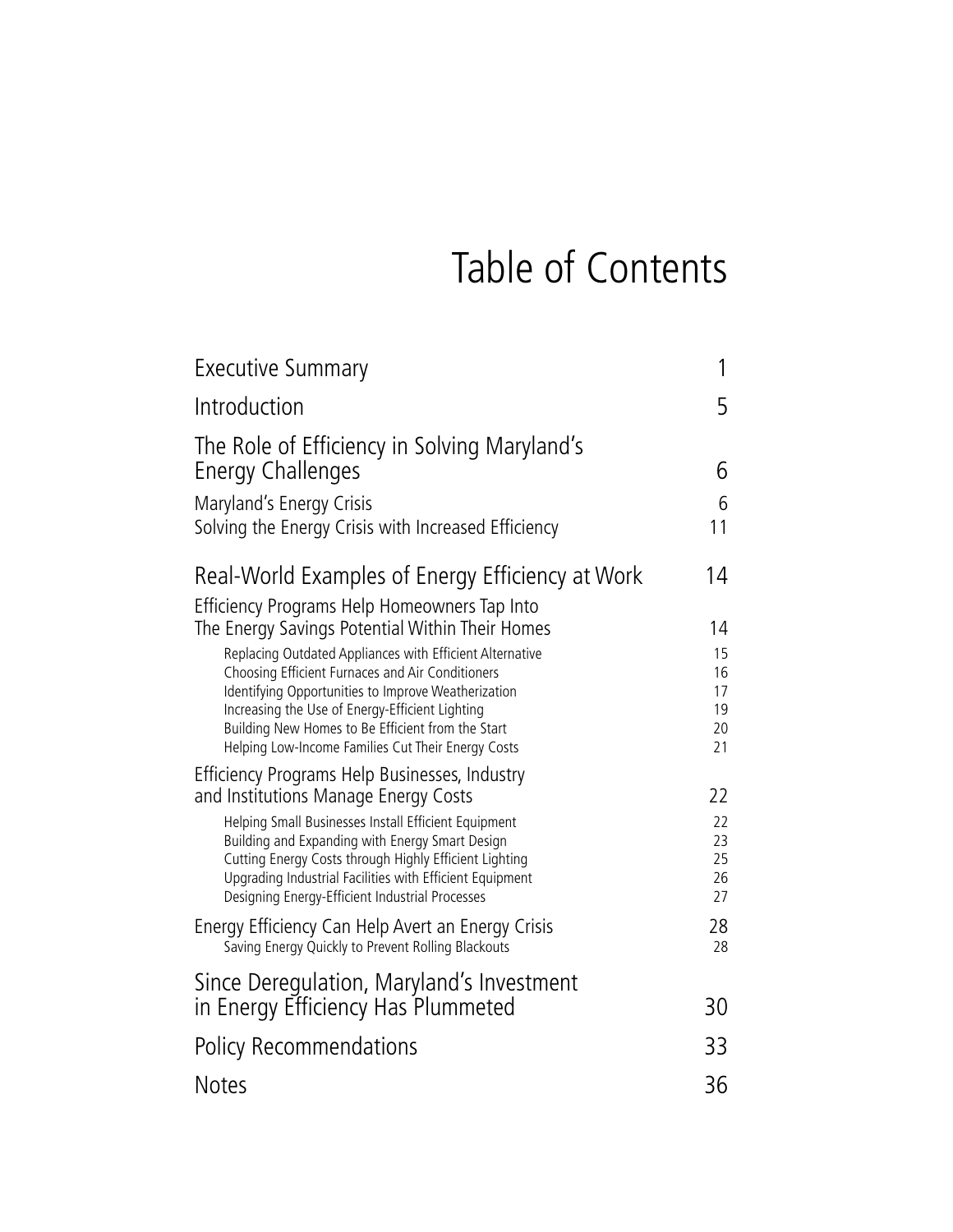# Table of Contents

| | |
|---|---|
| Executive Summary | 1 |
| Introduction | 5 |
| The Role of Efficiency in Solving Maryland's Energy Challenges | 6 |
| Maryland's Energy Crisis | 6 |
| Solving the Energy Crisis with Increased Efficiency | 11 |
| Real-World Examples of Energy Efficiency at Work | 14 |
| Efficiency Programs Help Homeowners Tap Into The Energy Savings Potential Within Their Homes | 14 |
| Replacing Outdated Appliances with Efficient Alternative | 15 |
| Choosing Efficient Furnaces and Air Conditioners | 16 |
| Identifying Opportunities to Improve Weatherization | 17 |
| Increasing the Use of Energy-Efficient Lighting | 19 |
| Building New Homes to Be Efficient from the Start | 20 |
| Helping Low-Income Families Cut Their Energy Costs | 21 |
| Efficiency Programs Help Businesses, Industry and Institutions Manage Energy Costs | 22 |
| Helping Small Businesses Install Efficient Equipment | 22 |
| Building and Expanding with Energy Smart Design | 23 |
| Cutting Energy Costs through Highly Efficient Lighting | 25 |
| Upgrading Industrial Facilities with Efficient Equipment | 26 |
| Designing Energy-Efficient Industrial Processes | 27 |
| Energy Efficiency Can Help Avert an Energy Crisis | 28 |
| Saving Energy Quickly to Prevent Rolling Blackouts | 28 |
| Since Deregulation, Maryland's Investment in Energy Efficiency Has Plummeted | 30 |
| Policy Recommendations | 33 |
| Notes | 36 |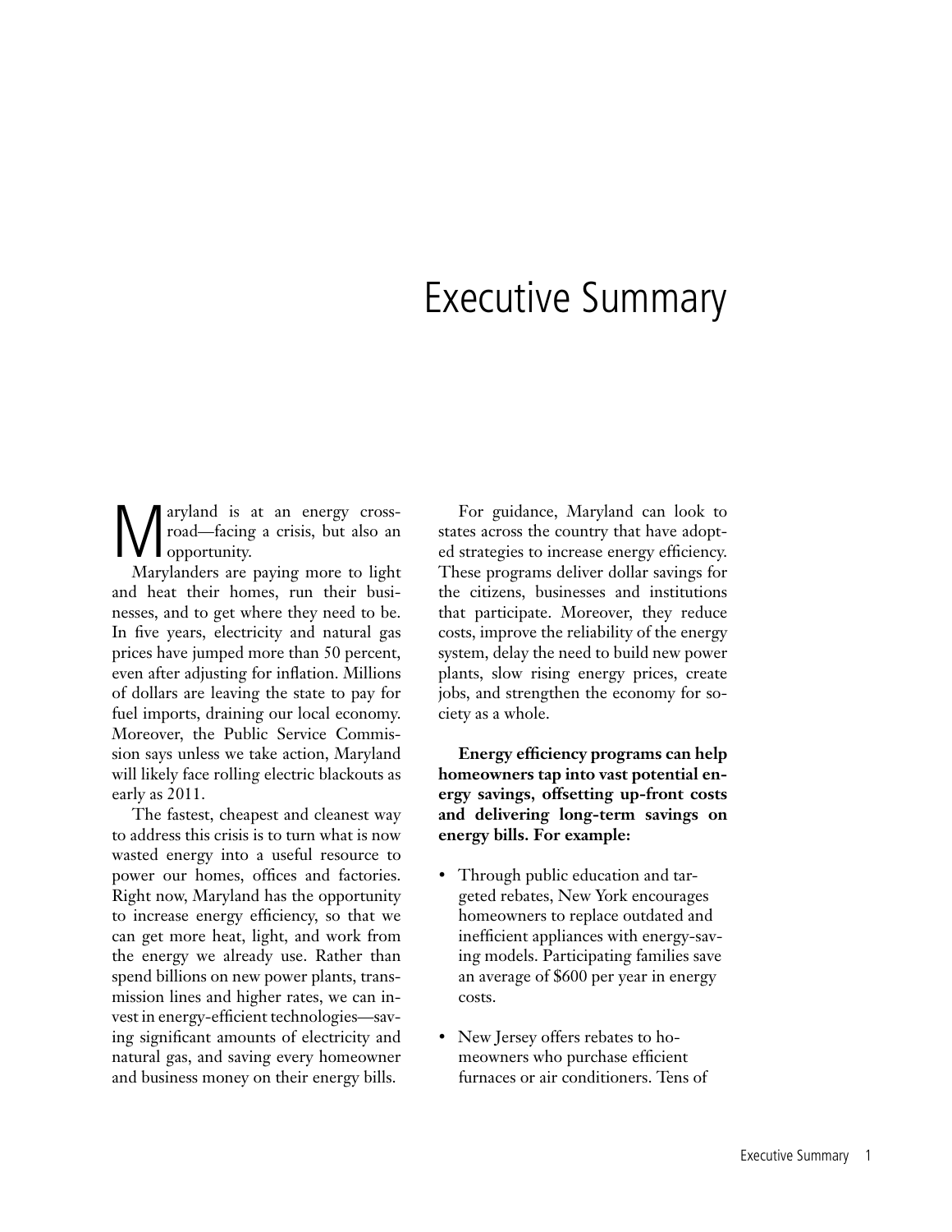# Executive Summary

Maryland is at an energy crossroad—facing a crisis, but also an opportunity.

Marylanders are paying more to light and heat their homes, run their businesses, and to get where they need to be. In five years, electricity and natural gas prices have jumped more than 50 percent, even after adjusting for inflation. Millions of dollars are leaving the state to pay for fuel imports, draining our local economy. Moreover, the Public Service Commission says unless we take action, Maryland will likely face rolling electric blackouts as early as 2011.

The fastest, cheapest and cleanest way to address this crisis is to turn what is now wasted energy into a useful resource to power our homes, offices and factories. Right now, Maryland has the opportunity to increase energy efficiency, so that we can get more heat, light, and work from the energy we already use. Rather than spend billions on new power plants, transmission lines and higher rates, we can invest in energy-efficient technologies—saving significant amounts of electricity and natural gas, and saving every homeowner and business money on their energy bills.

For guidance, Maryland can look to states across the country that have adopted strategies to increase energy efficiency. These programs deliver dollar savings for the citizens, businesses and institutions that participate. Moreover, they reduce costs, improve the reliability of the energy system, delay the need to build new power plants, slow rising energy prices, create jobs, and strengthen the economy for society as a whole.

**Energy efficiency programs can help homeowners tap into vast potential energy savings, offsetting up-front costs and delivering long-term savings on energy bills. For example:**

- Through public education and targeted rebates, New York encourages homeowners to replace outdated and inefficient appliances with energy-saving models. Participating families save an average of $600 per year in energy costs.
- New Jersey offers rebates to homeowners who purchase efficient furnaces or air conditioners. Tens of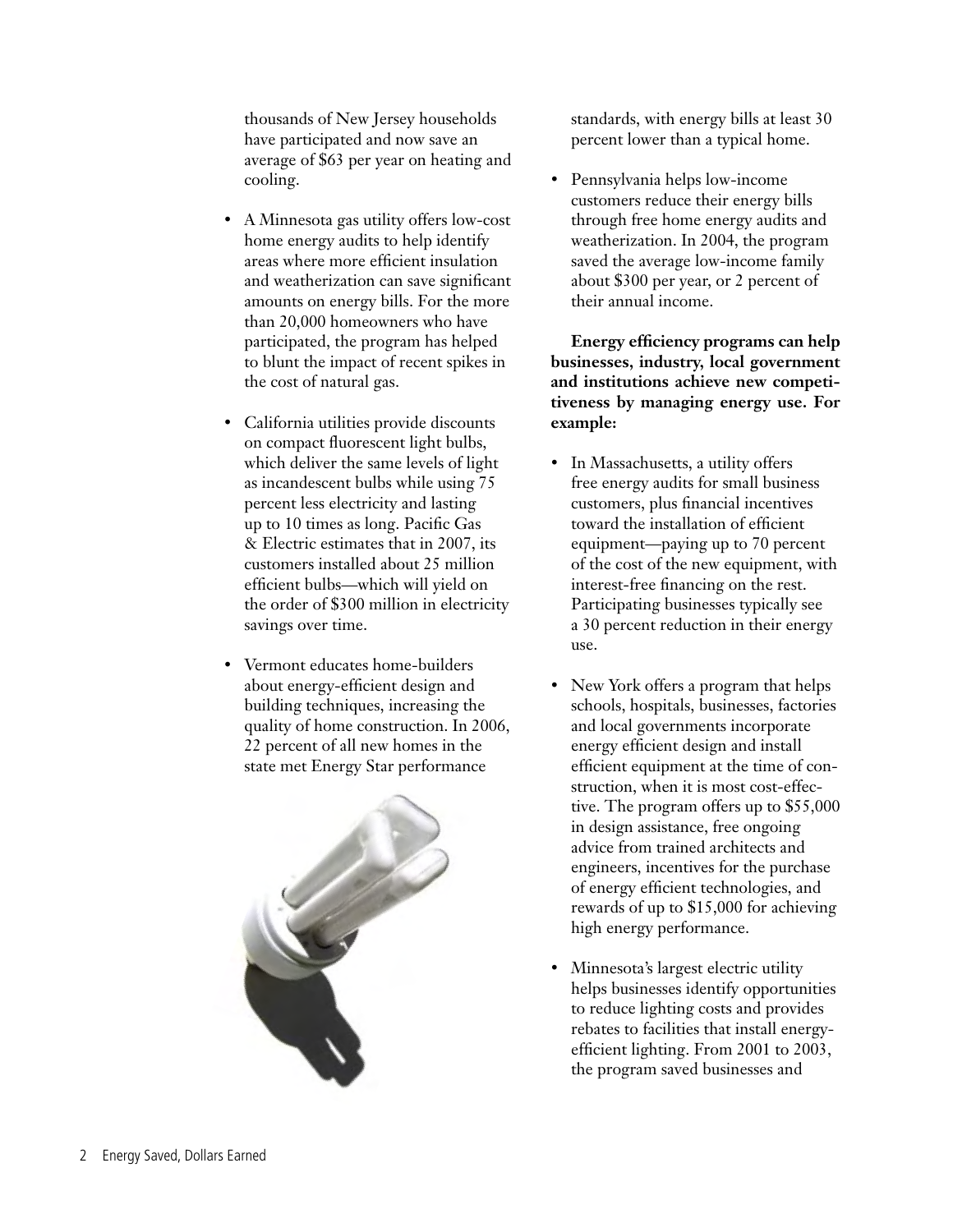thousands of New Jersey households have participated and now save an average of $63 per year on heating and cooling.

- A Minnesota gas utility offers low-cost home energy audits to help identify areas where more efficient insulation and weatherization can save significant amounts on energy bills. For the more than 20,000 homeowners who have participated, the program has helped to blunt the impact of recent spikes in the cost of natural gas.
- California utilities provide discounts on compact fluorescent light bulbs, which deliver the same levels of light as incandescent bulbs while using 75 percent less electricity and lasting up to 10 times as long. Pacific Gas & Electric estimates that in 2007, its customers installed about 25 million efficient bulbs—which will yield on the order of $300 million in electricity savings over time.
- Vermont educates home-builders about energy-efficient design and building techniques, increasing the quality of home construction. In 2006, 22 percent of all new homes in the state met Energy Star performance standards, with energy bills at least 30 percent lower than a typical home.
- Pennsylvania helps low-income customers reduce their energy bills through free home energy audits and weatherization. In 2004, the program saved the average low-income family about $300 per year, or 2 percent of their annual income.

**Energy efficiency programs can help businesses, industry, local government and institutions achieve new competitiveness by managing energy use. For example:**

- In Massachusetts, a utility offers free energy audits for small business customers, plus financial incentives toward the installation of efficient equipment—paying up to 70 percent of the cost of the new equipment, with interest-free financing on the rest. Participating businesses typically see a 30 percent reduction in their energy use.
- New York offers a program that helps schools, hospitals, businesses, factories and local governments incorporate energy efficient design and install efficient equipment at the time of construction, when it is most cost-effective. The program offers up to $55,000 in design assistance, free ongoing advice from trained architects and engineers, incentives for the purchase of energy efficient technologies, and rewards of up to $15,000 for achieving high energy performance.
- Minnesota's largest electric utility helps businesses identify opportunities to reduce lighting costs and provides rebates to facilities that install energy-efficient lighting. From 2001 to 2003, the program saved businesses and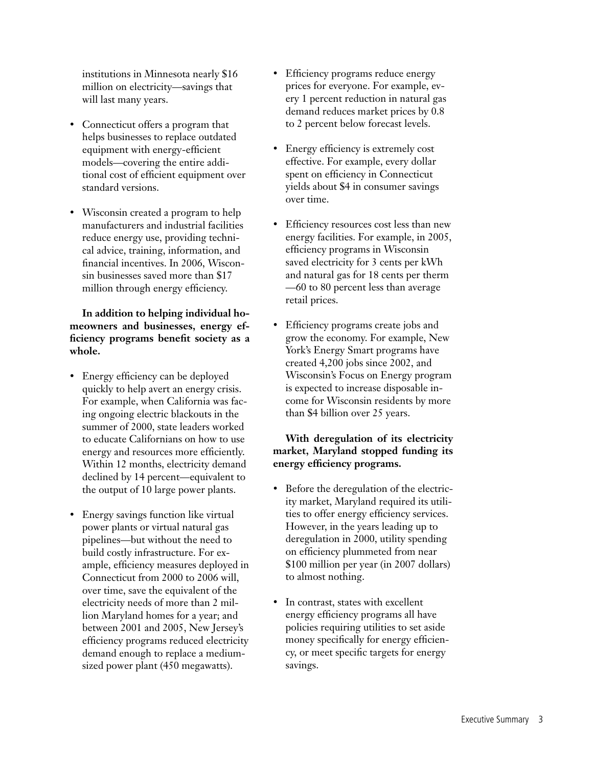institutions in Minnesota nearly $16 million on electricity—savings that will last many years.

- Connecticut offers a program that helps businesses to replace outdated equipment with energy-efficient models—covering the entire additional cost of efficient equipment over standard versions.
- Wisconsin created a program to help manufacturers and industrial facilities reduce energy use, providing technical advice, training, information, and financial incentives. In 2006, Wisconsin businesses saved more than $17 million through energy efficiency.

**In addition to helping individual homeowners and businesses, energy efficiency programs benefit society as a whole.**

- Energy efficiency can be deployed quickly to help avert an energy crisis. For example, when California was facing ongoing electric blackouts in the summer of 2000, state leaders worked to educate Californians on how to use energy and resources more efficiently. Within 12 months, electricity demand declined by 14 percent—equivalent to the output of 10 large power plants.
- Energy savings function like virtual power plants or virtual natural gas pipelines—but without the need to build costly infrastructure. For example, efficiency measures deployed in Connecticut from 2000 to 2006 will, over time, save the equivalent of the electricity needs of more than 2 million Maryland homes for a year; and between 2001 and 2005, New Jersey's efficiency programs reduced electricity demand enough to replace a medium-sized power plant (450 megawatts).
- Efficiency programs reduce energy prices for everyone. For example, every 1 percent reduction in natural gas demand reduces market prices by 0.8 to 2 percent below forecast levels.
- Energy efficiency is extremely cost effective. For example, every dollar spent on efficiency in Connecticut yields about $4 in consumer savings over time.
- Efficiency resources cost less than new energy facilities. For example, in 2005, efficiency programs in Wisconsin saved electricity for 3 cents per kWh and natural gas for 18 cents per therm —60 to 80 percent less than average retail prices.
- Efficiency programs create jobs and grow the economy. For example, New York's Energy Smart programs have created 4,200 jobs since 2002, and Wisconsin's Focus on Energy program is expected to increase disposable income for Wisconsin residents by more than $4 billion over 25 years.

**With deregulation of its electricity market, Maryland stopped funding its energy efficiency programs.**

- Before the deregulation of the electricity market, Maryland required its utilities to offer energy efficiency services. However, in the years leading up to deregulation in 2000, utility spending on efficiency plummeted from near $100 million per year (in 2007 dollars) to almost nothing.
- In contrast, states with excellent energy efficiency programs all have policies requiring utilities to set aside money specifically for energy efficiency, or meet specific targets for energy savings.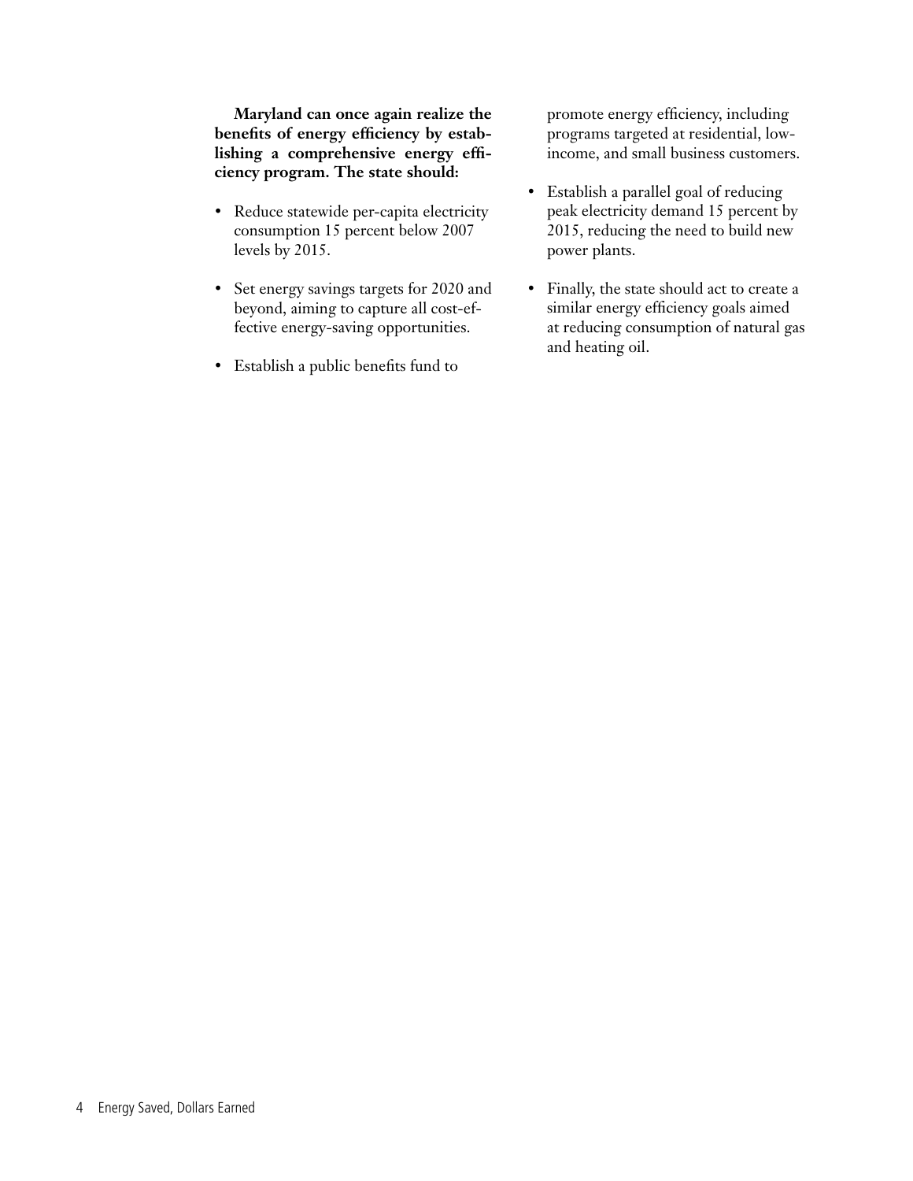**Maryland can once again realize the benefits of energy efficiency by establishing a comprehensive energy efficiency program. The state should:**

- Reduce statewide per-capita electricity consumption 15 percent below 2007 levels by 2015.
- Set energy savings targets for 2020 and beyond, aiming to capture all cost-effective energy-saving opportunities.
- Establish a public benefits fund to promote energy efficiency, including programs targeted at residential, low-income, and small business customers.
- Establish a parallel goal of reducing peak electricity demand 15 percent by 2015, reducing the need to build new power plants.
- Finally, the state should act to create a similar energy efficiency goals aimed at reducing consumption of natural gas and heating oil.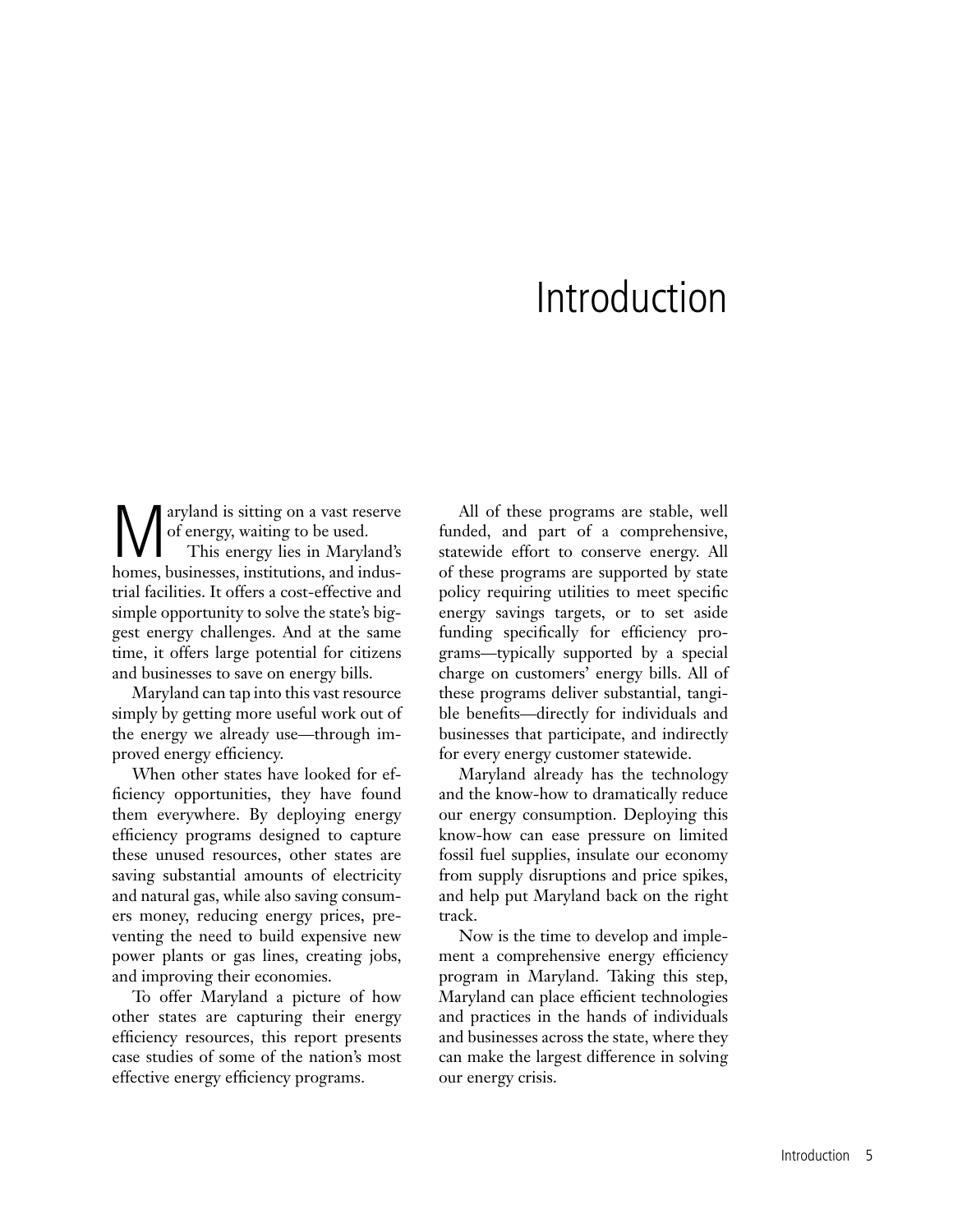# Introduction

Maryland is sitting on a vast reserve of energy, waiting to be used.

This energy lies in Maryland's homes, businesses, institutions, and industrial facilities. It offers a cost-effective and simple opportunity to solve the state's biggest energy challenges. And at the same time, it offers large potential for citizens and businesses to save on energy bills.

Maryland can tap into this vast resource simply by getting more useful work out of the energy we already use—through improved energy efficiency.

When other states have looked for efficiency opportunities, they have found them everywhere. By deploying energy efficiency programs designed to capture these unused resources, other states are saving substantial amounts of electricity and natural gas, while also saving consumers money, reducing energy prices, preventing the need to build expensive new power plants or gas lines, creating jobs, and improving their economies.

To offer Maryland a picture of how other states are capturing their energy efficiency resources, this report presents case studies of some of the nation's most effective energy efficiency programs.

All of these programs are stable, well funded, and part of a comprehensive, statewide effort to conserve energy. All of these programs are supported by state policy requiring utilities to meet specific energy savings targets, or to set aside funding specifically for efficiency programs—typically supported by a special charge on customers' energy bills. All of these programs deliver substantial, tangible benefits—directly for individuals and businesses that participate, and indirectly for every energy customer statewide.

Maryland already has the technology and the know-how to dramatically reduce our energy consumption. Deploying this know-how can ease pressure on limited fossil fuel supplies, insulate our economy from supply disruptions and price spikes, and help put Maryland back on the right track.

Now is the time to develop and implement a comprehensive energy efficiency program in Maryland. Taking this step, Maryland can place efficient technologies and practices in the hands of individuals and businesses across the state, where they can make the largest difference in solving our energy crisis.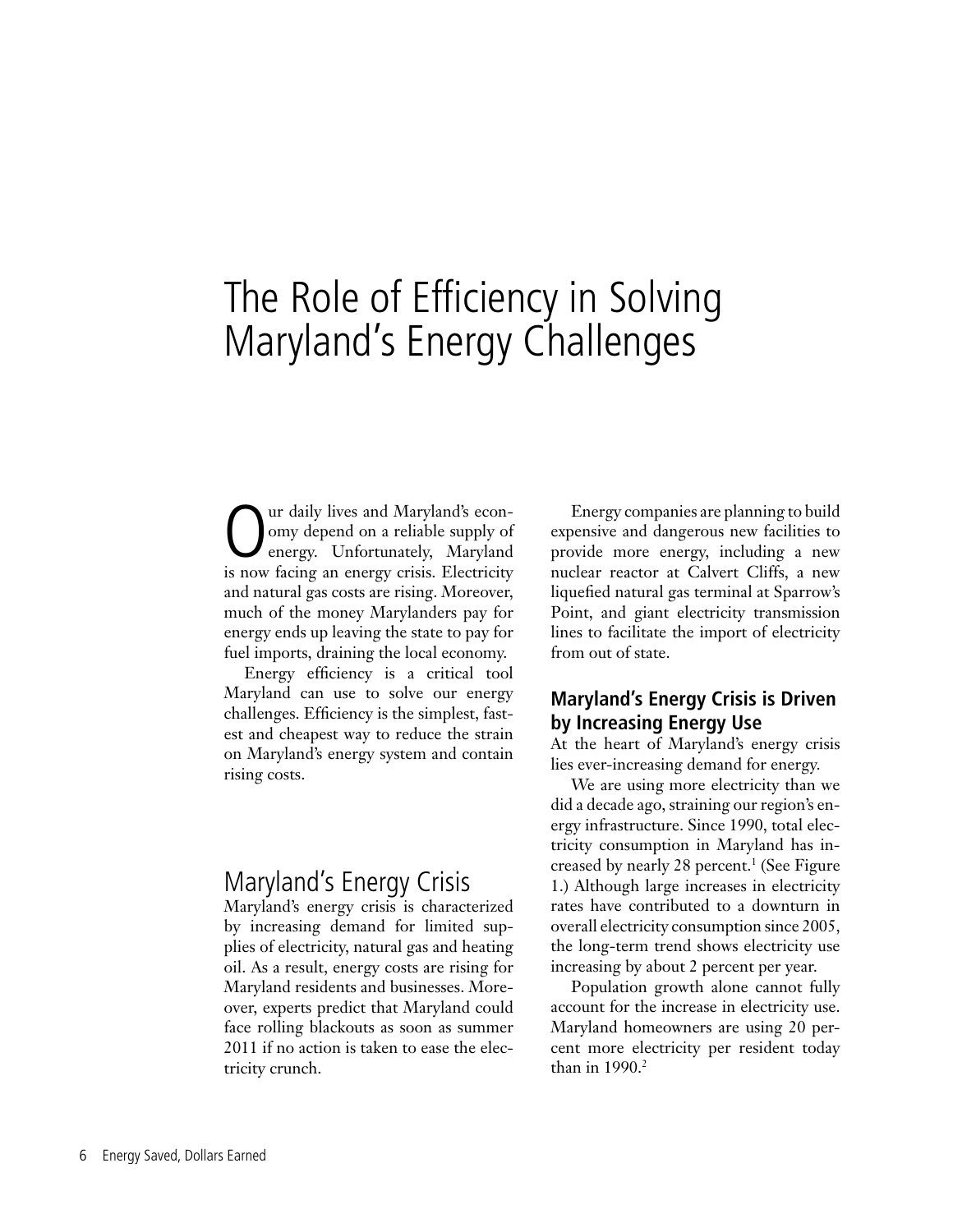# The Role of Efficiency in Solving Maryland's Energy Challenges

Our daily lives and Maryland's economy depend on a reliable supply of energy. Unfortunately, Maryland is now facing an energy crisis. Electricity and natural gas costs are rising. Moreover, much of the money Marylanders pay for energy ends up leaving the state to pay for fuel imports, draining the local economy.

Energy efficiency is a critical tool Maryland can use to solve our energy challenges. Efficiency is the simplest, fastest and cheapest way to reduce the strain on Maryland's energy system and contain rising costs.

## Maryland's Energy Crisis

Maryland's energy crisis is characterized by increasing demand for limited supplies of electricity, natural gas and heating oil. As a result, energy costs are rising for Maryland residents and businesses. Moreover, experts predict that Maryland could face rolling blackouts as soon as summer 2011 if no action is taken to ease the electricity crunch.

Energy companies are planning to build expensive and dangerous new facilities to provide more energy, including a new nuclear reactor at Calvert Cliffs, a new liquefied natural gas terminal at Sparrow's Point, and giant electricity transmission lines to facilitate the import of electricity from out of state.

### Maryland's Energy Crisis is Driven by Increasing Energy Use

At the heart of Maryland's energy crisis lies ever-increasing demand for energy.

We are using more electricity than we did a decade ago, straining our region's energy infrastructure. Since 1990, total electricity consumption in Maryland has increased by nearly 28 percent.[1] (See Figure 1.) Although large increases in electricity rates have contributed to a downturn in overall electricity consumption since 2005, the long-term trend shows electricity use increasing by about 2 percent per year.

Population growth alone cannot fully account for the increase in electricity use. Maryland homeowners are using 20 percent more electricity per resident today than in 1990.[2]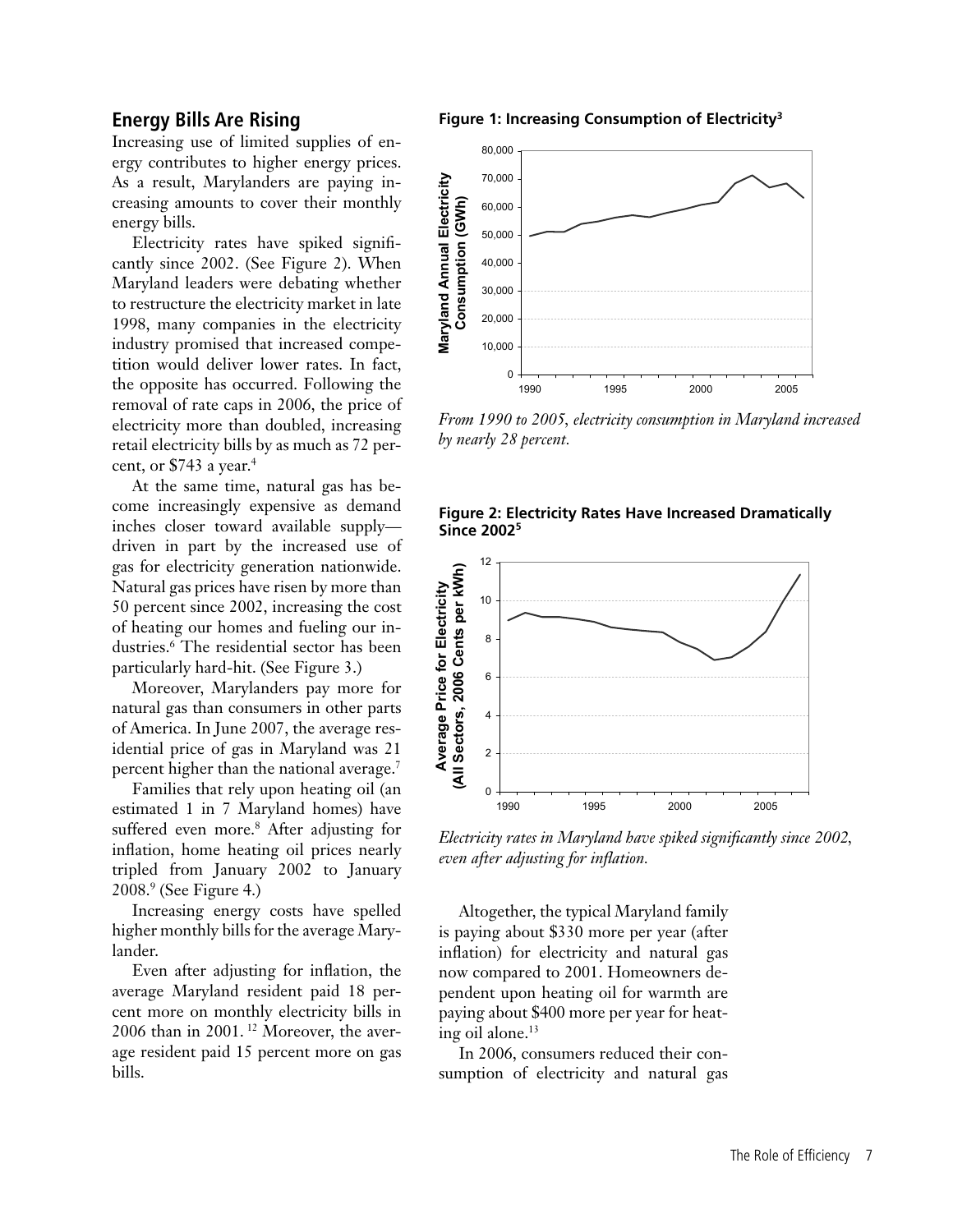## Energy Bills Are Rising

Increasing use of limited supplies of energy contributes to higher energy prices. As a result, Marylanders are paying increasing amounts to cover their monthly energy bills.

Electricity rates have spiked significantly since 2002. (See Figure 2). When Maryland leaders were debating whether to restructure the electricity market in late 1998, many companies in the electricity industry promised that increased competition would deliver lower rates. In fact, the opposite has occurred. Following the removal of rate caps in 2006, the price of electricity more than doubled, increasing retail electricity bills by as much as 72 percent, or $743 a year.[4]

At the same time, natural gas has become increasingly expensive as demand inches closer toward available supply—driven in part by the increased use of gas for electricity generation nationwide. Natural gas prices have risen by more than 50 percent since 2002, increasing the cost of heating our homes and fueling our industries.[6] The residential sector has been particularly hard-hit. (See Figure 3.)

Moreover, Marylanders pay more for natural gas than consumers in other parts of America. In June 2007, the average residential price of gas in Maryland was 21 percent higher than the national average.[7]

Families that rely upon heating oil (an estimated 1 in 7 Maryland homes) have suffered even more.[8] After adjusting for inflation, home heating oil prices nearly tripled from January 2002 to January 2008.[9] (See Figure 4.)

Increasing energy costs have spelled higher monthly bills for the average Marylander.

Even after adjusting for inflation, the average Maryland resident paid 18 percent more on monthly electricity bills in 2006 than in 2001.[12] Moreover, the average resident paid 15 percent more on gas bills.

**Figure 1: Increasing Consumption of Electricity[3]**

*From 1990 to 2005, electricity consumption in Maryland increased by nearly 28 percent.*

**Figure 2: Electricity Rates Have Increased Dramatically Since 2002[5]**

*Electricity rates in Maryland have spiked significantly since 2002, even after adjusting for inflation.*

Altogether, the typical Maryland family is paying about $330 more per year (after inflation) for electricity and natural gas now compared to 2001. Homeowners dependent upon heating oil for warmth are paying about $400 more per year for heating oil alone.[13]

In 2006, consumers reduced their consumption of electricity and natural gas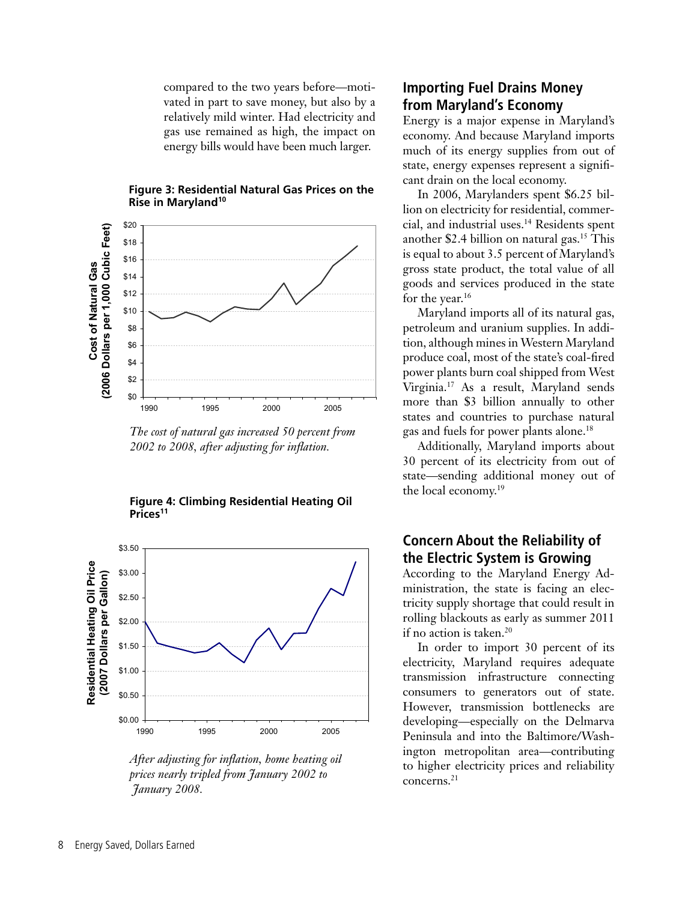compared to the two years before—motivated in part to save money, but also by a relatively mild winter. Had electricity and gas use remained as high, the impact on energy bills would have been much larger.

**Figure 3: Residential Natural Gas Prices on the Rise in Maryland[10]**

*The cost of natural gas increased 50 percent from 2002 to 2008, after adjusting for inflation.*

**Figure 4: Climbing Residential Heating Oil Prices[11]**

*After adjusting for inflation, home heating oil prices nearly tripled from January 2002 to January 2008.*

## Importing Fuel Drains Money from Maryland's Economy

Energy is a major expense in Maryland's economy. And because Maryland imports much of its energy supplies from out of state, energy expenses represent a significant drain on the local economy.

In 2006, Marylanders spent $6.25 billion on electricity for residential, commercial, and industrial uses.[14] Residents spent another $2.4 billion on natural gas.[15] This is equal to about 3.5 percent of Maryland's gross state product, the total value of all goods and services produced in the state for the year.[16]

Maryland imports all of its natural gas, petroleum and uranium supplies. In addition, although mines in Western Maryland produce coal, most of the state's coal-fired power plants burn coal shipped from West Virginia.[17] As a result, Maryland sends more than $3 billion annually to other states and countries to purchase natural gas and fuels for power plants alone.[18]

Additionally, Maryland imports about 30 percent of its electricity from out of state—sending additional money out of the local economy.[19]

## Concern About the Reliability of the Electric System is Growing

According to the Maryland Energy Administration, the state is facing an electricity supply shortage that could result in rolling blackouts as early as summer 2011 if no action is taken.[20]

In order to import 30 percent of its electricity, Maryland requires adequate transmission infrastructure connecting consumers to generators out of state. However, transmission bottlenecks are developing—especially on the Delmarva Peninsula and into the Baltimore/Washington metropolitan area—contributing to higher electricity prices and reliability concerns.[21]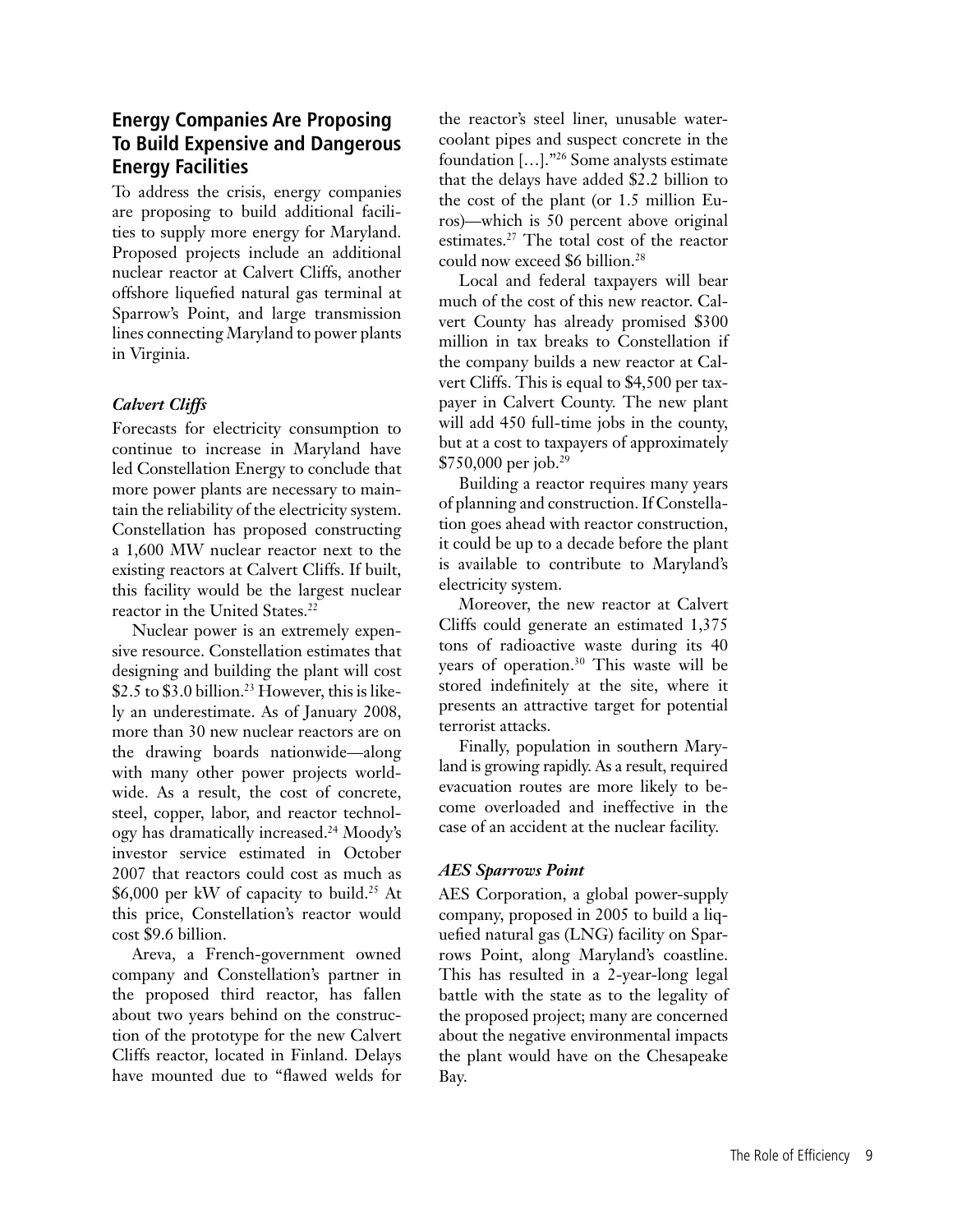## Energy Companies Are Proposing To Build Expensive and Dangerous Energy Facilities

To address the crisis, energy companies are proposing to build additional facilities to supply more energy for Maryland. Proposed projects include an additional nuclear reactor at Calvert Cliffs, another offshore liquefied natural gas terminal at Sparrow's Point, and large transmission lines connecting Maryland to power plants in Virginia.

### *Calvert Cliffs*

Forecasts for electricity consumption to continue to increase in Maryland have led Constellation Energy to conclude that more power plants are necessary to maintain the reliability of the electricity system. Constellation has proposed constructing a 1,600 MW nuclear reactor next to the existing reactors at Calvert Cliffs. If built, this facility would be the largest nuclear reactor in the United States.[22]

Nuclear power is an extremely expensive resource. Constellation estimates that designing and building the plant will cost \$2.5 to \$3.0 billion.[23] However, this is likely an underestimate. As of January 2008, more than 30 new nuclear reactors are on the drawing boards nationwide—along with many other power projects worldwide. As a result, the cost of concrete, steel, copper, labor, and reactor technology has dramatically increased.[24] Moody's investor service estimated in October 2007 that reactors could cost as much as \$6,000 per kW of capacity to build.[25] At this price, Constellation's reactor would cost \$9.6 billion.

Areva, a French-government owned company and Constellation's partner in the proposed third reactor, has fallen about two years behind on the construction of the prototype for the new Calvert Cliffs reactor, located in Finland. Delays have mounted due to "flawed welds for the reactor's steel liner, unusable water-coolant pipes and suspect concrete in the foundation […]."[26] Some analysts estimate that the delays have added \$2.2 billion to the cost of the plant (or 1.5 million Euros)—which is 50 percent above original estimates.[27] The total cost of the reactor could now exceed \$6 billion.[28]

Local and federal taxpayers will bear much of the cost of this new reactor. Calvert County has already promised \$300 million in tax breaks to Constellation if the company builds a new reactor at Calvert Cliffs. This is equal to \$4,500 per taxpayer in Calvert County. The new plant will add 450 full-time jobs in the county, but at a cost to taxpayers of approximately \$750,000 per job.[29]

Building a reactor requires many years of planning and construction. If Constellation goes ahead with reactor construction, it could be up to a decade before the plant is available to contribute to Maryland's electricity system.

Moreover, the new reactor at Calvert Cliffs could generate an estimated 1,375 tons of radioactive waste during its 40 years of operation.[30] This waste will be stored indefinitely at the site, where it presents an attractive target for potential terrorist attacks.

Finally, population in southern Maryland is growing rapidly. As a result, required evacuation routes are more likely to become overloaded and ineffective in the case of an accident at the nuclear facility.

### *AES Sparrows Point*

AES Corporation, a global power-supply company, proposed in 2005 to build a liquefied natural gas (LNG) facility on Sparrows Point, along Maryland's coastline. This has resulted in a 2-year-long legal battle with the state as to the legality of the proposed project; many are concerned about the negative environmental impacts the plant would have on the Chesapeake Bay.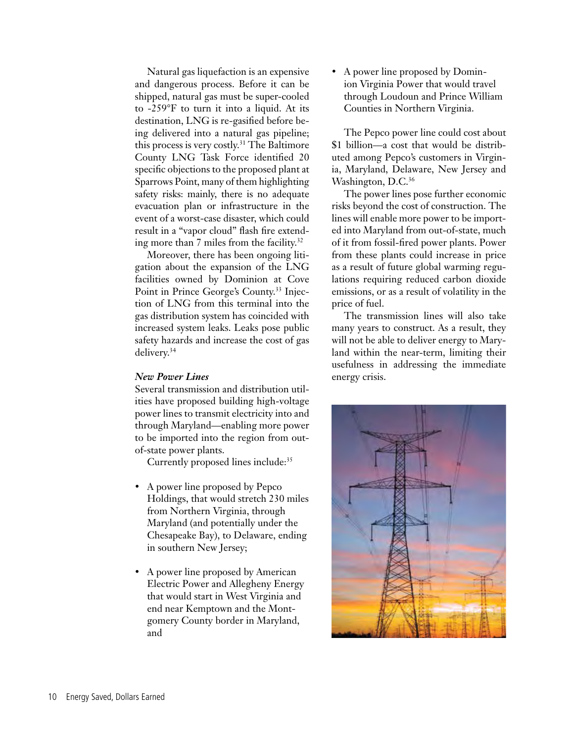Natural gas liquefaction is an expensive and dangerous process. Before it can be shipped, natural gas must be super-cooled to -259°F to turn it into a liquid. At its destination, LNG is re-gasified before being delivered into a natural gas pipeline; this process is very costly.[31] The Baltimore County LNG Task Force identified 20 specific objections to the proposed plant at Sparrows Point, many of them highlighting safety risks: mainly, there is no adequate evacuation plan or infrastructure in the event of a worst-case disaster, which could result in a "vapor cloud" flash fire extending more than 7 miles from the facility.[32]

Moreover, there has been ongoing litigation about the expansion of the LNG facilities owned by Dominion at Cove Point in Prince George's County.[33] Injection of LNG from this terminal into the gas distribution system has coincided with increased system leaks. Leaks pose public safety hazards and increase the cost of gas delivery.[34]

***New Power Lines***

Several transmission and distribution utilities have proposed building high-voltage power lines to transmit electricity into and through Maryland—enabling more power to be imported into the region from out-of-state power plants.

Currently proposed lines include:[35]

- A power line proposed by Pepco Holdings, that would stretch 230 miles from Northern Virginia, through Maryland (and potentially under the Chesapeake Bay), to Delaware, ending in southern New Jersey;
- A power line proposed by American Electric Power and Allegheny Energy that would start in West Virginia and end near Kemptown and the Montgomery County border in Maryland, and
- A power line proposed by Dominion Virginia Power that would travel through Loudoun and Prince William Counties in Northern Virginia.

The Pepco power line could cost about $1 billion—a cost that would be distributed among Pepco's customers in Virginia, Maryland, Delaware, New Jersey and Washington, D.C.[36]

The power lines pose further economic risks beyond the cost of construction. The lines will enable more power to be imported into Maryland from out-of-state, much of it from fossil-fired power plants. Power from these plants could increase in price as a result of future global warming regulations requiring reduced carbon dioxide emissions, or as a result of volatility in the price of fuel.

The transmission lines will also take many years to construct. As a result, they will not be able to deliver energy to Maryland within the near-term, limiting their usefulness in addressing the immediate energy crisis.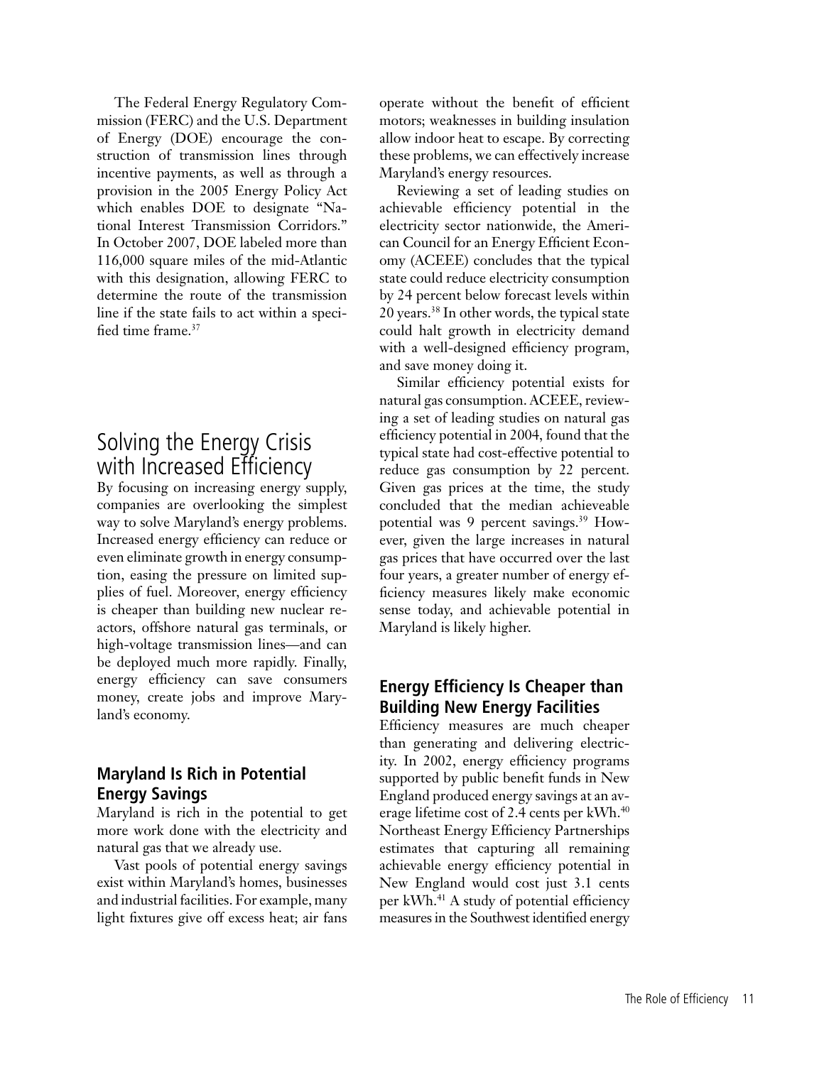The Federal Energy Regulatory Commission (FERC) and the U.S. Department of Energy (DOE) encourage the construction of transmission lines through incentive payments, as well as through a provision in the 2005 Energy Policy Act which enables DOE to designate "National Interest Transmission Corridors." In October 2007, DOE labeled more than 116,000 square miles of the mid-Atlantic with this designation, allowing FERC to determine the route of the transmission line if the state fails to act within a specified time frame.[37]

# Solving the Energy Crisis with Increased Efficiency

By focusing on increasing energy supply, companies are overlooking the simplest way to solve Maryland's energy problems. Increased energy efficiency can reduce or even eliminate growth in energy consumption, easing the pressure on limited supplies of fuel. Moreover, energy efficiency is cheaper than building new nuclear reactors, offshore natural gas terminals, or high-voltage transmission lines—and can be deployed much more rapidly. Finally, energy efficiency can save consumers money, create jobs and improve Maryland's economy.

## Maryland Is Rich in Potential Energy Savings

Maryland is rich in the potential to get more work done with the electricity and natural gas that we already use.

Vast pools of potential energy savings exist within Maryland's homes, businesses and industrial facilities. For example, many light fixtures give off excess heat; air fans operate without the benefit of efficient motors; weaknesses in building insulation allow indoor heat to escape. By correcting these problems, we can effectively increase Maryland's energy resources.

Reviewing a set of leading studies on achievable efficiency potential in the electricity sector nationwide, the American Council for an Energy Efficient Economy (ACEEE) concludes that the typical state could reduce electricity consumption by 24 percent below forecast levels within 20 years.[38] In other words, the typical state could halt growth in electricity demand with a well-designed efficiency program, and save money doing it.

Similar efficiency potential exists for natural gas consumption. ACEEE, reviewing a set of leading studies on natural gas efficiency potential in 2004, found that the typical state had cost-effective potential to reduce gas consumption by 22 percent. Given gas prices at the time, the study concluded that the median achieveable potential was 9 percent savings.[39] However, given the large increases in natural gas prices that have occurred over the last four years, a greater number of energy efficiency measures likely make economic sense today, and achievable potential in Maryland is likely higher.

## Energy Efficiency Is Cheaper than Building New Energy Facilities

Efficiency measures are much cheaper than generating and delivering electricity. In 2002, energy efficiency programs supported by public benefit funds in New England produced energy savings at an average lifetime cost of 2.4 cents per kWh.[40] Northeast Energy Efficiency Partnerships estimates that capturing all remaining achievable energy efficiency potential in New England would cost just 3.1 cents per kWh.[41] A study of potential efficiency measures in the Southwest identified energy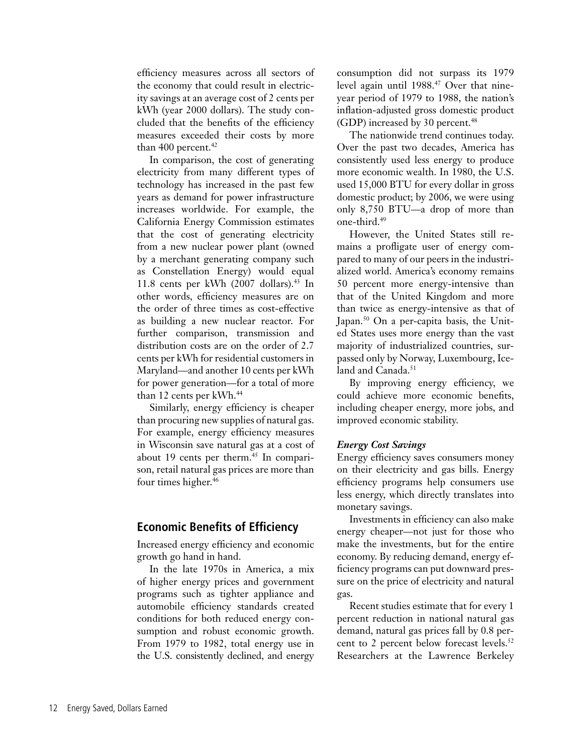efficiency measures across all sectors of the economy that could result in electricity savings at an average cost of 2 cents per kWh (year 2000 dollars). The study concluded that the benefits of the efficiency measures exceeded their costs by more than 400 percent.[42]

In comparison, the cost of generating electricity from many different types of technology has increased in the past few years as demand for power infrastructure increases worldwide. For example, the California Energy Commission estimates that the cost of generating electricity from a new nuclear power plant (owned by a merchant generating company such as Constellation Energy) would equal 11.8 cents per kWh (2007 dollars).[43] In other words, efficiency measures are on the order of three times as cost-effective as building a new nuclear reactor. For further comparison, transmission and distribution costs are on the order of 2.7 cents per kWh for residential customers in Maryland—and another 10 cents per kWh for power generation—for a total of more than 12 cents per kWh.[44]

Similarly, energy efficiency is cheaper than procuring new supplies of natural gas. For example, energy efficiency measures in Wisconsin save natural gas at a cost of about 19 cents per therm.[45] In comparison, retail natural gas prices are more than four times higher.[46]

## Economic Benefits of Efficiency

Increased energy efficiency and economic growth go hand in hand.

In the late 1970s in America, a mix of higher energy prices and government programs such as tighter appliance and automobile efficiency standards created conditions for both reduced energy consumption and robust economic growth. From 1979 to 1982, total energy use in the U.S. consistently declined, and energy consumption did not surpass its 1979 level again until 1988.[47] Over that nine-year period of 1979 to 1988, the nation's inflation-adjusted gross domestic product (GDP) increased by 30 percent.[48]

The nationwide trend continues today. Over the past two decades, America has consistently used less energy to produce more economic wealth. In 1980, the U.S. used 15,000 BTU for every dollar in gross domestic product; by 2006, we were using only 8,750 BTU—a drop of more than one-third.[49]

However, the United States still remains a profligate user of energy compared to many of our peers in the industrialized world. America's economy remains 50 percent more energy-intensive than that of the United Kingdom and more than twice as energy-intensive as that of Japan.[50] On a per-capita basis, the United States uses more energy than the vast majority of industrialized countries, surpassed only by Norway, Luxembourg, Iceland and Canada.[51]

By improving energy efficiency, we could achieve more economic benefits, including cheaper energy, more jobs, and improved economic stability.

### *Energy Cost Savings*

Energy efficiency saves consumers money on their electricity and gas bills. Energy efficiency programs help consumers use less energy, which directly translates into monetary savings.

Investments in efficiency can also make energy cheaper—not just for those who make the investments, but for the entire economy. By reducing demand, energy efficiency programs can put downward pressure on the price of electricity and natural gas.

Recent studies estimate that for every 1 percent reduction in national natural gas demand, natural gas prices fall by 0.8 percent to 2 percent below forecast levels.[52] Researchers at the Lawrence Berkeley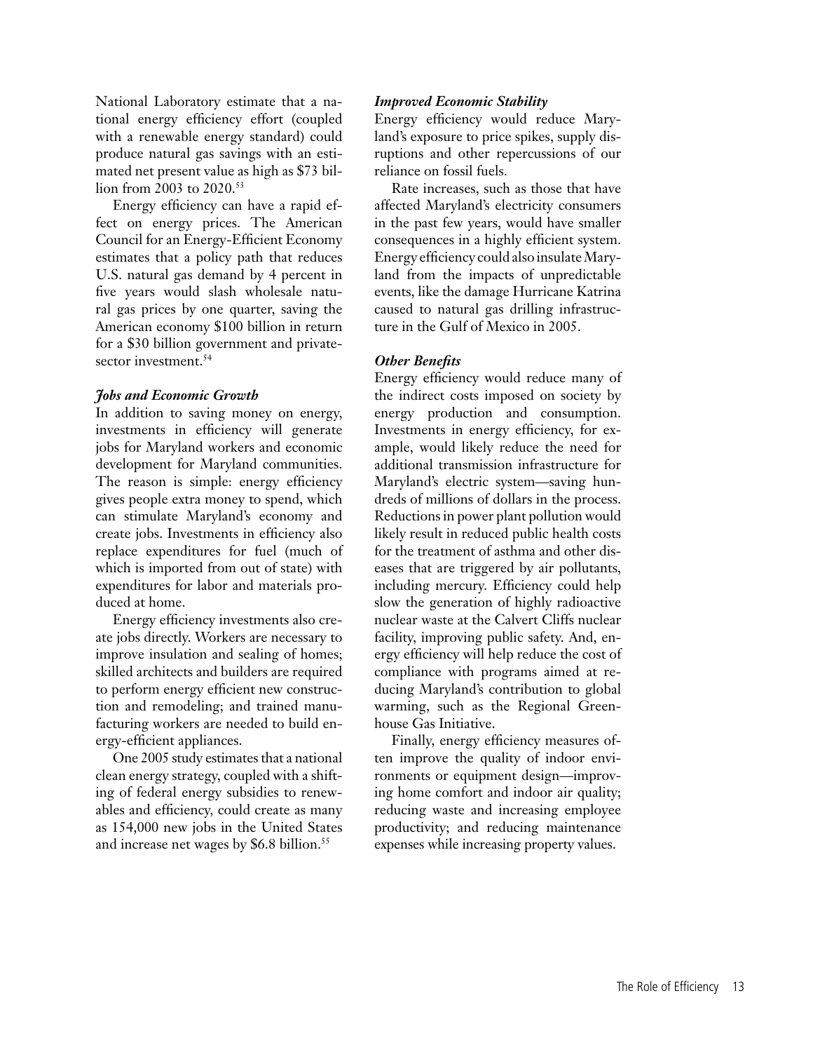National Laboratory estimate that a national energy efficiency effort (coupled with a renewable energy standard) could produce natural gas savings with an estimated net present value as high as $73 billion from 2003 to 2020.[53]

Energy efficiency can have a rapid effect on energy prices. The American Council for an Energy-Efficient Economy estimates that a policy path that reduces U.S. natural gas demand by 4 percent in five years would slash wholesale natural gas prices by one quarter, saving the American economy $100 billion in return for a $30 billion government and private-sector investment.[54]

### *Jobs and Economic Growth*

In addition to saving money on energy, investments in efficiency will generate jobs for Maryland workers and economic development for Maryland communities. The reason is simple: energy efficiency gives people extra money to spend, which can stimulate Maryland's economy and create jobs. Investments in efficiency also replace expenditures for fuel (much of which is imported from out of state) with expenditures for labor and materials produced at home.

Energy efficiency investments also create jobs directly. Workers are necessary to improve insulation and sealing of homes; skilled architects and builders are required to perform energy efficient new construction and remodeling; and trained manufacturing workers are needed to build energy-efficient appliances.

One 2005 study estimates that a national clean energy strategy, coupled with a shifting of federal energy subsidies to renewables and efficiency, could create as many as 154,000 new jobs in the United States and increase net wages by $6.8 billion.[55]

### *Improved Economic Stability*

Energy efficiency would reduce Maryland's exposure to price spikes, supply disruptions and other repercussions of our reliance on fossil fuels.

Rate increases, such as those that have affected Maryland's electricity consumers in the past few years, would have smaller consequences in a highly efficient system. Energy efficiency could also insulate Maryland from the impacts of unpredictable events, like the damage Hurricane Katrina caused to natural gas drilling infrastructure in the Gulf of Mexico in 2005.

### *Other Benefits*

Energy efficiency would reduce many of the indirect costs imposed on society by energy production and consumption. Investments in energy efficiency, for example, would likely reduce the need for additional transmission infrastructure for Maryland's electric system—saving hundreds of millions of dollars in the process. Reductions in power plant pollution would likely result in reduced public health costs for the treatment of asthma and other diseases that are triggered by air pollutants, including mercury. Efficiency could help slow the generation of highly radioactive nuclear waste at the Calvert Cliffs nuclear facility, improving public safety. And, energy efficiency will help reduce the cost of compliance with programs aimed at reducing Maryland's contribution to global warming, such as the Regional Greenhouse Gas Initiative.

Finally, energy efficiency measures often improve the quality of indoor environments or equipment design—improving home comfort and indoor air quality; reducing waste and increasing employee productivity; and reducing maintenance expenses while increasing property values.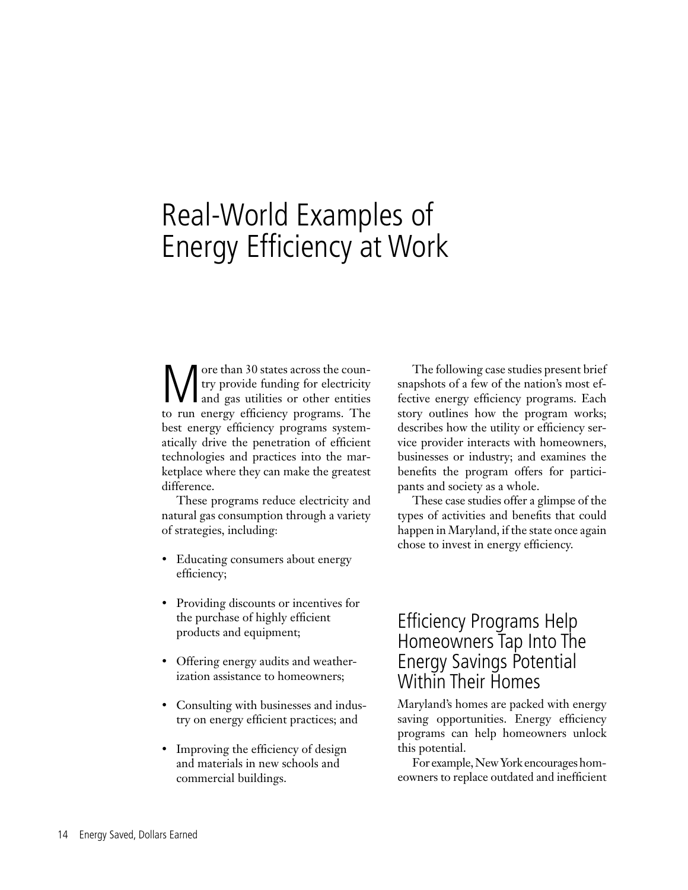# Real-World Examples of Energy Efficiency at Work

More than 30 states across the country provide funding for electricity and gas utilities or other entities to run energy efficiency programs. The best energy efficiency programs systematically drive the penetration of efficient technologies and practices into the marketplace where they can make the greatest difference.

These programs reduce electricity and natural gas consumption through a variety of strategies, including:

- Educating consumers about energy efficiency;
- Providing discounts or incentives for the purchase of highly efficient products and equipment;
- Offering energy audits and weatherization assistance to homeowners;
- Consulting with businesses and industry on energy efficient practices; and
- Improving the efficiency of design and materials in new schools and commercial buildings.

The following case studies present brief snapshots of a few of the nation's most effective energy efficiency programs. Each story outlines how the program works; describes how the utility or efficiency service provider interacts with homeowners, businesses or industry; and examines the benefits the program offers for participants and society as a whole.

These case studies offer a glimpse of the types of activities and benefits that could happen in Maryland, if the state once again chose to invest in energy efficiency.

## Efficiency Programs Help Homeowners Tap Into The Energy Savings Potential Within Their Homes

Maryland's homes are packed with energy saving opportunities. Energy efficiency programs can help homeowners unlock this potential.

For example, New York encourages homeowners to replace outdated and inefficient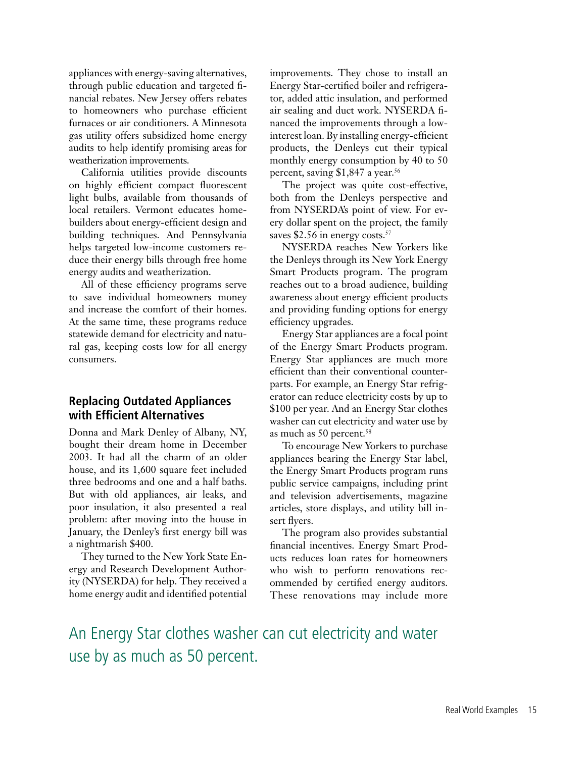appliances with energy-saving alternatives, through public education and targeted financial rebates. New Jersey offers rebates to homeowners who purchase efficient furnaces or air conditioners. A Minnesota gas utility offers subsidized home energy audits to help identify promising areas for weatherization improvements.

California utilities provide discounts on highly efficient compact fluorescent light bulbs, available from thousands of local retailers. Vermont educates homebuilders about energy-efficient design and building techniques. And Pennsylvania helps targeted low-income customers reduce their energy bills through free home energy audits and weatherization.

All of these efficiency programs serve to save individual homeowners money and increase the comfort of their homes. At the same time, these programs reduce statewide demand for electricity and natural gas, keeping costs low for all energy consumers.

### Replacing Outdated Appliances with Efficient Alternatives

Donna and Mark Denley of Albany, NY, bought their dream home in December 2003. It had all the charm of an older house, and its 1,600 square feet included three bedrooms and one and a half baths. But with old appliances, air leaks, and poor insulation, it also presented a real problem: after moving into the house in January, the Denley's first energy bill was a nightmarish $400.

They turned to the New York State Energy and Research Development Authority (NYSERDA) for help. They received a home energy audit and identified potential improvements. They chose to install an Energy Star-certified boiler and refrigerator, added attic insulation, and performed air sealing and duct work. NYSERDA financed the improvements through a low-interest loan. By installing energy-efficient products, the Denleys cut their typical monthly energy consumption by 40 to 50 percent, saving $1,847 a year.[56]

The project was quite cost-effective, both from the Denleys perspective and from NYSERDA's point of view. For every dollar spent on the project, the family saves $2.56 in energy costs.[57]

NYSERDA reaches New Yorkers like the Denleys through its New York Energy Smart Products program. The program reaches out to a broad audience, building awareness about energy efficient products and providing funding options for energy efficiency upgrades.

Energy Star appliances are a focal point of the Energy Smart Products program. Energy Star appliances are much more efficient than their conventional counterparts. For example, an Energy Star refrigerator can reduce electricity costs by up to $100 per year. And an Energy Star clothes washer can cut electricity and water use by as much as 50 percent.[58]

To encourage New Yorkers to purchase appliances bearing the Energy Star label, the Energy Smart Products program runs public service campaigns, including print and television advertisements, magazine articles, store displays, and utility bill insert flyers.

The program also provides substantial financial incentives. Energy Smart Products reduces loan rates for homeowners who wish to perform renovations recommended by certified energy auditors. These renovations may include more

An Energy Star clothes washer can cut electricity and water use by as much as 50 percent.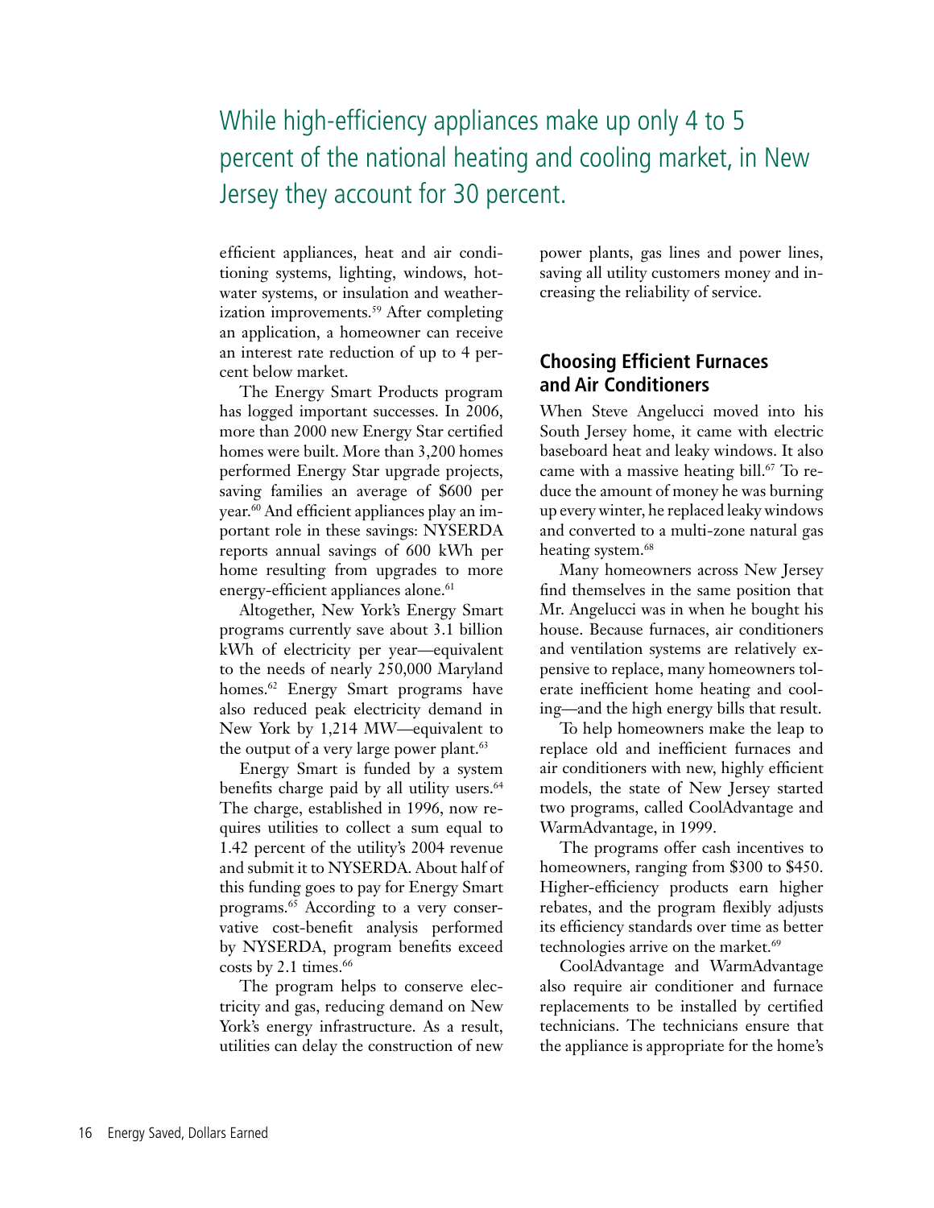While high-efficiency appliances make up only 4 to 5 percent of the national heating and cooling market, in New Jersey they account for 30 percent.

efficient appliances, heat and air conditioning systems, lighting, windows, hot-water systems, or insulation and weatherization improvements.[59] After completing an application, a homeowner can receive an interest rate reduction of up to 4 percent below market.

The Energy Smart Products program has logged important successes. In 2006, more than 2000 new Energy Star certified homes were built. More than 3,200 homes performed Energy Star upgrade projects, saving families an average of $600 per year.[60] And efficient appliances play an important role in these savings: NYSERDA reports annual savings of 600 kWh per home resulting from upgrades to more energy-efficient appliances alone.[61]

Altogether, New York's Energy Smart programs currently save about 3.1 billion kWh of electricity per year—equivalent to the needs of nearly 250,000 Maryland homes.[62] Energy Smart programs have also reduced peak electricity demand in New York by 1,214 MW—equivalent to the output of a very large power plant.[63]

Energy Smart is funded by a system benefits charge paid by all utility users.[64] The charge, established in 1996, now requires utilities to collect a sum equal to 1.42 percent of the utility's 2004 revenue and submit it to NYSERDA. About half of this funding goes to pay for Energy Smart programs.[65] According to a very conservative cost-benefit analysis performed by NYSERDA, program benefits exceed costs by 2.1 times.[66]

The program helps to conserve electricity and gas, reducing demand on New York's energy infrastructure. As a result, utilities can delay the construction of new power plants, gas lines and power lines, saving all utility customers money and increasing the reliability of service.

## Choosing Efficient Furnaces and Air Conditioners

When Steve Angelucci moved into his South Jersey home, it came with electric baseboard heat and leaky windows. It also came with a massive heating bill.[67] To reduce the amount of money he was burning up every winter, he replaced leaky windows and converted to a multi-zone natural gas heating system.[68]

Many homeowners across New Jersey find themselves in the same position that Mr. Angelucci was in when he bought his house. Because furnaces, air conditioners and ventilation systems are relatively expensive to replace, many homeowners tolerate inefficient home heating and cooling—and the high energy bills that result.

To help homeowners make the leap to replace old and inefficient furnaces and air conditioners with new, highly efficient models, the state of New Jersey started two programs, called CoolAdvantage and WarmAdvantage, in 1999.

The programs offer cash incentives to homeowners, ranging from $300 to $450. Higher-efficiency products earn higher rebates, and the program flexibly adjusts its efficiency standards over time as better technologies arrive on the market.[69]

CoolAdvantage and WarmAdvantage also require air conditioner and furnace replacements to be installed by certified technicians. The technicians ensure that the appliance is appropriate for the home's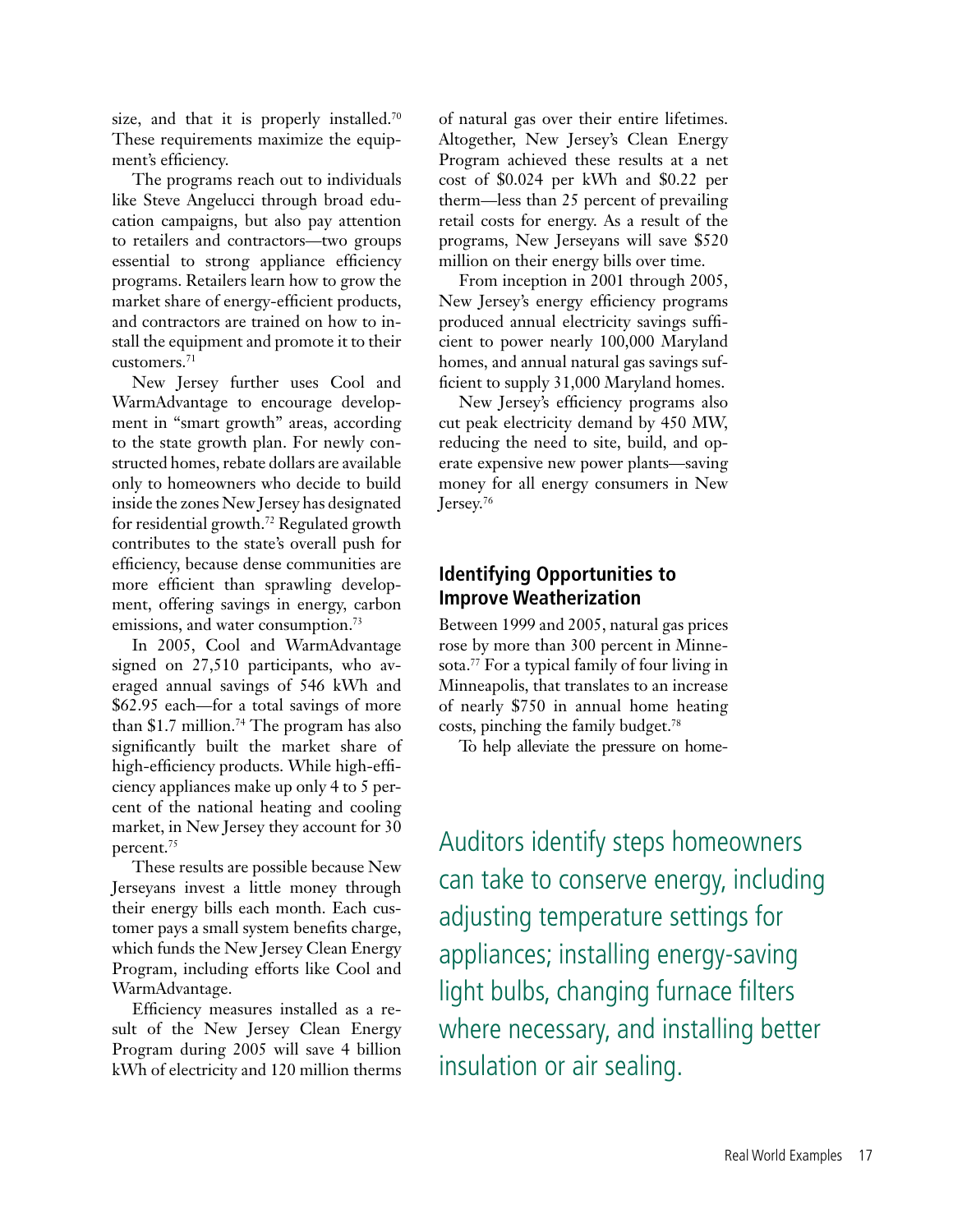size, and that it is properly installed.[70] These requirements maximize the equipment's efficiency.

The programs reach out to individuals like Steve Angelucci through broad education campaigns, but also pay attention to retailers and contractors—two groups essential to strong appliance efficiency programs. Retailers learn how to grow the market share of energy-efficient products, and contractors are trained on how to install the equipment and promote it to their customers.[71]

New Jersey further uses Cool and WarmAdvantage to encourage development in "smart growth" areas, according to the state growth plan. For newly constructed homes, rebate dollars are available only to homeowners who decide to build inside the zones New Jersey has designated for residential growth.[72] Regulated growth contributes to the state's overall push for efficiency, because dense communities are more efficient than sprawling development, offering savings in energy, carbon emissions, and water consumption.[73]

In 2005, Cool and WarmAdvantage signed on 27,510 participants, who averaged annual savings of 546 kWh and $62.95 each—for a total savings of more than $1.7 million.[74] The program has also significantly built the market share of high-efficiency products. While high-efficiency appliances make up only 4 to 5 percent of the national heating and cooling market, in New Jersey they account for 30 percent.[75]

These results are possible because New Jerseyans invest a little money through their energy bills each month. Each customer pays a small system benefits charge, which funds the New Jersey Clean Energy Program, including efforts like Cool and WarmAdvantage.

Efficiency measures installed as a result of the New Jersey Clean Energy Program during 2005 will save 4 billion kWh of electricity and 120 million therms of natural gas over their entire lifetimes. Altogether, New Jersey's Clean Energy Program achieved these results at a net cost of $0.024 per kWh and $0.22 per therm—less than 25 percent of prevailing retail costs for energy. As a result of the programs, New Jerseyans will save $520 million on their energy bills over time.

From inception in 2001 through 2005, New Jersey's energy efficiency programs produced annual electricity savings sufficient to power nearly 100,000 Maryland homes, and annual natural gas savings sufficient to supply 31,000 Maryland homes.

New Jersey's efficiency programs also cut peak electricity demand by 450 MW, reducing the need to site, build, and operate expensive new power plants—saving money for all energy consumers in New Jersey.[76]

## Identifying Opportunities to Improve Weatherization

Between 1999 and 2005, natural gas prices rose by more than 300 percent in Minnesota.[77] For a typical family of four living in Minneapolis, that translates to an increase of nearly $750 in annual home heating costs, pinching the family budget.[78]

To help alleviate the pressure on home-

Auditors identify steps homeowners can take to conserve energy, including adjusting temperature settings for appliances; installing energy-saving light bulbs, changing furnace filters where necessary, and installing better insulation or air sealing.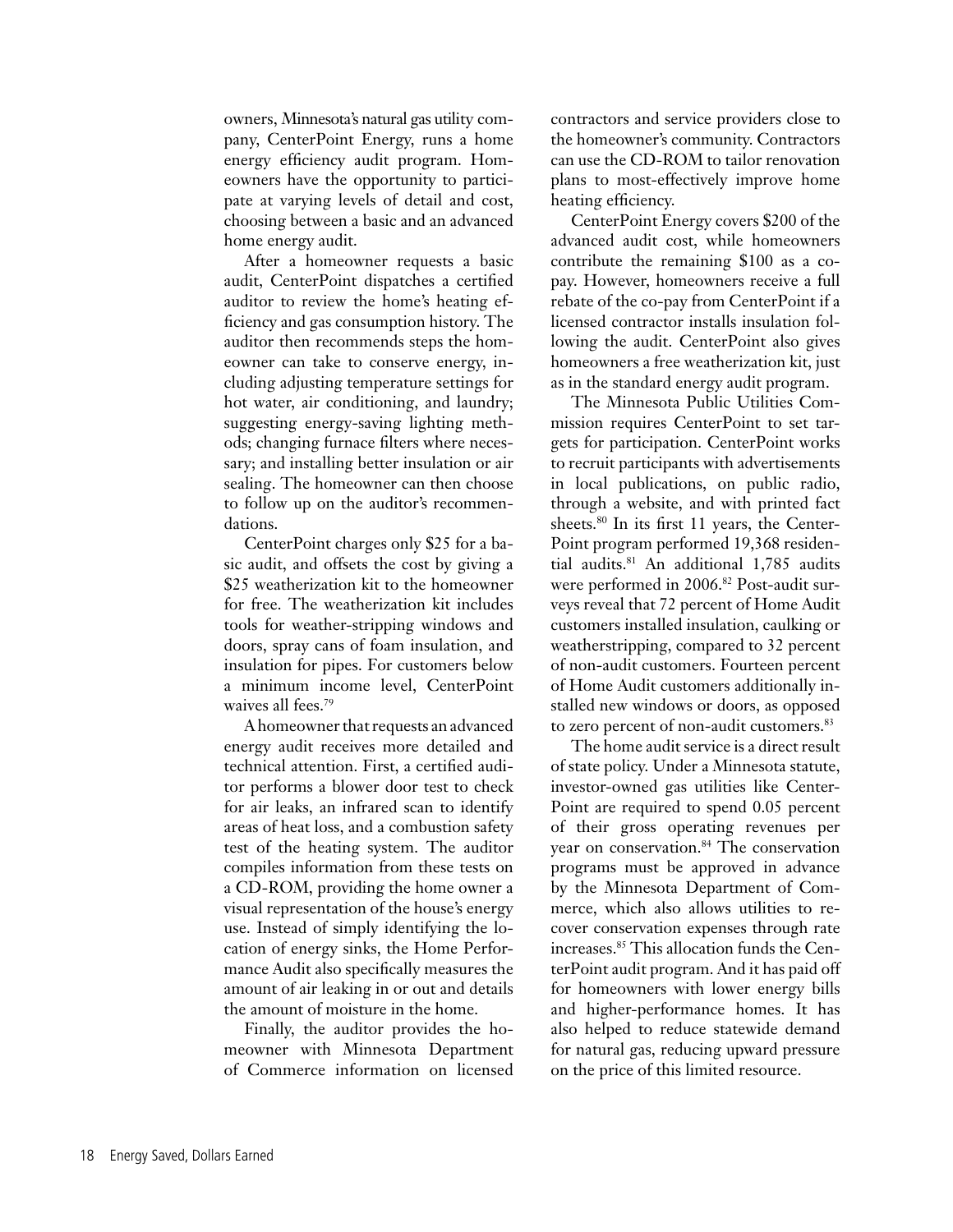owners, Minnesota's natural gas utility company, CenterPoint Energy, runs a home energy efficiency audit program. Homeowners have the opportunity to participate at varying levels of detail and cost, choosing between a basic and an advanced home energy audit.

After a homeowner requests a basic audit, CenterPoint dispatches a certified auditor to review the home's heating efficiency and gas consumption history. The auditor then recommends steps the homeowner can take to conserve energy, including adjusting temperature settings for hot water, air conditioning, and laundry; suggesting energy-saving lighting methods; changing furnace filters where necessary; and installing better insulation or air sealing. The homeowner can then choose to follow up on the auditor's recommendations.

CenterPoint charges only $25 for a basic audit, and offsets the cost by giving a $25 weatherization kit to the homeowner for free. The weatherization kit includes tools for weather-stripping windows and doors, spray cans of foam insulation, and insulation for pipes. For customers below a minimum income level, CenterPoint waives all fees.[79]

A homeowner that requests an advanced energy audit receives more detailed and technical attention. First, a certified auditor performs a blower door test to check for air leaks, an infrared scan to identify areas of heat loss, and a combustion safety test of the heating system. The auditor compiles information from these tests on a CD-ROM, providing the home owner a visual representation of the house's energy use. Instead of simply identifying the location of energy sinks, the Home Performance Audit also specifically measures the amount of air leaking in or out and details the amount of moisture in the home.

Finally, the auditor provides the homeowner with Minnesota Department of Commerce information on licensed contractors and service providers close to the homeowner's community. Contractors can use the CD-ROM to tailor renovation plans to most-effectively improve home heating efficiency.

CenterPoint Energy covers $200 of the advanced audit cost, while homeowners contribute the remaining $100 as a co-pay. However, homeowners receive a full rebate of the co-pay from CenterPoint if a licensed contractor installs insulation following the audit. CenterPoint also gives homeowners a free weatherization kit, just as in the standard energy audit program.

The Minnesota Public Utilities Commission requires CenterPoint to set targets for participation. CenterPoint works to recruit participants with advertisements in local publications, on public radio, through a website, and with printed fact sheets.[80] In its first 11 years, the CenterPoint program performed 19,368 residential audits.[81] An additional 1,785 audits were performed in 2006.[82] Post-audit surveys reveal that 72 percent of Home Audit customers installed insulation, caulking or weatherstripping, compared to 32 percent of non-audit customers. Fourteen percent of Home Audit customers additionally installed new windows or doors, as opposed to zero percent of non-audit customers.[83]

The home audit service is a direct result of state policy. Under a Minnesota statute, investor-owned gas utilities like CenterPoint are required to spend 0.05 percent of their gross operating revenues per year on conservation.[84] The conservation programs must be approved in advance by the Minnesota Department of Commerce, which also allows utilities to recover conservation expenses through rate increases.[85] This allocation funds the CenterPoint audit program. And it has paid off for homeowners with lower energy bills and higher-performance homes. It has also helped to reduce statewide demand for natural gas, reducing upward pressure on the price of this limited resource.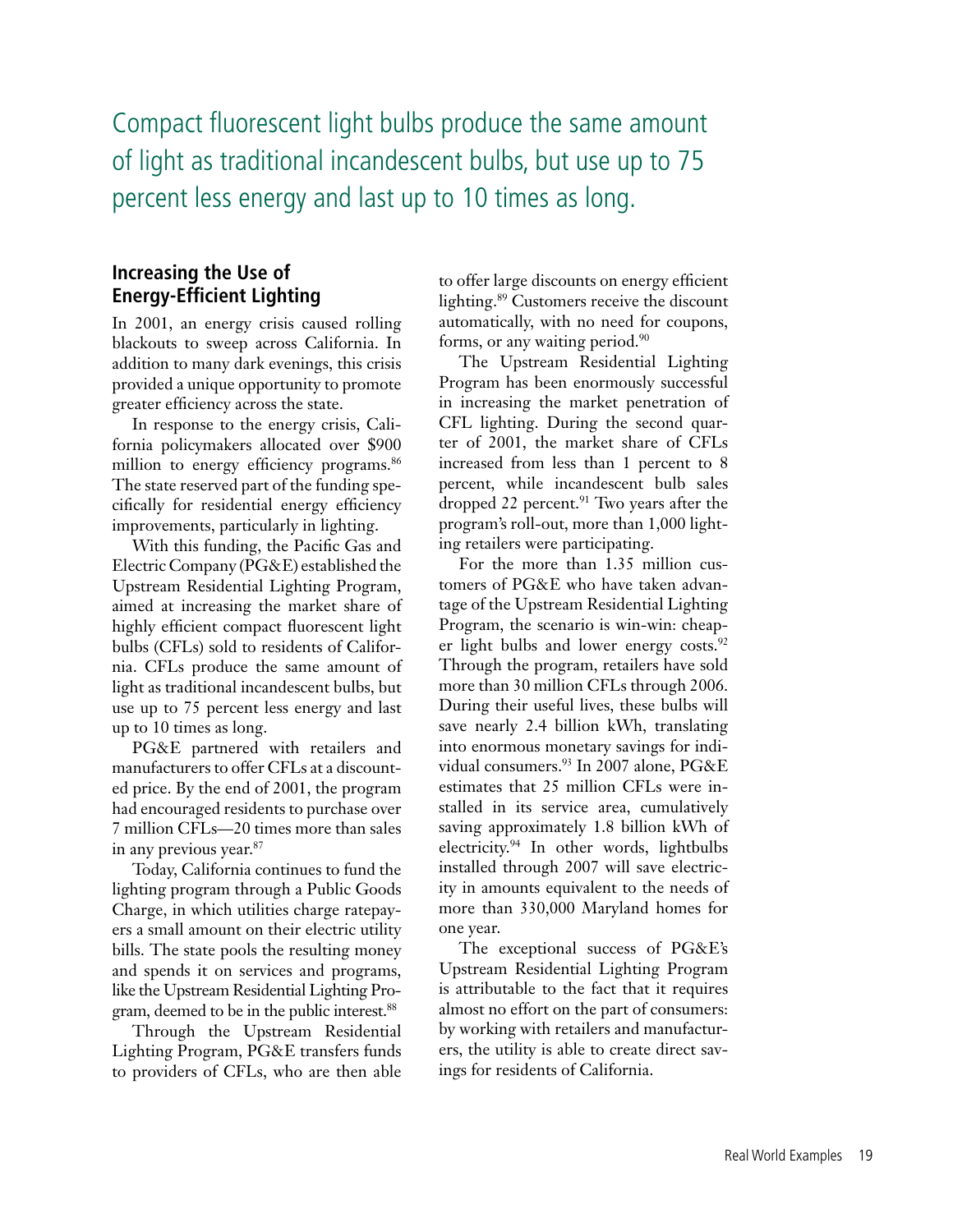Compact fluorescent light bulbs produce the same amount of light as traditional incandescent bulbs, but use up to 75 percent less energy and last up to 10 times as long.

## Increasing the Use of Energy-Efficient Lighting

In 2001, an energy crisis caused rolling blackouts to sweep across California. In addition to many dark evenings, this crisis provided a unique opportunity to promote greater efficiency across the state.

In response to the energy crisis, California policymakers allocated over $900 million to energy efficiency programs.[86] The state reserved part of the funding specifically for residential energy efficiency improvements, particularly in lighting.

With this funding, the Pacific Gas and Electric Company (PG&E) established the Upstream Residential Lighting Program, aimed at increasing the market share of highly efficient compact fluorescent light bulbs (CFLs) sold to residents of California. CFLs produce the same amount of light as traditional incandescent bulbs, but use up to 75 percent less energy and last up to 10 times as long.

PG&E partnered with retailers and manufacturers to offer CFLs at a discounted price. By the end of 2001, the program had encouraged residents to purchase over 7 million CFLs—20 times more than sales in any previous year.[87]

Today, California continues to fund the lighting program through a Public Goods Charge, in which utilities charge ratepayers a small amount on their electric utility bills. The state pools the resulting money and spends it on services and programs, like the Upstream Residential Lighting Program, deemed to be in the public interest.[88]

Through the Upstream Residential Lighting Program, PG&E transfers funds to providers of CFLs, who are then able to offer large discounts on energy efficient lighting.[89] Customers receive the discount automatically, with no need for coupons, forms, or any waiting period.[90]

The Upstream Residential Lighting Program has been enormously successful in increasing the market penetration of CFL lighting. During the second quarter of 2001, the market share of CFLs increased from less than 1 percent to 8 percent, while incandescent bulb sales dropped 22 percent.[91] Two years after the program's roll-out, more than 1,000 lighting retailers were participating.

For the more than 1.35 million customers of PG&E who have taken advantage of the Upstream Residential Lighting Program, the scenario is win-win: cheaper light bulbs and lower energy costs.[92] Through the program, retailers have sold more than 30 million CFLs through 2006. During their useful lives, these bulbs will save nearly 2.4 billion kWh, translating into enormous monetary savings for individual consumers.[93] In 2007 alone, PG&E estimates that 25 million CFLs were installed in its service area, cumulatively saving approximately 1.8 billion kWh of electricity.[94] In other words, lightbulbs installed through 2007 will save electricity in amounts equivalent to the needs of more than 330,000 Maryland homes for one year.

The exceptional success of PG&E's Upstream Residential Lighting Program is attributable to the fact that it requires almost no effort on the part of consumers: by working with retailers and manufacturers, the utility is able to create direct savings for residents of California.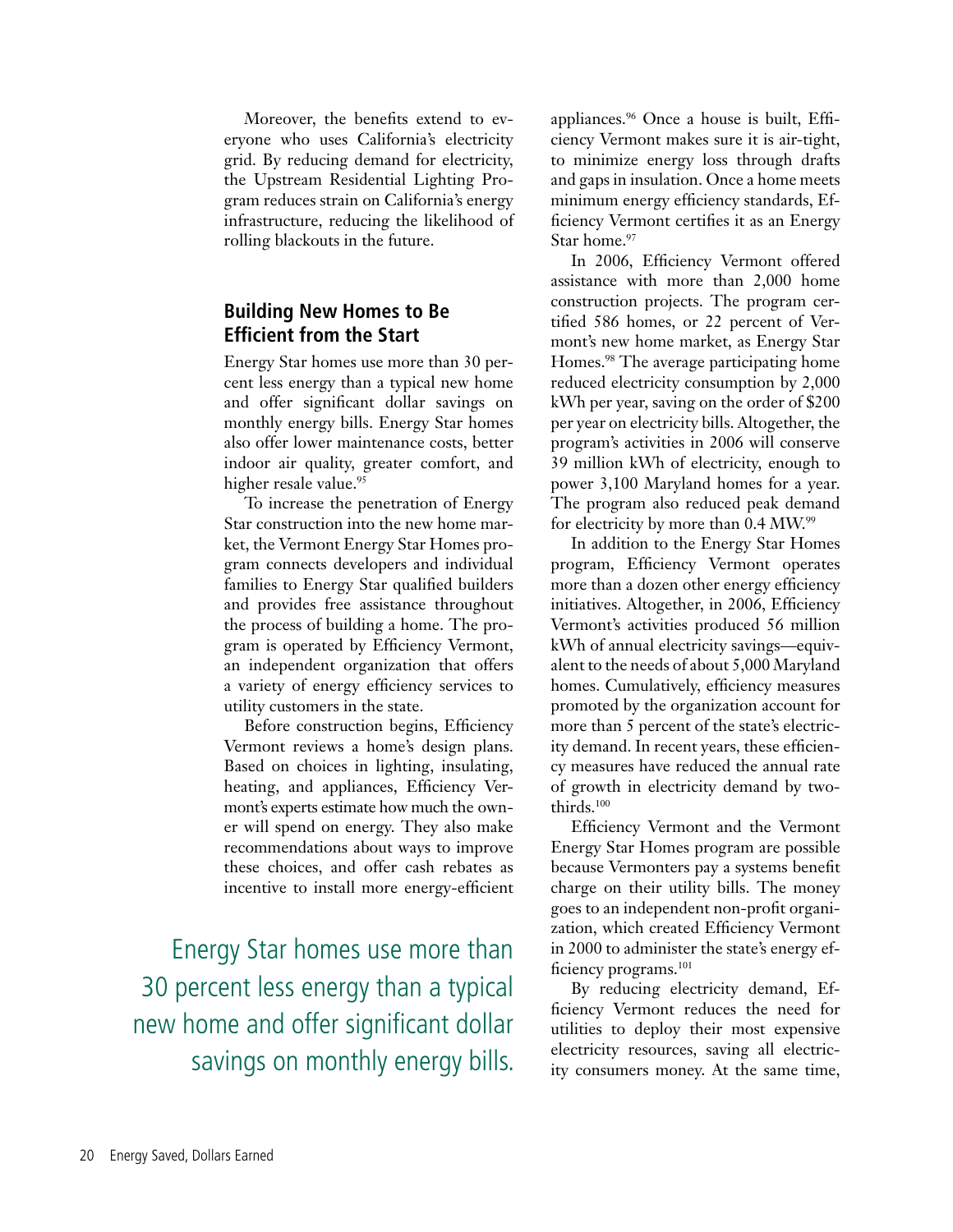Moreover, the benefits extend to everyone who uses California's electricity grid. By reducing demand for electricity, the Upstream Residential Lighting Program reduces strain on California's energy infrastructure, reducing the likelihood of rolling blackouts in the future.

### Building New Homes to Be Efficient from the Start

Energy Star homes use more than 30 percent less energy than a typical new home and offer significant dollar savings on monthly energy bills. Energy Star homes also offer lower maintenance costs, better indoor air quality, greater comfort, and higher resale value.[95]

To increase the penetration of Energy Star construction into the new home market, the Vermont Energy Star Homes program connects developers and individual families to Energy Star qualified builders and provides free assistance throughout the process of building a home. The program is operated by Efficiency Vermont, an independent organization that offers a variety of energy efficiency services to utility customers in the state.

Before construction begins, Efficiency Vermont reviews a home's design plans. Based on choices in lighting, insulating, heating, and appliances, Efficiency Vermont's experts estimate how much the owner will spend on energy. They also make recommendations about ways to improve these choices, and offer cash rebates as incentive to install more energy-efficient appliances.[96] Once a house is built, Efficiency Vermont makes sure it is air-tight, to minimize energy loss through drafts and gaps in insulation. Once a home meets minimum energy efficiency standards, Efficiency Vermont certifies it as an Energy Star home.[97]

Energy Star homes use more than 30 percent less energy than a typical new home and offer significant dollar savings on monthly energy bills.

In 2006, Efficiency Vermont offered assistance with more than 2,000 home construction projects. The program certified 586 homes, or 22 percent of Vermont's new home market, as Energy Star Homes.[98] The average participating home reduced electricity consumption by 2,000 kWh per year, saving on the order of $200 per year on electricity bills. Altogether, the program's activities in 2006 will conserve 39 million kWh of electricity, enough to power 3,100 Maryland homes for a year. The program also reduced peak demand for electricity by more than 0.4 MW.[99]

In addition to the Energy Star Homes program, Efficiency Vermont operates more than a dozen other energy efficiency initiatives. Altogether, in 2006, Efficiency Vermont's activities produced 56 million kWh of annual electricity savings—equivalent to the needs of about 5,000 Maryland homes. Cumulatively, efficiency measures promoted by the organization account for more than 5 percent of the state's electricity demand. In recent years, these efficiency measures have reduced the annual rate of growth in electricity demand by two-thirds.[100]

Efficiency Vermont and the Vermont Energy Star Homes program are possible because Vermonters pay a systems benefit charge on their utility bills. The money goes to an independent non-profit organization, which created Efficiency Vermont in 2000 to administer the state's energy efficiency programs.[101]

By reducing electricity demand, Efficiency Vermont reduces the need for utilities to deploy their most expensive electricity resources, saving all electricity consumers money. At the same time,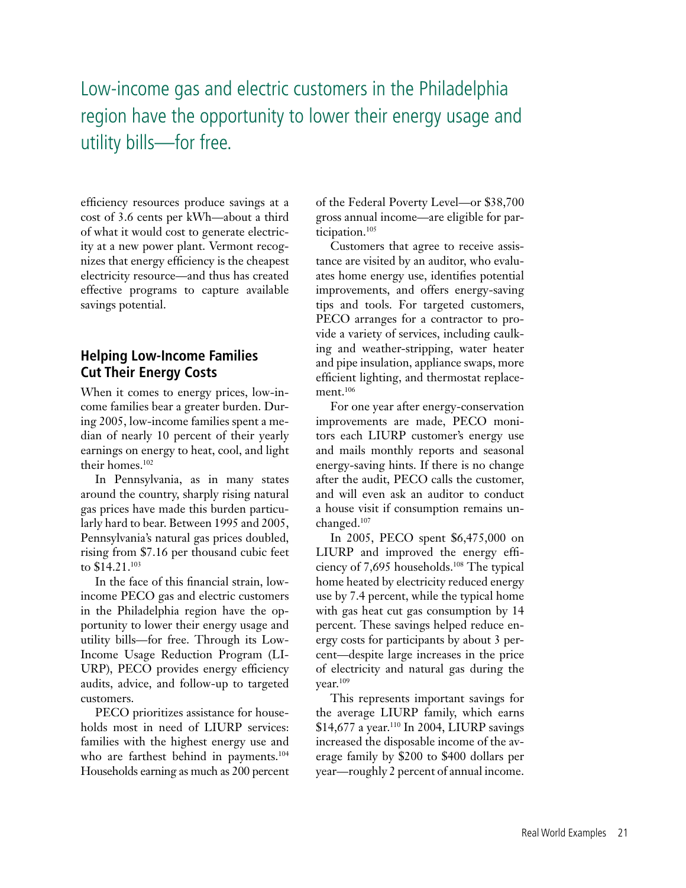Low-income gas and electric customers in the Philadelphia region have the opportunity to lower their energy usage and utility bills—for free.

efficiency resources produce savings at a cost of 3.6 cents per kWh—about a third of what it would cost to generate electricity at a new power plant. Vermont recognizes that energy efficiency is the cheapest electricity resource—and thus has created effective programs to capture available savings potential.

## Helping Low-Income Families Cut Their Energy Costs

When it comes to energy prices, low-income families bear a greater burden. During 2005, low-income families spent a median of nearly 10 percent of their yearly earnings on energy to heat, cool, and light their homes.[102]

In Pennsylvania, as in many states around the country, sharply rising natural gas prices have made this burden particularly hard to bear. Between 1995 and 2005, Pennsylvania's natural gas prices doubled, rising from $7.16 per thousand cubic feet to $14.21.[103]

In the face of this financial strain, low-income PECO gas and electric customers in the Philadelphia region have the opportunity to lower their energy usage and utility bills—for free. Through its Low-Income Usage Reduction Program (LIURP), PECO provides energy efficiency audits, advice, and follow-up to targeted customers.

PECO prioritizes assistance for households most in need of LIURP services: families with the highest energy use and who are farthest behind in payments.[104] Households earning as much as 200 percent of the Federal Poverty Level—or $38,700 gross annual income—are eligible for participation.[105]

Customers that agree to receive assistance are visited by an auditor, who evaluates home energy use, identifies potential improvements, and offers energy-saving tips and tools. For targeted customers, PECO arranges for a contractor to provide a variety of services, including caulking and weather-stripping, water heater and pipe insulation, appliance swaps, more efficient lighting, and thermostat replacement.[106]

For one year after energy-conservation improvements are made, PECO monitors each LIURP customer's energy use and mails monthly reports and seasonal energy-saving hints. If there is no change after the audit, PECO calls the customer, and will even ask an auditor to conduct a house visit if consumption remains unchanged.[107]

In 2005, PECO spent $6,475,000 on LIURP and improved the energy efficiency of 7,695 households.[108] The typical home heated by electricity reduced energy use by 7.4 percent, while the typical home with gas heat cut gas consumption by 14 percent. These savings helped reduce energy costs for participants by about 3 percent—despite large increases in the price of electricity and natural gas during the year.[109]

This represents important savings for the average LIURP family, which earns $14,677 a year.[110] In 2004, LIURP savings increased the disposable income of the average family by $200 to $400 dollars per year—roughly 2 percent of annual income.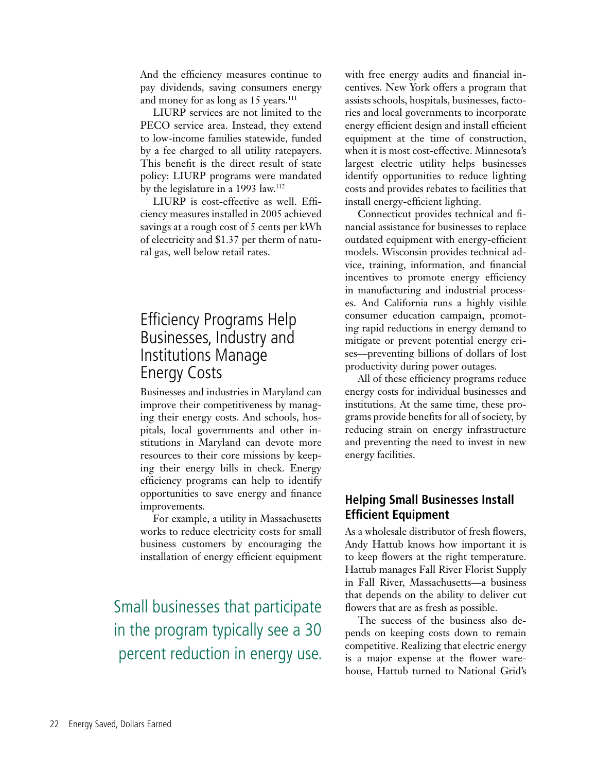And the efficiency measures continue to pay dividends, saving consumers energy and money for as long as 15 years.[111]

LIURP services are not limited to the PECO service area. Instead, they extend to low-income families statewide, funded by a fee charged to all utility ratepayers. This benefit is the direct result of state policy: LIURP programs were mandated by the legislature in a 1993 law.[112]

LIURP is cost-effective as well. Efficiency measures installed in 2005 achieved savings at a rough cost of 5 cents per kWh of electricity and $1.37 per therm of natural gas, well below retail rates.

## Efficiency Programs Help Businesses, Industry and Institutions Manage Energy Costs

Businesses and industries in Maryland can improve their competitiveness by managing their energy costs. And schools, hospitals, local governments and other institutions in Maryland can devote more resources to their core missions by keeping their energy bills in check. Energy efficiency programs can help to identify opportunities to save energy and finance improvements.

For example, a utility in Massachusetts works to reduce electricity costs for small business customers by encouraging the installation of energy efficient equipment with free energy audits and financial incentives. New York offers a program that assists schools, hospitals, businesses, factories and local governments to incorporate energy efficient design and install efficient equipment at the time of construction, when it is most cost-effective. Minnesota's largest electric utility helps businesses identify opportunities to reduce lighting costs and provides rebates to facilities that install energy-efficient lighting.

> Small businesses that participate in the program typically see a 30 percent reduction in energy use.

Connecticut provides technical and financial assistance for businesses to replace outdated equipment with energy-efficient models. Wisconsin provides technical advice, training, information, and financial incentives to promote energy efficiency in manufacturing and industrial processes. And California runs a highly visible consumer education campaign, promoting rapid reductions in energy demand to mitigate or prevent potential energy crises—preventing billions of dollars of lost productivity during power outages.

All of these efficiency programs reduce energy costs for individual businesses and institutions. At the same time, these programs provide benefits for all of society, by reducing strain on energy infrastructure and preventing the need to invest in new energy facilities.

### Helping Small Businesses Install Efficient Equipment

As a wholesale distributor of fresh flowers, Andy Hattub knows how important it is to keep flowers at the right temperature. Hattub manages Fall River Florist Supply in Fall River, Massachusetts—a business that depends on the ability to deliver cut flowers that are as fresh as possible.

The success of the business also depends on keeping costs down to remain competitive. Realizing that electric energy is a major expense at the flower warehouse, Hattub turned to National Grid's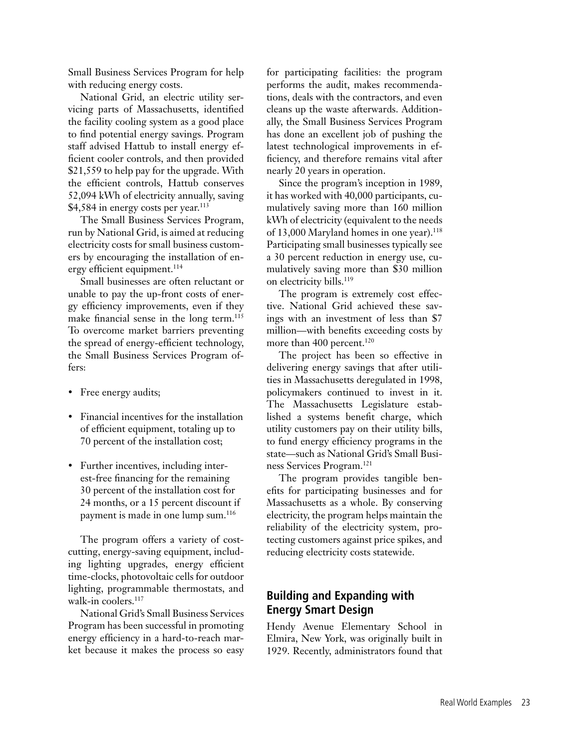Small Business Services Program for help with reducing energy costs.

National Grid, an electric utility servicing parts of Massachusetts, identified the facility cooling system as a good place to find potential energy savings. Program staff advised Hattub to install energy efficient cooler controls, and then provided $21,559 to help pay for the upgrade. With the efficient controls, Hattub conserves 52,094 kWh of electricity annually, saving $4,584 in energy costs per year.[113]

The Small Business Services Program, run by National Grid, is aimed at reducing electricity costs for small business customers by encouraging the installation of energy efficient equipment.[114]

Small businesses are often reluctant or unable to pay the up-front costs of energy efficiency improvements, even if they make financial sense in the long term.[115] To overcome market barriers preventing the spread of energy-efficient technology, the Small Business Services Program offers:

- Free energy audits;
- Financial incentives for the installation of efficient equipment, totaling up to 70 percent of the installation cost;
- Further incentives, including interest-free financing for the remaining 30 percent of the installation cost for 24 months, or a 15 percent discount if payment is made in one lump sum.[116]

The program offers a variety of cost-cutting, energy-saving equipment, including lighting upgrades, energy efficient time-clocks, photovoltaic cells for outdoor lighting, programmable thermostats, and walk-in coolers.[117]

National Grid's Small Business Services Program has been successful in promoting energy efficiency in a hard-to-reach market because it makes the process so easy for participating facilities: the program performs the audit, makes recommendations, deals with the contractors, and even cleans up the waste afterwards. Additionally, the Small Business Services Program has done an excellent job of pushing the latest technological improvements in efficiency, and therefore remains vital after nearly 20 years in operation.

Since the program's inception in 1989, it has worked with 40,000 participants, cumulatively saving more than 160 million kWh of electricity (equivalent to the needs of 13,000 Maryland homes in one year).[118] Participating small businesses typically see a 30 percent reduction in energy use, cumulatively saving more than $30 million on electricity bills.[119]

The program is extremely cost effective. National Grid achieved these savings with an investment of less than $7 million—with benefits exceeding costs by more than 400 percent.[120]

The project has been so effective in delivering energy savings that after utilities in Massachusetts deregulated in 1998, policymakers continued to invest in it. The Massachusetts Legislature established a systems benefit charge, which utility customers pay on their utility bills, to fund energy efficiency programs in the state—such as National Grid's Small Business Services Program.[121]

The program provides tangible benefits for participating businesses and for Massachusetts as a whole. By conserving electricity, the program helps maintain the reliability of the electricity system, protecting customers against price spikes, and reducing electricity costs statewide.

## Building and Expanding with Energy Smart Design

Hendy Avenue Elementary School in Elmira, New York, was originally built in 1929. Recently, administrators found that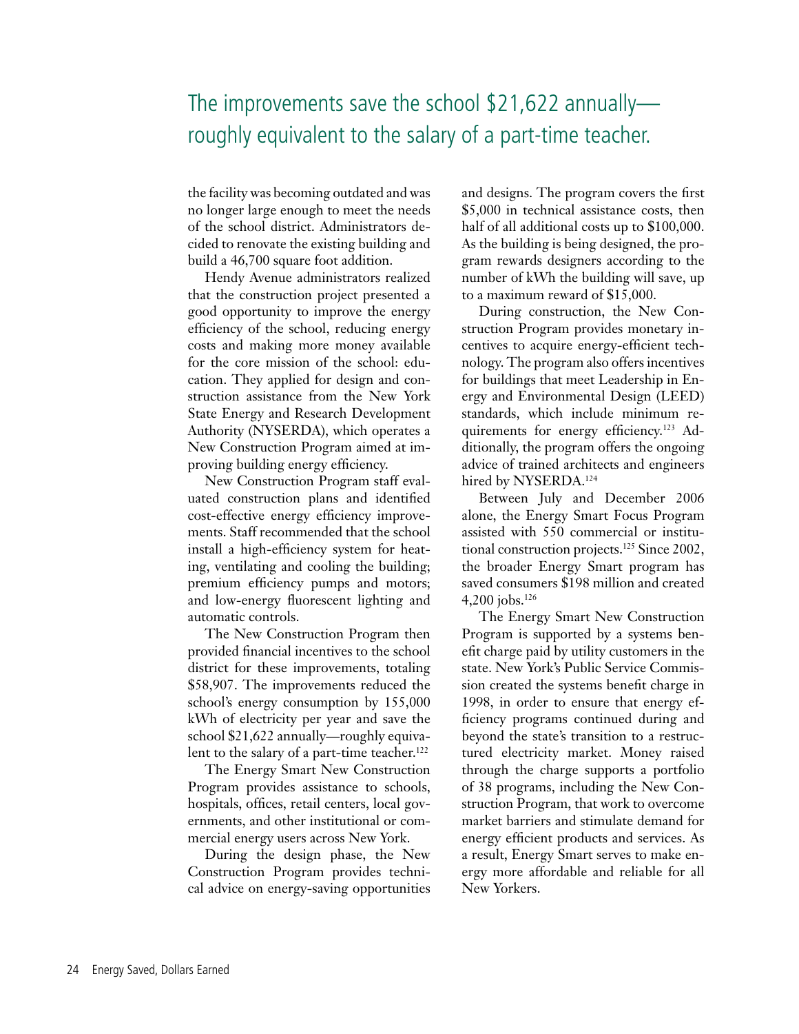The improvements save the school $21,622 annually—roughly equivalent to the salary of a part-time teacher.

the facility was becoming outdated and was no longer large enough to meet the needs of the school district. Administrators decided to renovate the existing building and build a 46,700 square foot addition.

Hendy Avenue administrators realized that the construction project presented a good opportunity to improve the energy efficiency of the school, reducing energy costs and making more money available for the core mission of the school: education. They applied for design and construction assistance from the New York State Energy and Research Development Authority (NYSERDA), which operates a New Construction Program aimed at improving building energy efficiency.

New Construction Program staff evaluated construction plans and identified cost-effective energy efficiency improvements. Staff recommended that the school install a high-efficiency system for heating, ventilating and cooling the building; premium efficiency pumps and motors; and low-energy fluorescent lighting and automatic controls.

The New Construction Program then provided financial incentives to the school district for these improvements, totaling $58,907. The improvements reduced the school's energy consumption by 155,000 kWh of electricity per year and save the school $21,622 annually—roughly equivalent to the salary of a part-time teacher.[122]

The Energy Smart New Construction Program provides assistance to schools, hospitals, offices, retail centers, local governments, and other institutional or commercial energy users across New York.

During the design phase, the New Construction Program provides technical advice on energy-saving opportunities and designs. The program covers the first $5,000 in technical assistance costs, then half of all additional costs up to $100,000. As the building is being designed, the program rewards designers according to the number of kWh the building will save, up to a maximum reward of $15,000.

During construction, the New Construction Program provides monetary incentives to acquire energy-efficient technology. The program also offers incentives for buildings that meet Leadership in Energy and Environmental Design (LEED) standards, which include minimum requirements for energy efficiency.[123] Additionally, the program offers the ongoing advice of trained architects and engineers hired by NYSERDA.[124]

Between July and December 2006 alone, the Energy Smart Focus Program assisted with 550 commercial or institutional construction projects.[125] Since 2002, the broader Energy Smart program has saved consumers $198 million and created 4,200 jobs.[126]

The Energy Smart New Construction Program is supported by a systems benefit charge paid by utility customers in the state. New York's Public Service Commission created the systems benefit charge in 1998, in order to ensure that energy efficiency programs continued during and beyond the state's transition to a restructured electricity market. Money raised through the charge supports a portfolio of 38 programs, including the New Construction Program, that work to overcome market barriers and stimulate demand for energy efficient products and services. As a result, Energy Smart serves to make energy more affordable and reliable for all New Yorkers.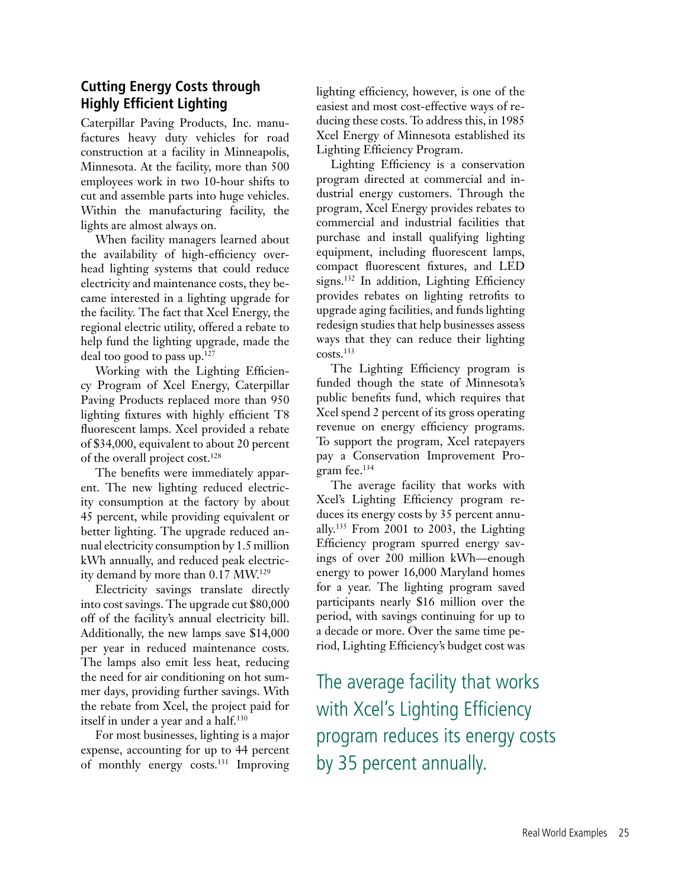## Cutting Energy Costs through Highly Efficient Lighting

Caterpillar Paving Products, Inc. manufactures heavy duty vehicles for road construction at a facility in Minneapolis, Minnesota. At the facility, more than 500 employees work in two 10-hour shifts to cut and assemble parts into huge vehicles. Within the manufacturing facility, the lights are almost always on.

When facility managers learned about the availability of high-efficiency overhead lighting systems that could reduce electricity and maintenance costs, they became interested in a lighting upgrade for the facility. The fact that Xcel Energy, the regional electric utility, offered a rebate to help fund the lighting upgrade, made the deal too good to pass up.[127]

Working with the Lighting Efficiency Program of Xcel Energy, Caterpillar Paving Products replaced more than 950 lighting fixtures with highly efficient T8 fluorescent lamps. Xcel provided a rebate of $34,000, equivalent to about 20 percent of the overall project cost.[128]

The benefits were immediately apparent. The new lighting reduced electricity consumption at the factory by about 45 percent, while providing equivalent or better lighting. The upgrade reduced annual electricity consumption by 1.5 million kWh annually, and reduced peak electricity demand by more than 0.17 MW.[129]

Electricity savings translate directly into cost savings. The upgrade cut $80,000 off of the facility's annual electricity bill. Additionally, the new lamps save $14,000 per year in reduced maintenance costs. The lamps also emit less heat, reducing the need for air conditioning on hot summer days, providing further savings. With the rebate from Xcel, the project paid for itself in under a year and a half.[130]

For most businesses, lighting is a major expense, accounting for up to 44 percent of monthly energy costs.[131] Improving lighting efficiency, however, is one of the easiest and most cost-effective ways of reducing these costs. To address this, in 1985 Xcel Energy of Minnesota established its Lighting Efficiency Program.

Lighting Efficiency is a conservation program directed at commercial and industrial energy customers. Through the program, Xcel Energy provides rebates to commercial and industrial facilities that purchase and install qualifying lighting equipment, including fluorescent lamps, compact fluorescent fixtures, and LED signs.[132] In addition, Lighting Efficiency provides rebates on lighting retrofits to upgrade aging facilities, and funds lighting redesign studies that help businesses assess ways that they can reduce their lighting costs.[133]

The Lighting Efficiency program is funded though the state of Minnesota's public benefits fund, which requires that Xcel spend 2 percent of its gross operating revenue on energy efficiency programs. To support the program, Xcel ratepayers pay a Conservation Improvement Program fee.[134]

The average facility that works with Xcel's Lighting Efficiency program reduces its energy costs by 35 percent annually.[135] From 2001 to 2003, the Lighting Efficiency program spurred energy savings of over 200 million kWh—enough energy to power 16,000 Maryland homes for a year. The lighting program saved participants nearly $16 million over the period, with savings continuing for up to a decade or more. Over the same time period, Lighting Efficiency's budget cost was

The average facility that works with Xcel's Lighting Efficiency program reduces its energy costs by 35 percent annually.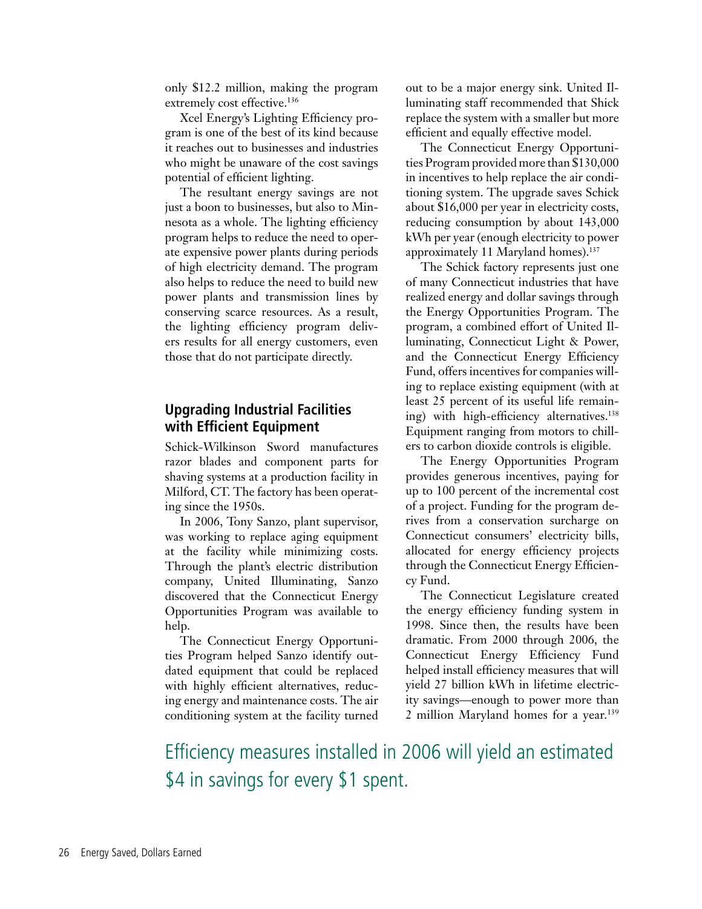only $12.2 million, making the program extremely cost effective.[136]

Xcel Energy's Lighting Efficiency program is one of the best of its kind because it reaches out to businesses and industries who might be unaware of the cost savings potential of efficient lighting.

The resultant energy savings are not just a boon to businesses, but also to Minnesota as a whole. The lighting efficiency program helps to reduce the need to operate expensive power plants during periods of high electricity demand. The program also helps to reduce the need to build new power plants and transmission lines by conserving scarce resources. As a result, the lighting efficiency program delivers results for all energy customers, even those that do not participate directly.

## Upgrading Industrial Facilities with Efficient Equipment

Schick-Wilkinson Sword manufactures razor blades and component parts for shaving systems at a production facility in Milford, CT. The factory has been operating since the 1950s.

In 2006, Tony Sanzo, plant supervisor, was working to replace aging equipment at the facility while minimizing costs. Through the plant's electric distribution company, United Illuminating, Sanzo discovered that the Connecticut Energy Opportunities Program was available to help.

The Connecticut Energy Opportunities Program helped Sanzo identify outdated equipment that could be replaced with highly efficient alternatives, reducing energy and maintenance costs. The air conditioning system at the facility turned out to be a major energy sink. United Illuminating staff recommended that Shick replace the system with a smaller but more efficient and equally effective model.

The Connecticut Energy Opportunities Program provided more than $130,000 in incentives to help replace the air conditioning system. The upgrade saves Schick about $16,000 per year in electricity costs, reducing consumption by about 143,000 kWh per year (enough electricity to power approximately 11 Maryland homes).[137]

The Schick factory represents just one of many Connecticut industries that have realized energy and dollar savings through the Energy Opportunities Program. The program, a combined effort of United Illuminating, Connecticut Light & Power, and the Connecticut Energy Efficiency Fund, offers incentives for companies willing to replace existing equipment (with at least 25 percent of its useful life remaining) with high-efficiency alternatives.[138] Equipment ranging from motors to chillers to carbon dioxide controls is eligible.

The Energy Opportunities Program provides generous incentives, paying for up to 100 percent of the incremental cost of a project. Funding for the program derives from a conservation surcharge on Connecticut consumers' electricity bills, allocated for energy efficiency projects through the Connecticut Energy Efficiency Fund.

The Connecticut Legislature created the energy efficiency funding system in 1998. Since then, the results have been dramatic. From 2000 through 2006, the Connecticut Energy Efficiency Fund helped install efficiency measures that will yield 27 billion kWh in lifetime electricity savings—enough to power more than 2 million Maryland homes for a year.[139]

Efficiency measures installed in 2006 will yield an estimated $4 in savings for every $1 spent.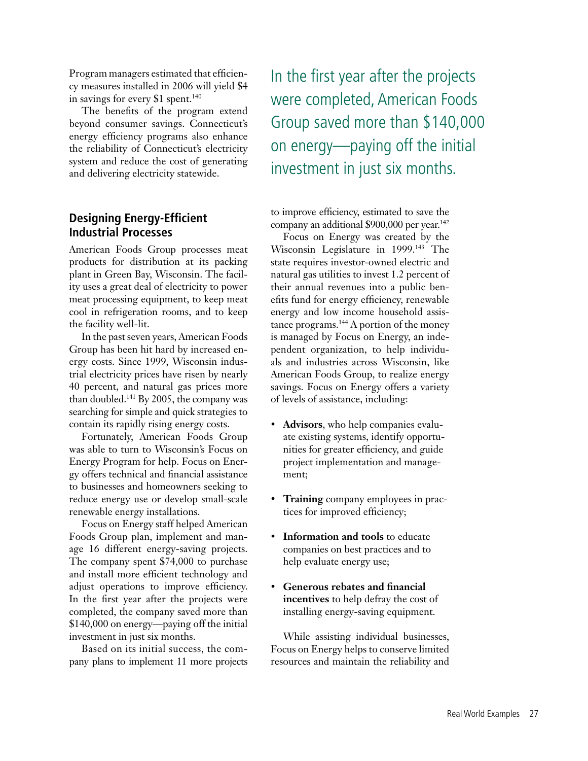Program managers estimated that efficiency measures installed in 2006 will yield $4 in savings for every $1 spent.[140]

The benefits of the program extend beyond consumer savings. Connecticut's energy efficiency programs also enhance the reliability of Connecticut's electricity system and reduce the cost of generating and delivering electricity statewide.

## Designing Energy-Efficient Industrial Processes

American Foods Group processes meat products for distribution at its packing plant in Green Bay, Wisconsin. The facility uses a great deal of electricity to power meat processing equipment, to keep meat cool in refrigeration rooms, and to keep the facility well-lit.

In the past seven years, American Foods Group has been hit hard by increased energy costs. Since 1999, Wisconsin industrial electricity prices have risen by nearly 40 percent, and natural gas prices more than doubled.[141] By 2005, the company was searching for simple and quick strategies to contain its rapidly rising energy costs.

Fortunately, American Foods Group was able to turn to Wisconsin's Focus on Energy Program for help. Focus on Energy offers technical and financial assistance to businesses and homeowners seeking to reduce energy use or develop small-scale renewable energy installations.

Focus on Energy staff helped American Foods Group plan, implement and manage 16 different energy-saving projects. The company spent $74,000 to purchase and install more efficient technology and adjust operations to improve efficiency. In the first year after the projects were completed, the company saved more than $140,000 on energy—paying off the initial investment in just six months.

Based on its initial success, the company plans to implement 11 more projects to improve efficiency, estimated to save the company an additional $900,000 per year.[142]

In the first year after the projects were completed, American Foods Group saved more than $140,000 on energy—paying off the initial investment in just six months.

Focus on Energy was created by the Wisconsin Legislature in 1999.[143] The state requires investor-owned electric and natural gas utilities to invest 1.2 percent of their annual revenues into a public benefits fund for energy efficiency, renewable energy and low income household assistance programs.[144] A portion of the money is managed by Focus on Energy, an independent organization, to help individuals and industries across Wisconsin, like American Foods Group, to realize energy savings. Focus on Energy offers a variety of levels of assistance, including:

- **Advisors**, who help companies evaluate existing systems, identify opportunities for greater efficiency, and guide project implementation and management;
- **Training** company employees in practices for improved efficiency;
- **Information and tools** to educate companies on best practices and to help evaluate energy use;
- **Generous rebates and financial incentives** to help defray the cost of installing energy-saving equipment.

While assisting individual businesses, Focus on Energy helps to conserve limited resources and maintain the reliability and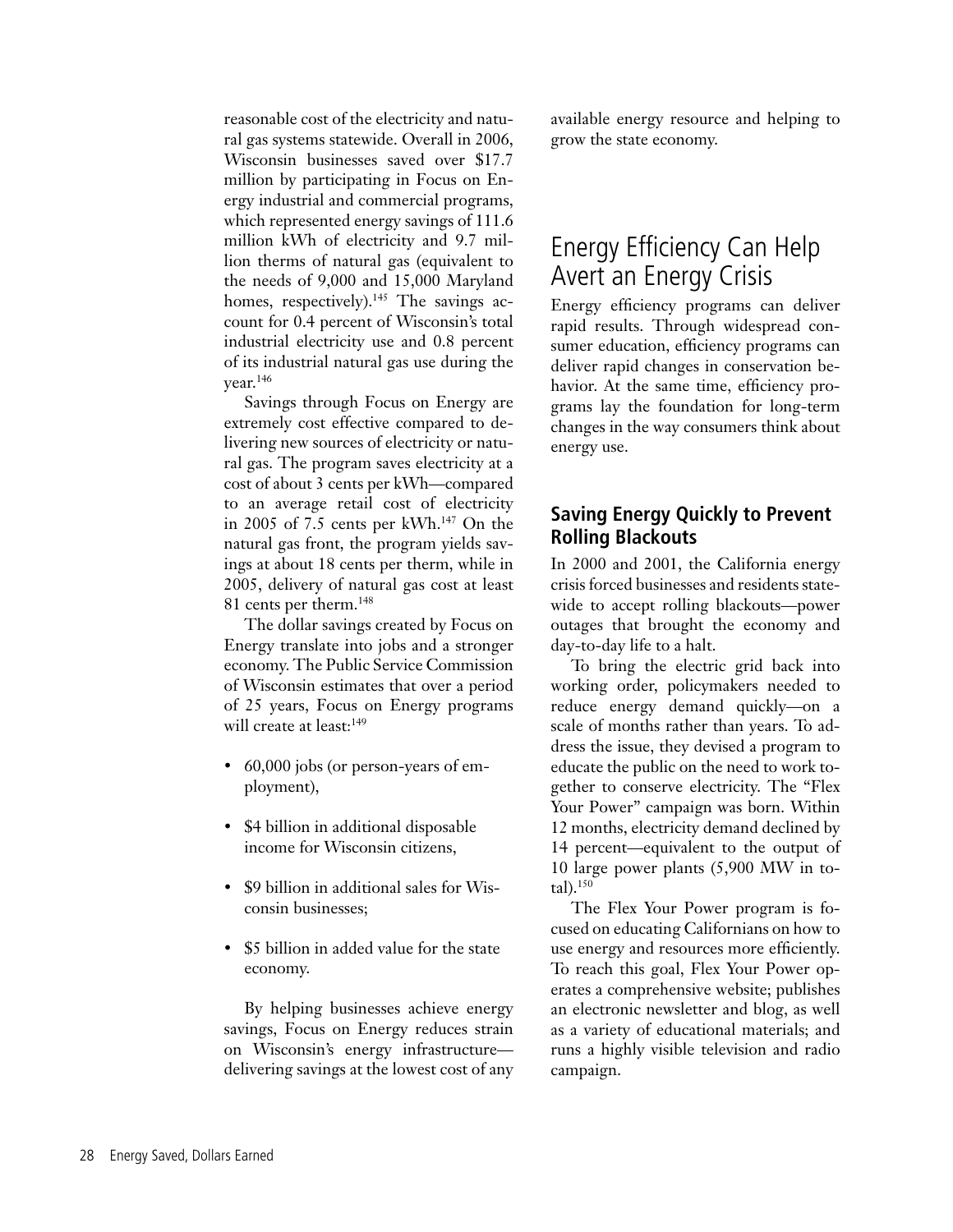reasonable cost of the electricity and natural gas systems statewide. Overall in 2006, Wisconsin businesses saved over $17.7 million by participating in Focus on Energy industrial and commercial programs, which represented energy savings of 111.6 million kWh of electricity and 9.7 million therms of natural gas (equivalent to the needs of 9,000 and 15,000 Maryland homes, respectively).[145] The savings account for 0.4 percent of Wisconsin's total industrial electricity use and 0.8 percent of its industrial natural gas use during the year.[146]

Savings through Focus on Energy are extremely cost effective compared to delivering new sources of electricity or natural gas. The program saves electricity at a cost of about 3 cents per kWh—compared to an average retail cost of electricity in 2005 of 7.5 cents per kWh.[147] On the natural gas front, the program yields savings at about 18 cents per therm, while in 2005, delivery of natural gas cost at least 81 cents per therm.[148]

The dollar savings created by Focus on Energy translate into jobs and a stronger economy. The Public Service Commission of Wisconsin estimates that over a period of 25 years, Focus on Energy programs will create at least:[149]

- 60,000 jobs (or person-years of employment),
- $4 billion in additional disposable income for Wisconsin citizens,
- $9 billion in additional sales for Wisconsin businesses;
- $5 billion in added value for the state economy.

By helping businesses achieve energy savings, Focus on Energy reduces strain on Wisconsin's energy infrastructure—delivering savings at the lowest cost of any available energy resource and helping to grow the state economy.

# Energy Efficiency Can Help Avert an Energy Crisis

Energy efficiency programs can deliver rapid results. Through widespread consumer education, efficiency programs can deliver rapid changes in conservation behavior. At the same time, efficiency programs lay the foundation for long-term changes in the way consumers think about energy use.

## Saving Energy Quickly to Prevent Rolling Blackouts

In 2000 and 2001, the California energy crisis forced businesses and residents statewide to accept rolling blackouts—power outages that brought the economy and day-to-day life to a halt.

To bring the electric grid back into working order, policymakers needed to reduce energy demand quickly—on a scale of months rather than years. To address the issue, they devised a program to educate the public on the need to work together to conserve electricity. The "Flex Your Power" campaign was born. Within 12 months, electricity demand declined by 14 percent—equivalent to the output of 10 large power plants (5,900 MW in total).[150]

The Flex Your Power program is focused on educating Californians on how to use energy and resources more efficiently. To reach this goal, Flex Your Power operates a comprehensive website; publishes an electronic newsletter and blog, as well as a variety of educational materials; and runs a highly visible television and radio campaign.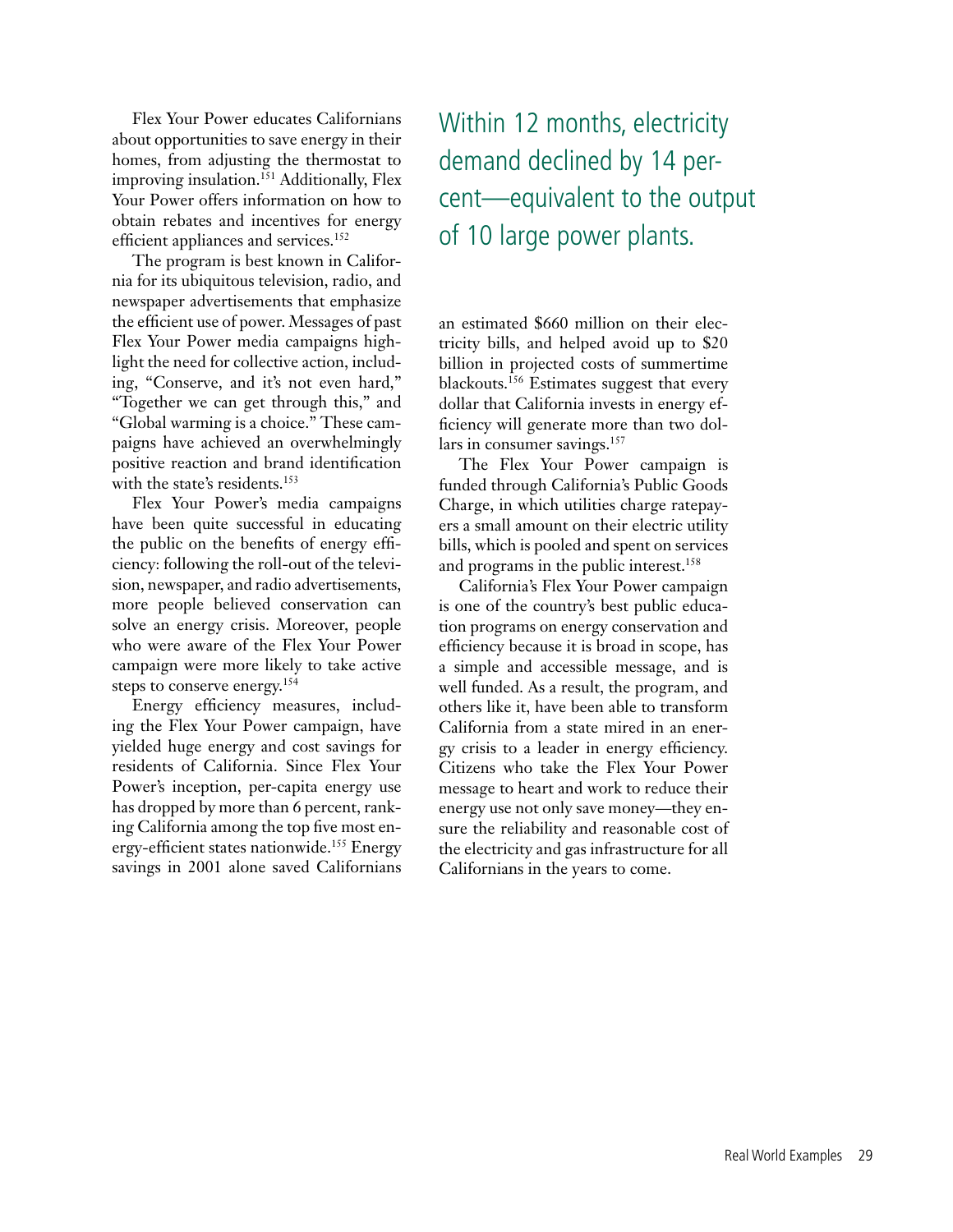Flex Your Power educates Californians about opportunities to save energy in their homes, from adjusting the thermostat to improving insulation.[151] Additionally, Flex Your Power offers information on how to obtain rebates and incentives for energy efficient appliances and services.[152]

The program is best known in California for its ubiquitous television, radio, and newspaper advertisements that emphasize the efficient use of power. Messages of past Flex Your Power media campaigns highlight the need for collective action, including, "Conserve, and it's not even hard," "Together we can get through this," and "Global warming is a choice." These campaigns have achieved an overwhelmingly positive reaction and brand identification with the state's residents.[153]

Flex Your Power's media campaigns have been quite successful in educating the public on the benefits of energy efficiency: following the roll-out of the television, newspaper, and radio advertisements, more people believed conservation can solve an energy crisis. Moreover, people who were aware of the Flex Your Power campaign were more likely to take active steps to conserve energy.[154]

Energy efficiency measures, including the Flex Your Power campaign, have yielded huge energy and cost savings for residents of California. Since Flex Your Power's inception, per-capita energy use has dropped by more than 6 percent, ranking California among the top five most energy-efficient states nationwide.[155] Energy savings in 2001 alone saved Californians an estimated $660 million on their electricity bills, and helped avoid up to $20 billion in projected costs of summertime blackouts.[156] Estimates suggest that every dollar that California invests in energy efficiency will generate more than two dollars in consumer savings.[157]

> Within 12 months, electricity demand declined by 14 percent—equivalent to the output of 10 large power plants.

The Flex Your Power campaign is funded through California's Public Goods Charge, in which utilities charge ratepayers a small amount on their electric utility bills, which is pooled and spent on services and programs in the public interest.[158]

California's Flex Your Power campaign is one of the country's best public education programs on energy conservation and efficiency because it is broad in scope, has a simple and accessible message, and is well funded. As a result, the program, and others like it, have been able to transform California from a state mired in an energy crisis to a leader in energy efficiency. Citizens who take the Flex Your Power message to heart and work to reduce their energy use not only save money—they ensure the reliability and reasonable cost of the electricity and gas infrastructure for all Californians in the years to come.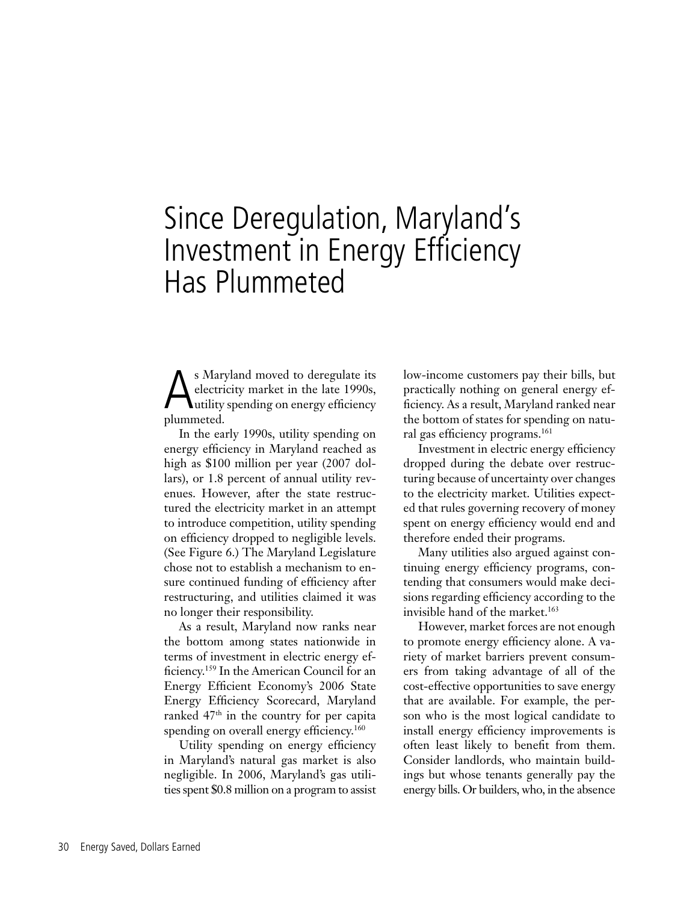# Since Deregulation, Maryland's Investment in Energy Efficiency Has Plummeted

As Maryland moved to deregulate its electricity market in the late 1990s, utility spending on energy efficiency plummeted.

In the early 1990s, utility spending on energy efficiency in Maryland reached as high as $100 million per year (2007 dollars), or 1.8 percent of annual utility revenues. However, after the state restructured the electricity market in an attempt to introduce competition, utility spending on efficiency dropped to negligible levels. (See Figure 6.) The Maryland Legislature chose not to establish a mechanism to ensure continued funding of efficiency after restructuring, and utilities claimed it was no longer their responsibility.

As a result, Maryland now ranks near the bottom among states nationwide in terms of investment in electric energy efficiency.[159] In the American Council for an Energy Efficient Economy's 2006 State Energy Efficiency Scorecard, Maryland ranked 47th in the country for per capita spending on overall energy efficiency.[160]

Utility spending on energy efficiency in Maryland's natural gas market is also negligible. In 2006, Maryland's gas utilities spent $0.8 million on a program to assist low-income customers pay their bills, but practically nothing on general energy efficiency. As a result, Maryland ranked near the bottom of states for spending on natural gas efficiency programs.[161]

Investment in electric energy efficiency dropped during the debate over restructuring because of uncertainty over changes to the electricity market. Utilities expected that rules governing recovery of money spent on energy efficiency would end and therefore ended their programs.

Many utilities also argued against continuing energy efficiency programs, contending that consumers would make decisions regarding efficiency according to the invisible hand of the market.[163]

However, market forces are not enough to promote energy efficiency alone. A variety of market barriers prevent consumers from taking advantage of all of the cost-effective opportunities to save energy that are available. For example, the person who is the most logical candidate to install energy efficiency improvements is often least likely to benefit from them. Consider landlords, who maintain buildings but whose tenants generally pay the energy bills. Or builders, who, in the absence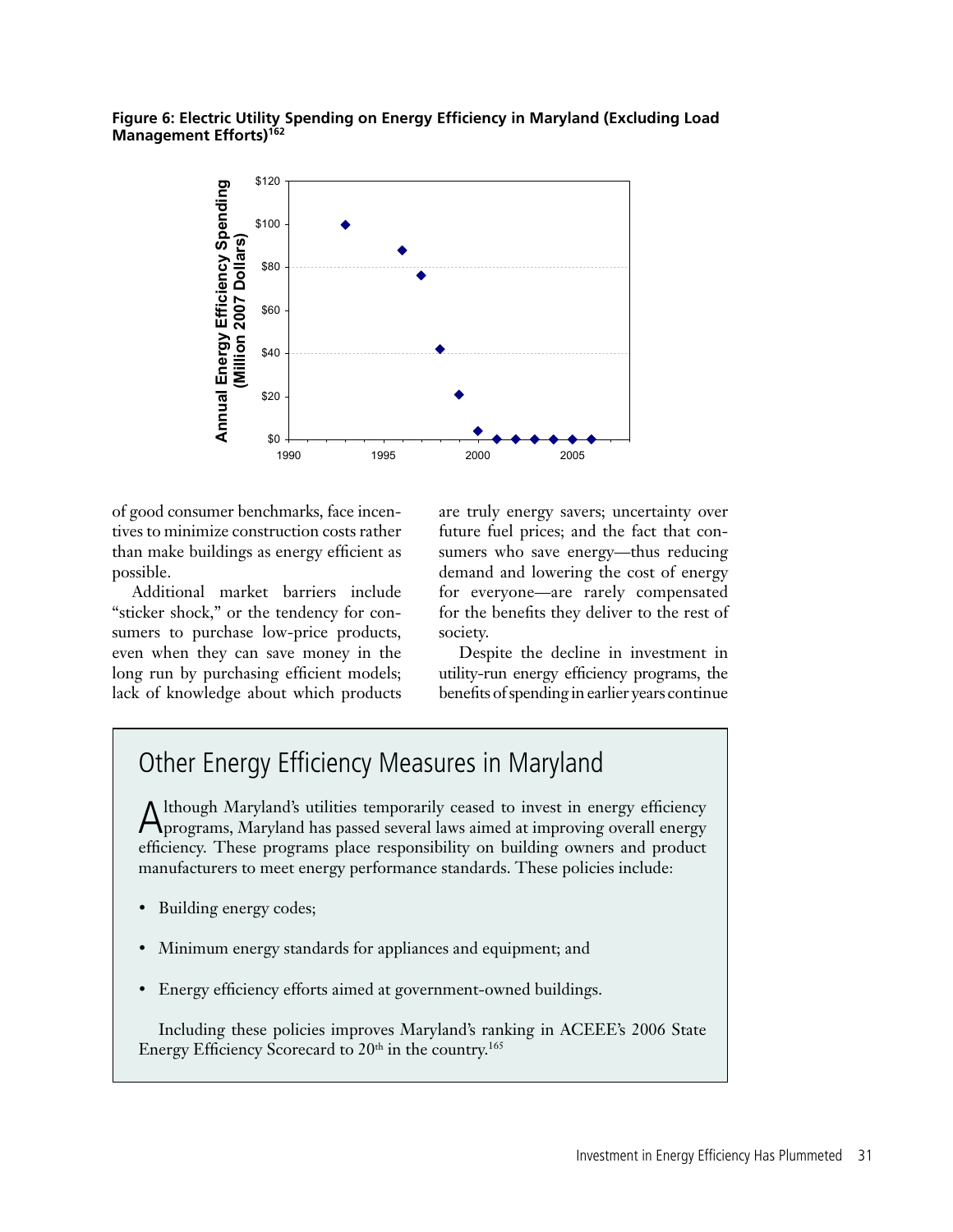**Figure 6: Electric Utility Spending on Energy Efficiency in Maryland (Excluding Load Management Efforts)[162]**

of good consumer benchmarks, face incentives to minimize construction costs rather than make buildings as energy efficient as possible.

Additional market barriers include "sticker shock," or the tendency for consumers to purchase low-price products, even when they can save money in the long run by purchasing efficient models; lack of knowledge about which products are truly energy savers; uncertainty over future fuel prices; and the fact that consumers who save energy—thus reducing demand and lowering the cost of energy for everyone—are rarely compensated for the benefits they deliver to the rest of society.

Despite the decline in investment in utility-run energy efficiency programs, the benefits of spending in earlier years continue

## Other Energy Efficiency Measures in Maryland

Although Maryland's utilities temporarily ceased to invest in energy efficiency programs, Maryland has passed several laws aimed at improving overall energy efficiency. These programs place responsibility on building owners and product manufacturers to meet energy performance standards. These policies include:

- Building energy codes;
- Minimum energy standards for appliances and equipment; and
- Energy efficiency efforts aimed at government-owned buildings.

Including these policies improves Maryland's ranking in ACEEE's 2006 State Energy Efficiency Scorecard to 20th in the country.[165]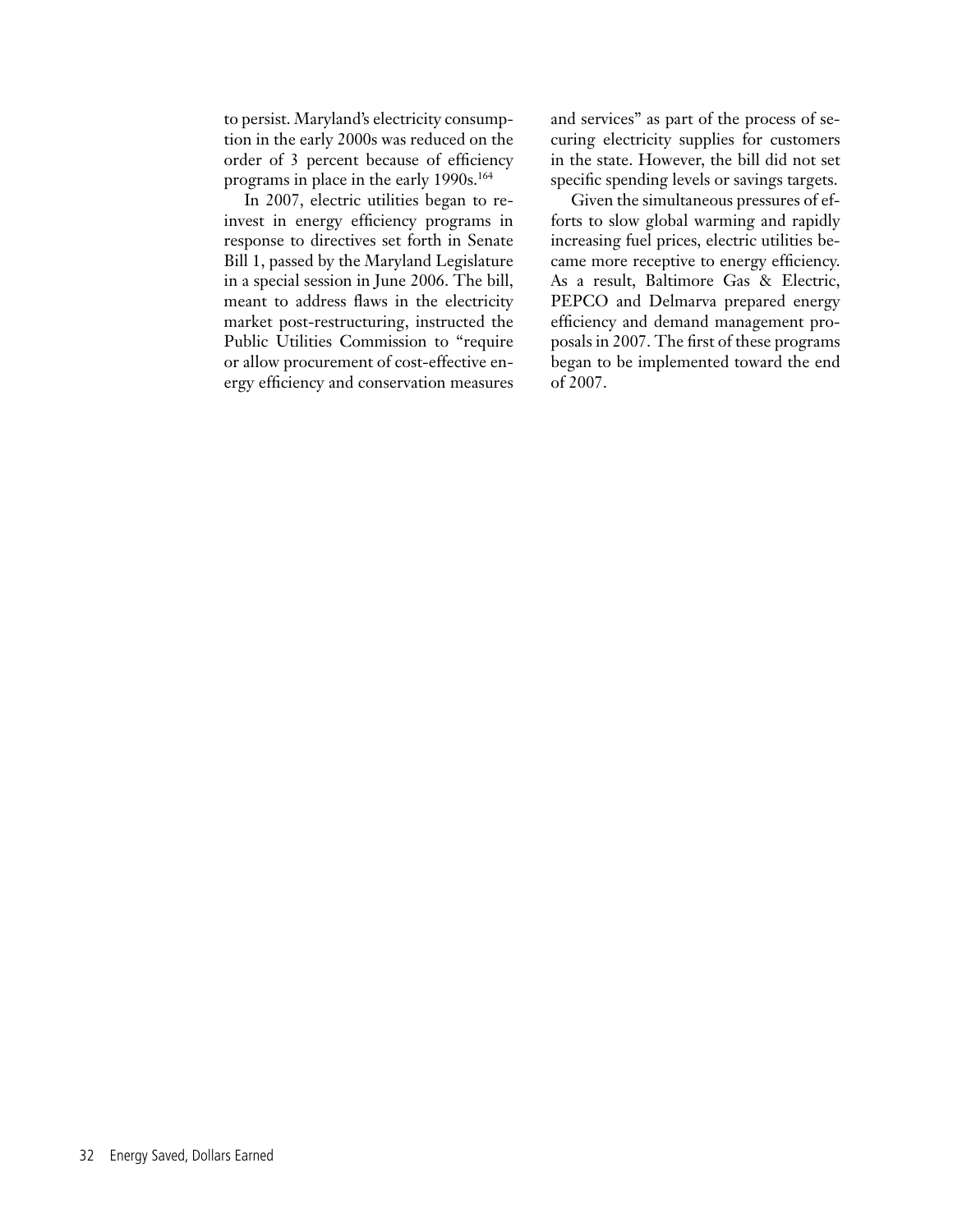to persist. Maryland's electricity consumption in the early 2000s was reduced on the order of 3 percent because of efficiency programs in place in the early 1990s.[164]

In 2007, electric utilities began to reinvest in energy efficiency programs in response to directives set forth in Senate Bill 1, passed by the Maryland Legislature in a special session in June 2006. The bill, meant to address flaws in the electricity market post-restructuring, instructed the Public Utilities Commission to "require or allow procurement of cost-effective energy efficiency and conservation measures and services" as part of the process of securing electricity supplies for customers in the state. However, the bill did not set specific spending levels or savings targets.

Given the simultaneous pressures of efforts to slow global warming and rapidly increasing fuel prices, electric utilities became more receptive to energy efficiency. As a result, Baltimore Gas & Electric, PEPCO and Delmarva prepared energy efficiency and demand management proposals in 2007. The first of these programs began to be implemented toward the end of 2007.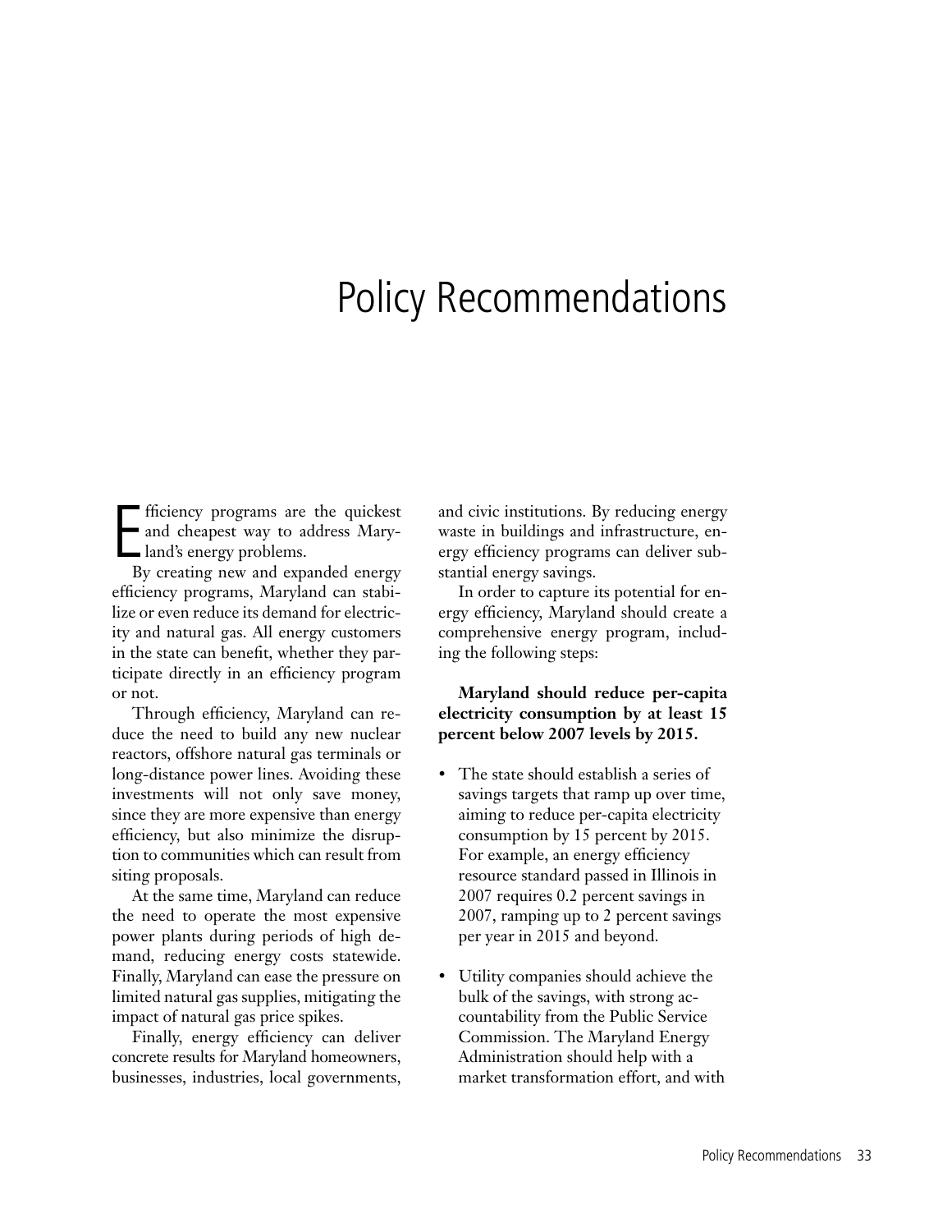# Policy Recommendations

Efficiency programs are the quickest and cheapest way to address Maryland's energy problems.

By creating new and expanded energy efficiency programs, Maryland can stabilize or even reduce its demand for electricity and natural gas. All energy customers in the state can benefit, whether they participate directly in an efficiency program or not.

Through efficiency, Maryland can reduce the need to build any new nuclear reactors, offshore natural gas terminals or long-distance power lines. Avoiding these investments will not only save money, since they are more expensive than energy efficiency, but also minimize the disruption to communities which can result from siting proposals.

At the same time, Maryland can reduce the need to operate the most expensive power plants during periods of high demand, reducing energy costs statewide. Finally, Maryland can ease the pressure on limited natural gas supplies, mitigating the impact of natural gas price spikes.

Finally, energy efficiency can deliver concrete results for Maryland homeowners, businesses, industries, local governments, and civic institutions. By reducing energy waste in buildings and infrastructure, energy efficiency programs can deliver substantial energy savings.

In order to capture its potential for energy efficiency, Maryland should create a comprehensive energy program, including the following steps:

**Maryland should reduce per-capita electricity consumption by at least 15 percent below 2007 levels by 2015.**

- The state should establish a series of savings targets that ramp up over time, aiming to reduce per-capita electricity consumption by 15 percent by 2015. For example, an energy efficiency resource standard passed in Illinois in 2007 requires 0.2 percent savings in 2007, ramping up to 2 percent savings per year in 2015 and beyond.
- Utility companies should achieve the bulk of the savings, with strong accountability from the Public Service Commission. The Maryland Energy Administration should help with a market transformation effort, and with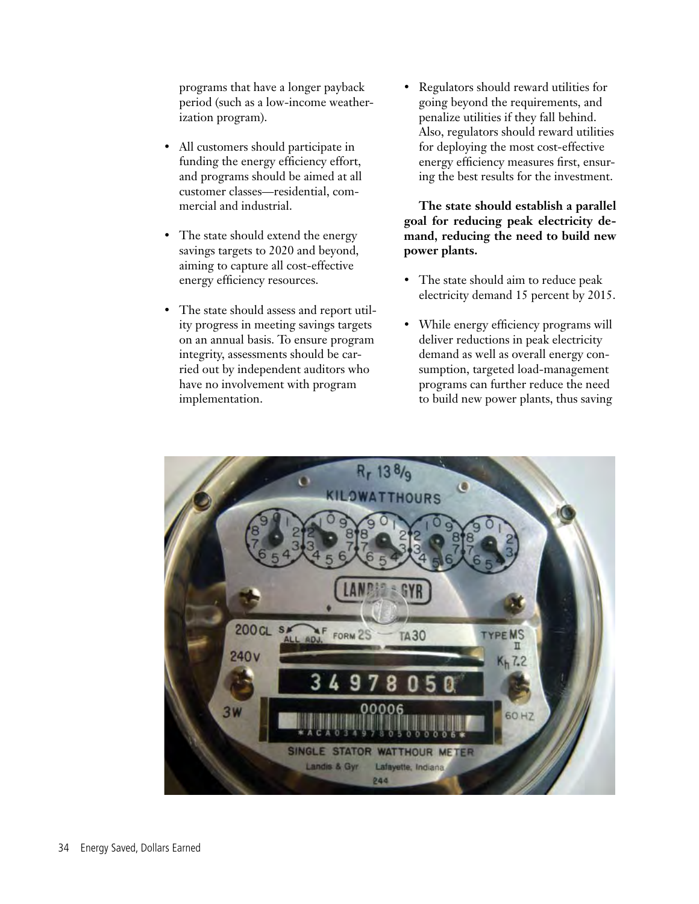programs that have a longer payback period (such as a low-income weatherization program).

- All customers should participate in funding the energy efficiency effort, and programs should be aimed at all customer classes—residential, commercial and industrial.
- The state should extend the energy savings targets to 2020 and beyond, aiming to capture all cost-effective energy efficiency resources.
- The state should assess and report utility progress in meeting savings targets on an annual basis. To ensure program integrity, assessments should be carried out by independent auditors who have no involvement with program implementation.
- Regulators should reward utilities for going beyond the requirements, and penalize utilities if they fall behind. Also, regulators should reward utilities for deploying the most cost-effective energy efficiency measures first, ensuring the best results for the investment.

**The state should establish a parallel goal for reducing peak electricity demand, reducing the need to build new power plants.**

- The state should aim to reduce peak electricity demand 15 percent by 2015.
- While energy efficiency programs will deliver reductions in peak electricity demand as well as overall energy consumption, targeted load-management programs can further reduce the need to build new power plants, thus saving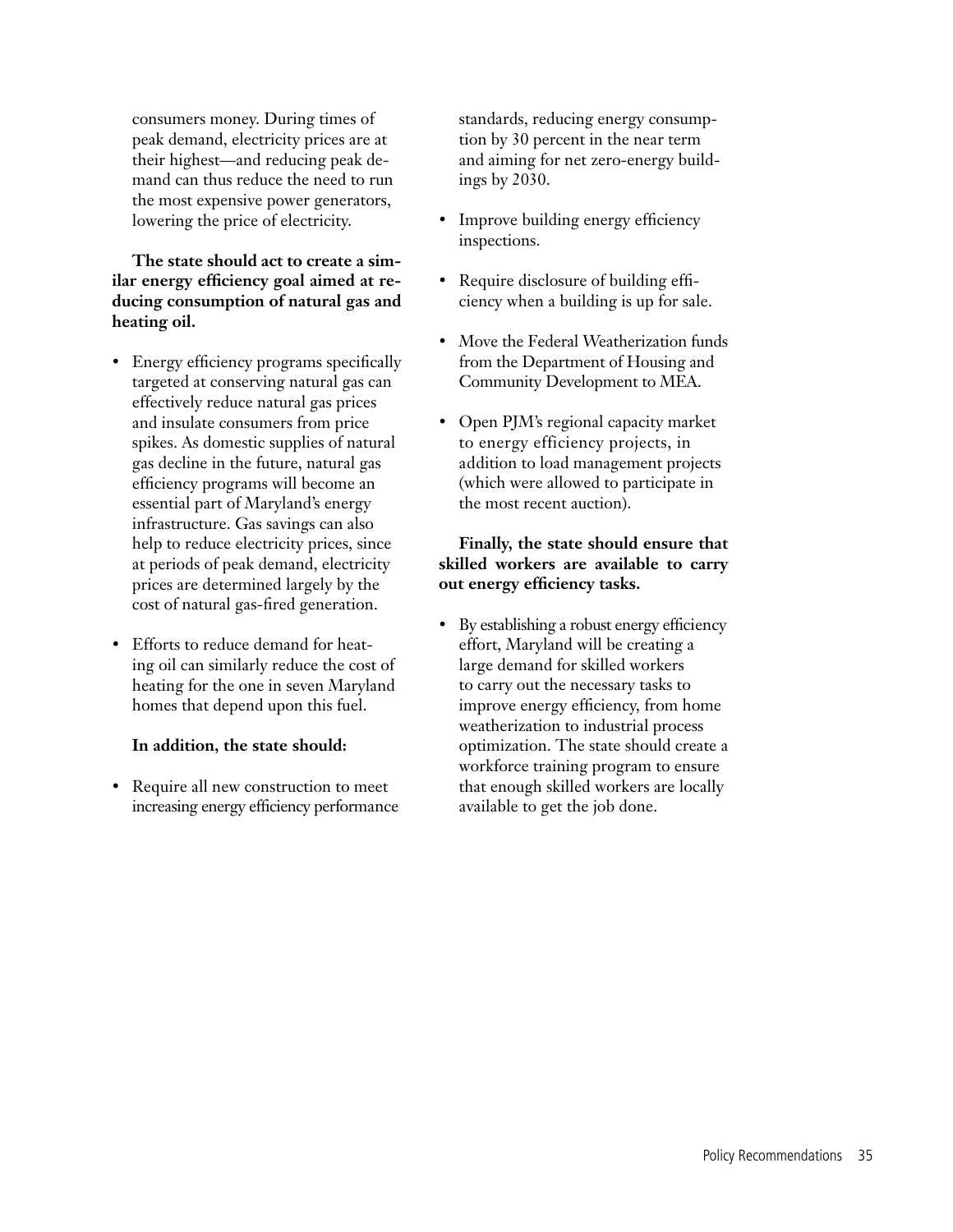consumers money. During times of peak demand, electricity prices are at their highest—and reducing peak demand can thus reduce the need to run the most expensive power generators, lowering the price of electricity.

**The state should act to create a similar energy efficiency goal aimed at reducing consumption of natural gas and heating oil.**

- Energy efficiency programs specifically targeted at conserving natural gas can effectively reduce natural gas prices and insulate consumers from price spikes. As domestic supplies of natural gas decline in the future, natural gas efficiency programs will become an essential part of Maryland's energy infrastructure. Gas savings can also help to reduce electricity prices, since at periods of peak demand, electricity prices are determined largely by the cost of natural gas-fired generation.
- Efforts to reduce demand for heating oil can similarly reduce the cost of heating for the one in seven Maryland homes that depend upon this fuel.

**In addition, the state should:**

- Require all new construction to meet increasing energy efficiency performance standards, reducing energy consumption by 30 percent in the near term and aiming for net zero-energy buildings by 2030.
- Improve building energy efficiency inspections.
- Require disclosure of building efficiency when a building is up for sale.
- Move the Federal Weatherization funds from the Department of Housing and Community Development to MEA.
- Open PJM's regional capacity market to energy efficiency projects, in addition to load management projects (which were allowed to participate in the most recent auction).

**Finally, the state should ensure that skilled workers are available to carry out energy efficiency tasks.**

- By establishing a robust energy efficiency effort, Maryland will be creating a large demand for skilled workers to carry out the necessary tasks to improve energy efficiency, from home weatherization to industrial process optimization. The state should create a workforce training program to ensure that enough skilled workers are locally available to get the job done.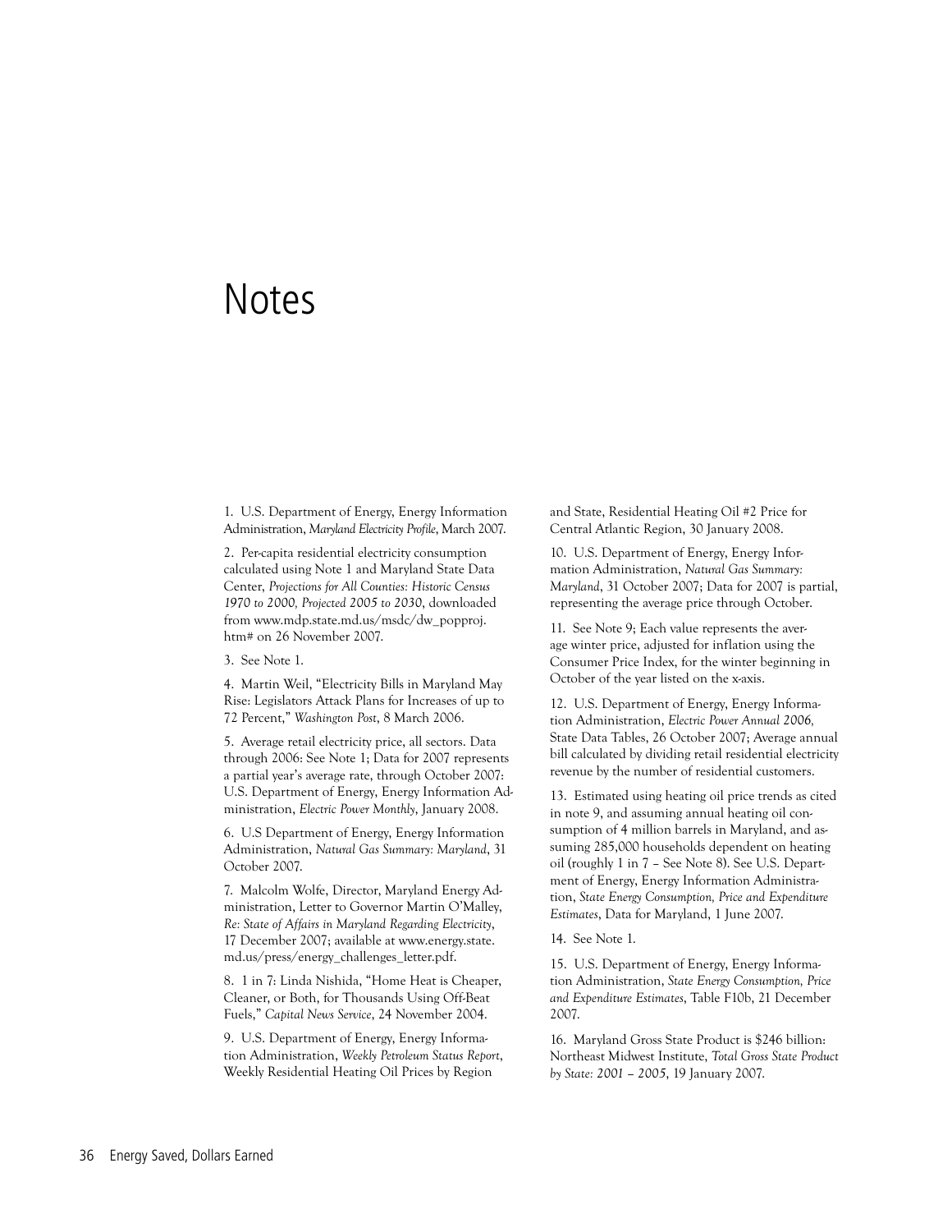# Notes

1. U.S. Department of Energy, Energy Information Administration, *Maryland Electricity Profile*, March 2007.

2. Per-capita residential electricity consumption calculated using Note 1 and Maryland State Data Center, *Projections for All Counties: Historic Census 1970 to 2000, Projected 2005 to 2030*, downloaded from www.mdp.state.md.us/msdc/dw_popproj.htm# on 26 November 2007.

3. See Note 1.

4. Martin Weil, "Electricity Bills in Maryland May Rise: Legislators Attack Plans for Increases of up to 72 Percent," *Washington Post*, 8 March 2006.

5. Average retail electricity price, all sectors. Data through 2006: See Note 1; Data for 2007 represents a partial year's average rate, through October 2007: U.S. Department of Energy, Energy Information Administration, *Electric Power Monthly*, January 2008.

6. U.S Department of Energy, Energy Information Administration, *Natural Gas Summary: Maryland*, 31 October 2007.

7. Malcolm Wolfe, Director, Maryland Energy Administration, Letter to Governor Martin O'Malley, *Re: State of Affairs in Maryland Regarding Electricity*, 17 December 2007; available at www.energy.state.md.us/press/energy_challenges_letter.pdf.

8. 1 in 7: Linda Nishida, "Home Heat is Cheaper, Cleaner, or Both, for Thousands Using Off-Beat Fuels," *Capital News Service*, 24 November 2004.

9. U.S. Department of Energy, Energy Information Administration, *Weekly Petroleum Status Report*, Weekly Residential Heating Oil Prices by Region and State, Residential Heating Oil #2 Price for Central Atlantic Region, 30 January 2008.

10. U.S. Department of Energy, Energy Information Administration, *Natural Gas Summary: Maryland*, 31 October 2007; Data for 2007 is partial, representing the average price through October.

11. See Note 9; Each value represents the average winter price, adjusted for inflation using the Consumer Price Index, for the winter beginning in October of the year listed on the x-axis.

12. U.S. Department of Energy, Energy Information Administration, *Electric Power Annual 2006*, State Data Tables, 26 October 2007; Average annual bill calculated by dividing retail residential electricity revenue by the number of residential customers.

13. Estimated using heating oil price trends as cited in note 9, and assuming annual heating oil consumption of 4 million barrels in Maryland, and assuming 285,000 households dependent on heating oil (roughly 1 in 7 – See Note 8). See U.S. Department of Energy, Energy Information Administration, *State Energy Consumption, Price and Expenditure Estimates*, Data for Maryland, 1 June 2007.

14. See Note 1.

15. U.S. Department of Energy, Energy Information Administration, *State Energy Consumption, Price and Expenditure Estimates*, Table F10b, 21 December 2007.

16. Maryland Gross State Product is $246 billion: Northeast Midwest Institute, *Total Gross State Product by State: 2001 – 2005*, 19 January 2007.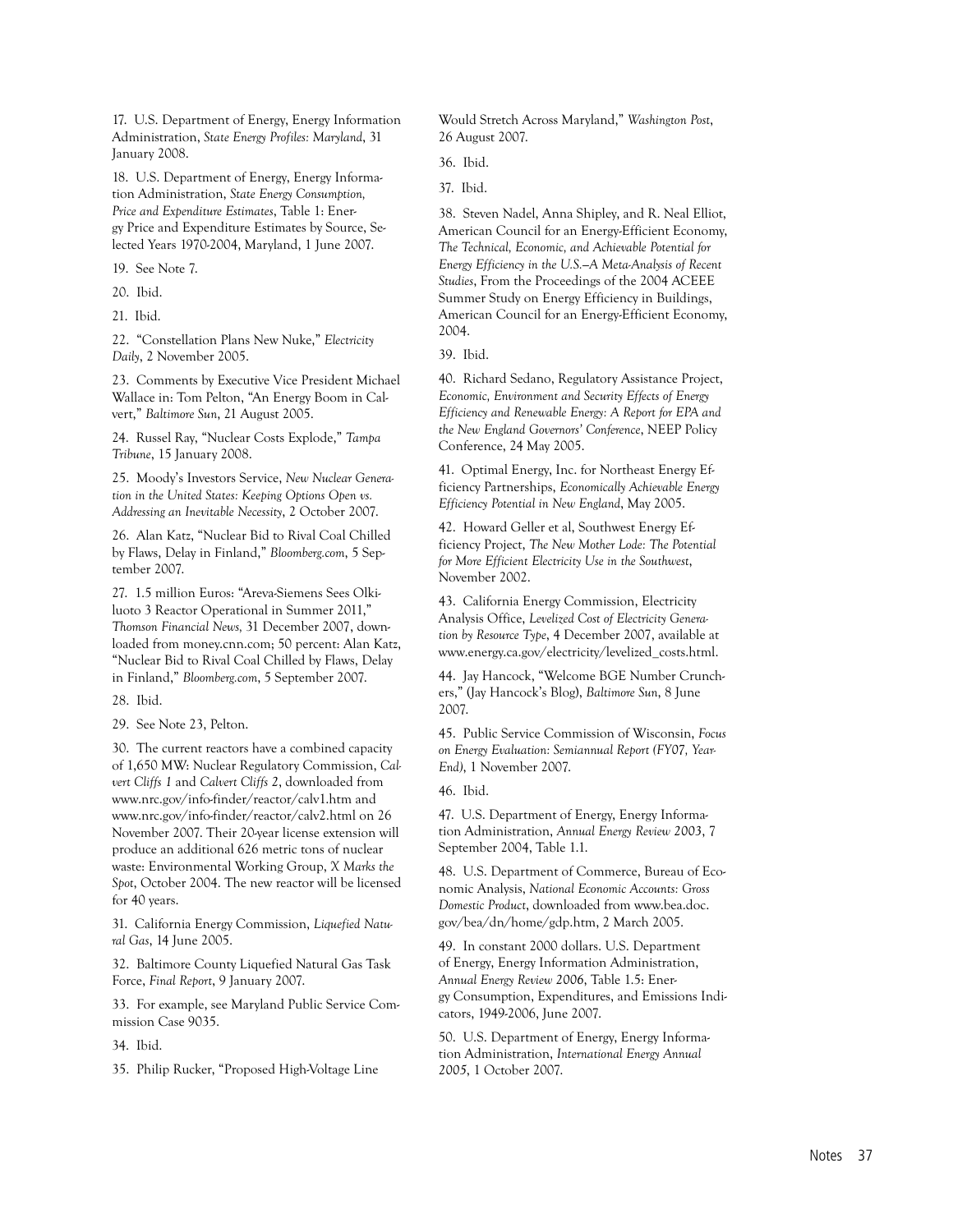17. U.S. Department of Energy, Energy Information Administration, *State Energy Profiles: Maryland*, 31 January 2008.

18. U.S. Department of Energy, Energy Information Administration, *State Energy Consumption, Price and Expenditure Estimates*, Table 1: Energy Price and Expenditure Estimates by Source, Selected Years 1970-2004, Maryland, 1 June 2007.

19. See Note 7.

20. Ibid.

21. Ibid.

22. "Constellation Plans New Nuke," *Electricity Daily*, 2 November 2005.

23. Comments by Executive Vice President Michael Wallace in: Tom Pelton, "An Energy Boom in Calvert," *Baltimore Sun*, 21 August 2005.

24. Russel Ray, "Nuclear Costs Explode," *Tampa Tribune*, 15 January 2008.

25. Moody's Investors Service, *New Nuclear Generation in the United States: Keeping Options Open vs. Addressing an Inevitable Necessity*, 2 October 2007.

26. Alan Katz, "Nuclear Bid to Rival Coal Chilled by Flaws, Delay in Finland," *Bloomberg.com*, 5 September 2007.

27. 1.5 million Euros: "Areva-Siemens Sees Olkiluoto 3 Reactor Operational in Summer 2011," *Thomson Financial News*, 31 December 2007, downloaded from money.cnn.com; 50 percent: Alan Katz, "Nuclear Bid to Rival Coal Chilled by Flaws, Delay in Finland," *Bloomberg.com*, 5 September 2007.

28. Ibid.

29. See Note 23, Pelton.

30. The current reactors have a combined capacity of 1,650 MW: Nuclear Regulatory Commission, *Calvert Cliffs 1* and *Calvert Cliffs 2*, downloaded from www.nrc.gov/info-finder/reactor/calv1.htm and www.nrc.gov/info-finder/reactor/calv2.html on 26 November 2007. Their 20-year license extension will produce an additional 626 metric tons of nuclear waste: Environmental Working Group, *X Marks the Spot*, October 2004. The new reactor will be licensed for 40 years.

31. California Energy Commission, *Liquefied Natural Gas*, 14 June 2005.

32. Baltimore County Liquefied Natural Gas Task Force, *Final Report*, 9 January 2007.

33. For example, see Maryland Public Service Commission Case 9035.

34. Ibid.

35. Philip Rucker, "Proposed High-Voltage Line Would Stretch Across Maryland," *Washington Post*, 26 August 2007.

36. Ibid.

37. Ibid.

38. Steven Nadel, Anna Shipley, and R. Neal Elliot, American Council for an Energy-Efficient Economy, *The Technical, Economic, and Achievable Potential for Energy Efficiency in the U.S.—A Meta-Analysis of Recent Studies*, From the Proceedings of the 2004 ACEEE Summer Study on Energy Efficiency in Buildings, American Council for an Energy-Efficient Economy, 2004.

39. Ibid.

40. Richard Sedano, Regulatory Assistance Project, *Economic, Environment and Security Effects of Energy Efficiency and Renewable Energy: A Report for EPA and the New England Governors' Conference*, NEEP Policy Conference, 24 May 2005.

41. Optimal Energy, Inc. for Northeast Energy Efficiency Partnerships, *Economically Achievable Energy Efficiency Potential in New England*, May 2005.

42. Howard Geller et al, Southwest Energy Efficiency Project, *The New Mother Lode: The Potential for More Efficient Electricity Use in the Southwest*, November 2002.

43. California Energy Commission, Electricity Analysis Office, *Levelized Cost of Electricity Generation by Resource Type*, 4 December 2007, available at www.energy.ca.gov/electricity/levelized_costs.html.

44. Jay Hancock, "Welcome BGE Number Crunchers," (Jay Hancock's Blog), *Baltimore Sun*, 8 June 2007.

45. Public Service Commission of Wisconsin, *Focus on Energy Evaluation: Semiannual Report (FY07, Year-End)*, 1 November 2007.

46. Ibid.

47. U.S. Department of Energy, Energy Information Administration, *Annual Energy Review 2003*, 7 September 2004, Table 1.1.

48. U.S. Department of Commerce, Bureau of Economic Analysis, *National Economic Accounts: Gross Domestic Product*, downloaded from www.bea.doc.gov/bea/dn/home/gdp.htm, 2 March 2005.

49. In constant 2000 dollars. U.S. Department of Energy, Energy Information Administration, *Annual Energy Review 2006*, Table 1.5: Energy Consumption, Expenditures, and Emissions Indicators, 1949-2006, June 2007.

50. U.S. Department of Energy, Energy Information Administration, *International Energy Annual 2005*, 1 October 2007.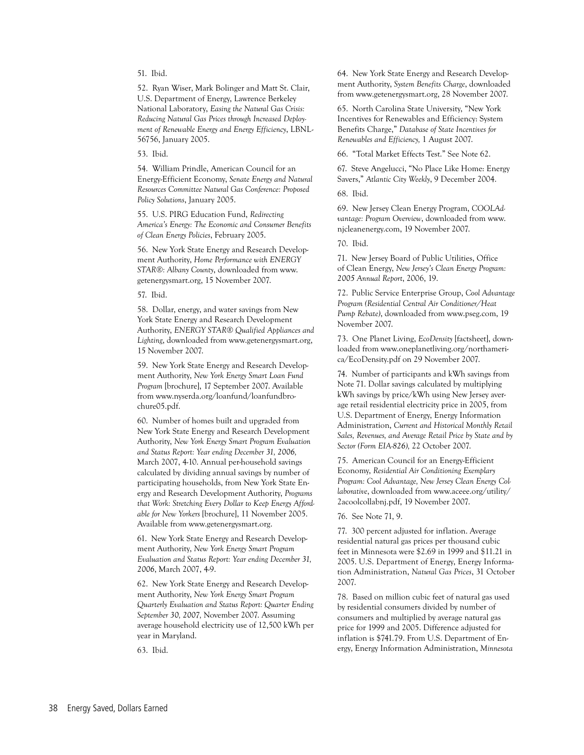51. Ibid.

52. Ryan Wiser, Mark Bolinger and Matt St. Clair, U.S. Department of Energy, Lawrence Berkeley National Laboratory, *Easing the Natural Gas Crisis: Reducing Natural Gas Prices through Increased Deployment of Renewable Energy and Energy Efficiency*, LBNL-56756, January 2005.

53. Ibid.

54. William Prindle, American Council for an Energy-Efficient Economy, *Senate Energy and Natural Resources Committee Natural Gas Conference: Proposed Policy Solutions*, January 2005.

55. U.S. PIRG Education Fund, *Redirecting America's Energy: The Economic and Consumer Benefits of Clean Energy Policies*, February 2005.

56. New York State Energy and Research Development Authority, *Home Performance with ENERGY STAR®: Albany County*, downloaded from www.getenergysmart.org, 15 November 2007.

57. Ibid.

58. Dollar, energy, and water savings from New York State Energy and Research Development Authority, *ENERGY STAR® Qualified Appliances and Lighting*, downloaded from www.getenergysmart.org, 15 November 2007.

59. New York State Energy and Research Development Authority, *New York Energy Smart Loan Fund Program* [brochure], 17 September 2007. Available from www.nyserda.org/loanfund/loanfundbrochure05.pdf.

60. Number of homes built and upgraded from New York State Energy and Research Development Authority, *New York Energy Smart Program Evaluation and Status Report: Year ending December 31, 2006*, March 2007, 4-10. Annual per-household savings calculated by dividing annual savings by number of participating households, from New York State Energy and Research Development Authority, *Programs that Work: Stretching Every Dollar to Keep Energy Affordable for New Yorkers* [brochure], 11 November 2005. Available from www.getenergysmart.org.

61. New York State Energy and Research Development Authority, *New York Energy Smart Program Evaluation and Status Report: Year ending December 31, 2006*, March 2007, 4-9.

62. New York State Energy and Research Development Authority, *New York Energy Smart Program Quarterly Evaluation and Status Report: Quarter Ending September 30, 2007*, November 2007. Assuming average household electricity use of 12,500 kWh per year in Maryland.

63. Ibid.

64. New York State Energy and Research Development Authority, *System Benefits Charge*, downloaded from www.getenergysmart.org, 28 November 2007.

65. North Carolina State University, "New York Incentives for Renewables and Efficiency: System Benefits Charge," *Database of State Incentives for Renewables and Efficiency*, 1 August 2007.

66. "Total Market Effects Test." See Note 62.

67. Steve Angelucci, "No Place Like Home: Energy Savers," *Atlantic City Weekly*, 9 December 2004.

68. Ibid.

69. New Jersey Clean Energy Program, *COOLAdvantage: Program Overview*, downloaded from www.njcleanenergy.com, 19 November 2007.

70. Ibid.

71. New Jersey Board of Public Utilities, Office of Clean Energy, *New Jersey's Clean Energy Program: 2005 Annual Report*, 2006, 19.

72. Public Service Enterprise Group, *Cool Advantage Program (Residential Central Air Conditioner/Heat Pump Rebate)*, downloaded from www.pseg.com, 19 November 2007.

73. One Planet Living, *EcoDensity* [factsheet], downloaded from www.oneplanetliving.org/northamerica/EcoDensity.pdf on 29 November 2007.

74. Number of participants and kWh savings from Note 71. Dollar savings calculated by multiplying kWh savings by price/kWh using New Jersey average retail residential electricity price in 2005, from U.S. Department of Energy, Energy Information Administration, *Current and Historical Monthly Retail Sales, Revenues, and Average Retail Price by State and by Sector (Form EIA-826)*, 22 October 2007.

75. American Council for an Energy-Efficient Economy, *Residential Air Conditioning Exemplary Program: Cool Advantage, New Jersey Clean Energy Collaborative*, downloaded from www.aceee.org/utility/2acoolcollabnj.pdf, 19 November 2007.

76. See Note 71, 9.

77. 300 percent adjusted for inflation. Average residential natural gas prices per thousand cubic feet in Minnesota were $2.69 in 1999 and $11.21 in 2005. U.S. Department of Energy, Energy Information Administration, *Natural Gas Prices*, 31 October 2007.

78. Based on million cubic feet of natural gas used by residential consumers divided by number of consumers and multiplied by average natural gas price for 1999 and 2005. Difference adjusted for inflation is $741.79. From U.S. Department of Energy, Energy Information Administration, *Minnesota*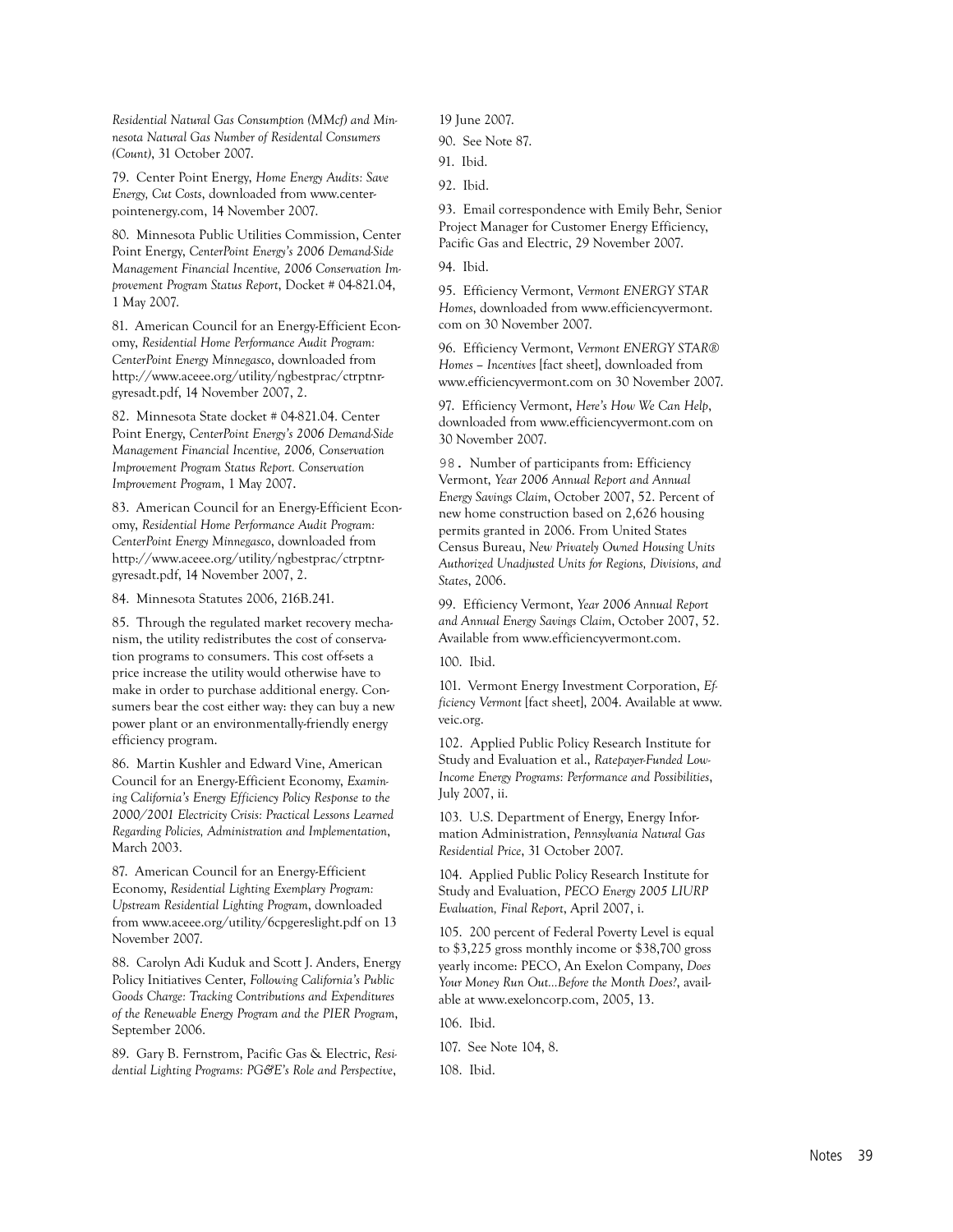*Residential Natural Gas Consumption (MMcf) and Minnesota Natural Gas Number of Residental Consumers (Count)*, 31 October 2007.

79. Center Point Energy, *Home Energy Audits: Save Energy, Cut Costs*, downloaded from www.centerpointenergy.com, 14 November 2007.

80. Minnesota Public Utilities Commission, Center Point Energy, *CenterPoint Energy's 2006 Demand-Side Management Financial Incentive, 2006 Conservation Improvement Program Status Report*, Docket # 04-821.04, 1 May 2007.

81. American Council for an Energy-Efficient Economy, *Residential Home Performance Audit Program: CenterPoint Energy Minnegasco*, downloaded from http://www.aceee.org/utility/ngbestprac/ctrptnrgyresadt.pdf, 14 November 2007, 2.

82. Minnesota State docket # 04-821.04. Center Point Energy, *CenterPoint Energy's 2006 Demand-Side Management Financial Incentive, 2006, Conservation Improvement Program Status Report. Conservation Improvement Program*, 1 May 2007.

83. American Council for an Energy-Efficient Economy, *Residential Home Performance Audit Program: CenterPoint Energy Minnegasco*, downloaded from http://www.aceee.org/utility/ngbestprac/ctrptnrgyresadt.pdf, 14 November 2007, 2.

84. Minnesota Statutes 2006, 216B.241.

85. Through the regulated market recovery mechanism, the utility redistributes the cost of conservation programs to consumers. This cost off-sets a price increase the utility would otherwise have to make in order to purchase additional energy. Consumers bear the cost either way: they can buy a new power plant or an environmentally-friendly energy efficiency program.

86. Martin Kushler and Edward Vine, American Council for an Energy-Efficient Economy, *Examining California's Energy Efficiency Policy Response to the 2000/2001 Electricity Crisis: Practical Lessons Learned Regarding Policies, Administration and Implementation*, March 2003.

87. American Council for an Energy-Efficient Economy, *Residential Lighting Exemplary Program: Upstream Residential Lighting Program*, downloaded from www.aceee.org/utility/6cpgereslight.pdf on 13 November 2007.

88. Carolyn Adi Kuduk and Scott J. Anders, Energy Policy Initiatives Center, *Following California's Public Goods Charge: Tracking Contributions and Expenditures of the Renewable Energy Program and the PIER Program*, September 2006.

89. Gary B. Fernstrom, Pacific Gas & Electric, *Residential Lighting Programs: PG&E's Role and Perspective*, 19 June 2007.

90. See Note 87.

91. Ibid.

92. Ibid.

93. Email correspondence with Emily Behr, Senior Project Manager for Customer Energy Efficiency, Pacific Gas and Electric, 29 November 2007.

94. Ibid.

95. Efficiency Vermont, *Vermont ENERGY STAR Homes*, downloaded from www.efficiencyvermont.com on 30 November 2007.

96. Efficiency Vermont, *Vermont ENERGY STAR® Homes – Incentives* [fact sheet], downloaded from www.efficiencyvermont.com on 30 November 2007.

97. Efficiency Vermont, *Here's How We Can Help*, downloaded from www.efficiencyvermont.com on 30 November 2007.

98. Number of participants from: Efficiency Vermont, *Year 2006 Annual Report and Annual Energy Savings Claim*, October 2007, 52. Percent of new home construction based on 2,626 housing permits granted in 2006. From United States Census Bureau, *New Privately Owned Housing Units Authorized Unadjusted Units for Regions, Divisions, and States*, 2006.

99. Efficiency Vermont, *Year 2006 Annual Report and Annual Energy Savings Claim*, October 2007, 52. Available from www.efficiencyvermont.com.

100. Ibid.

101. Vermont Energy Investment Corporation, *Efficiency Vermont* [fact sheet], 2004. Available at www.veic.org.

102. Applied Public Policy Research Institute for Study and Evaluation et al., *Ratepayer-Funded Low-Income Energy Programs: Performance and Possibilities*, July 2007, ii.

103. U.S. Department of Energy, Energy Information Administration, *Pennsylvania Natural Gas Residential Price*, 31 October 2007.

104. Applied Public Policy Research Institute for Study and Evaluation, *PECO Energy 2005 LIURP Evaluation, Final Report*, April 2007, i.

105. 200 percent of Federal Poverty Level is equal to $3,225 gross monthly income or $38,700 gross yearly income: PECO, An Exelon Company, *Does Your Money Run Out...Before the Month Does?*, available at www.exeloncorp.com, 2005, 13.

106. Ibid.

107. See Note 104, 8.

108. Ibid.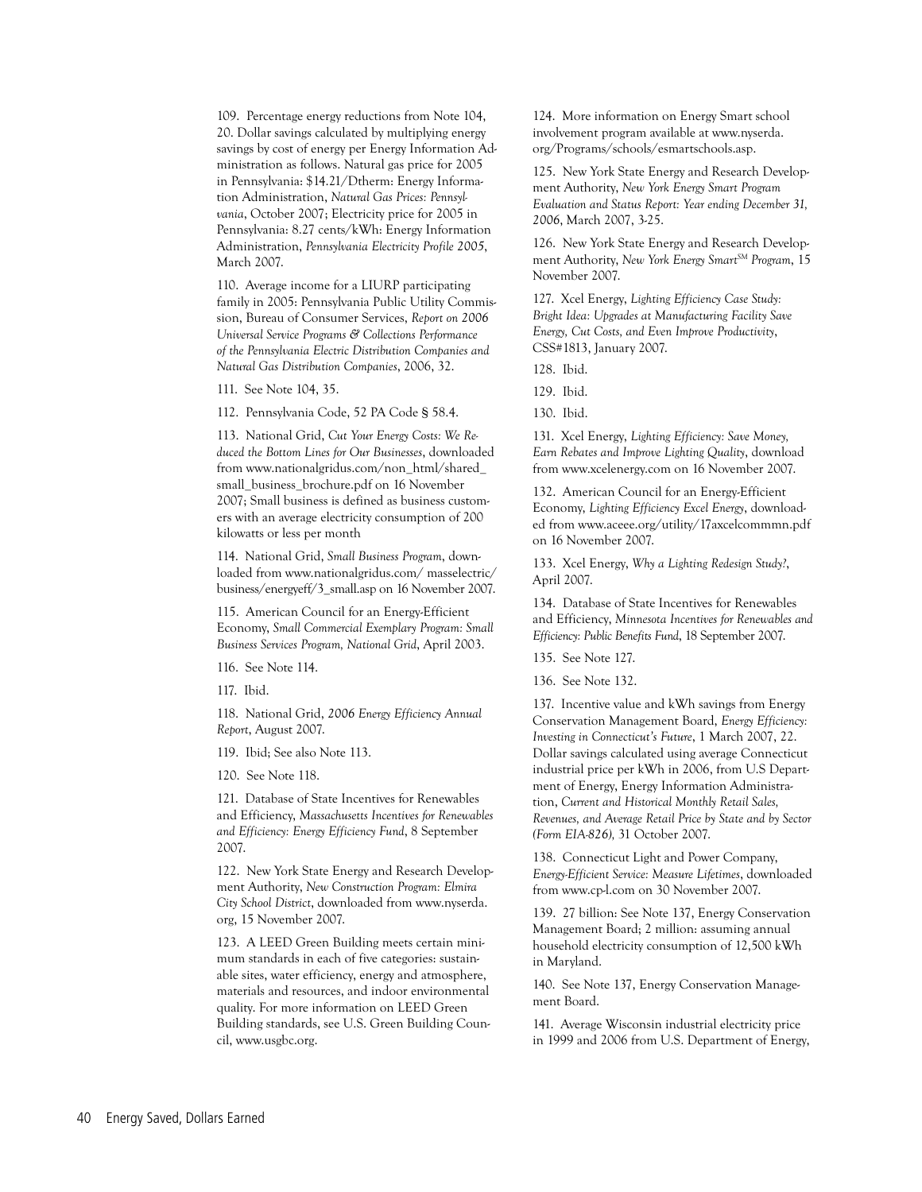109. Percentage energy reductions from Note 104, 20. Dollar savings calculated by multiplying energy savings by cost of energy per Energy Information Administration as follows. Natural gas price for 2005 in Pennsylvania: $14.21/Dtherm: Energy Information Administration, *Natural Gas Prices: Pennsylvania*, October 2007; Electricity price for 2005 in Pennsylvania: 8.27 cents/kWh: Energy Information Administration, *Pennsylvania Electricity Profile 2005*, March 2007.

110. Average income for a LIURP participating family in 2005: Pennsylvania Public Utility Commission, Bureau of Consumer Services, *Report on 2006 Universal Service Programs & Collections Performance of the Pennsylvania Electric Distribution Companies and Natural Gas Distribution Companies*, 2006, 32.

111. See Note 104, 35.

112. Pennsylvania Code, 52 PA Code § 58.4.

113. National Grid, *Cut Your Energy Costs: We Reduced the Bottom Lines for Our Businesses*, downloaded from www.nationalgridus.com/non_html/shared_small_business_brochure.pdf on 16 November 2007; Small business is defined as business customers with an average electricity consumption of 200 kilowatts or less per month

114. National Grid, *Small Business Program*, downloaded from www.nationalgridus.com/ masselectric/business/energyeff/3_small.asp on 16 November 2007.

115. American Council for an Energy-Efficient Economy, *Small Commercial Exemplary Program: Small Business Services Program, National Grid*, April 2003.

116. See Note 114.

117. Ibid.

118. National Grid, *2006 Energy Efficiency Annual Report*, August 2007.

119. Ibid; See also Note 113.

120. See Note 118.

121. Database of State Incentives for Renewables and Efficiency, *Massachusetts Incentives for Renewables and Efficiency: Energy Efficiency Fund*, 8 September 2007.

122. New York State Energy and Research Development Authority, *New Construction Program: Elmira City School District*, downloaded from www.nyserda.org, 15 November 2007.

123. A LEED Green Building meets certain minimum standards in each of five categories: sustainable sites, water efficiency, energy and atmosphere, materials and resources, and indoor environmental quality. For more information on LEED Green Building standards, see U.S. Green Building Council, www.usgbc.org.

124. More information on Energy Smart school involvement program available at www.nyserda.org/Programs/schools/esmartschools.asp.

125. New York State Energy and Research Development Authority, *New York Energy Smart Program Evaluation and Status Report: Year ending December 31, 2006*, March 2007, 3-25.

126. New York State Energy and Research Development Authority, *New York Energy Smart℠ Program*, 15 November 2007.

127. Xcel Energy, *Lighting Efficiency Case Study: Bright Idea: Upgrades at Manufacturing Facility Save Energy, Cut Costs, and Even Improve Productivity*, CSS#1813, January 2007.

128. Ibid.

129. Ibid.

130. Ibid.

131. Xcel Energy, *Lighting Efficiency: Save Money, Earn Rebates and Improve Lighting Quality*, download from www.xcelenergy.com on 16 November 2007.

132. American Council for an Energy-Efficient Economy, *Lighting Efficiency Excel Energy*, downloaded from www.aceee.org/utility/17axcelcommmn.pdf on 16 November 2007.

133. Xcel Energy, *Why a Lighting Redesign Study?*, April 2007.

134. Database of State Incentives for Renewables and Efficiency, *Minnesota Incentives for Renewables and Efficiency: Public Benefits Fund*, 18 September 2007.

135. See Note 127.

136. See Note 132.

137. Incentive value and kWh savings from Energy Conservation Management Board, *Energy Efficiency: Investing in Connecticut's Future*, 1 March 2007, 22. Dollar savings calculated using average Connecticut industrial price per kWh in 2006, from U.S Department of Energy, Energy Information Administration, *Current and Historical Monthly Retail Sales, Revenues, and Average Retail Price by State and by Sector (Form EIA-826),* 31 October 2007.

138. Connecticut Light and Power Company, *Energy-Efficient Service: Measure Lifetimes*, downloaded from www.cp-l.com on 30 November 2007.

139. 27 billion: See Note 137, Energy Conservation Management Board; 2 million: assuming annual household electricity consumption of 12,500 kWh in Maryland.

140. See Note 137, Energy Conservation Management Board.

141. Average Wisconsin industrial electricity price in 1999 and 2006 from U.S. Department of Energy,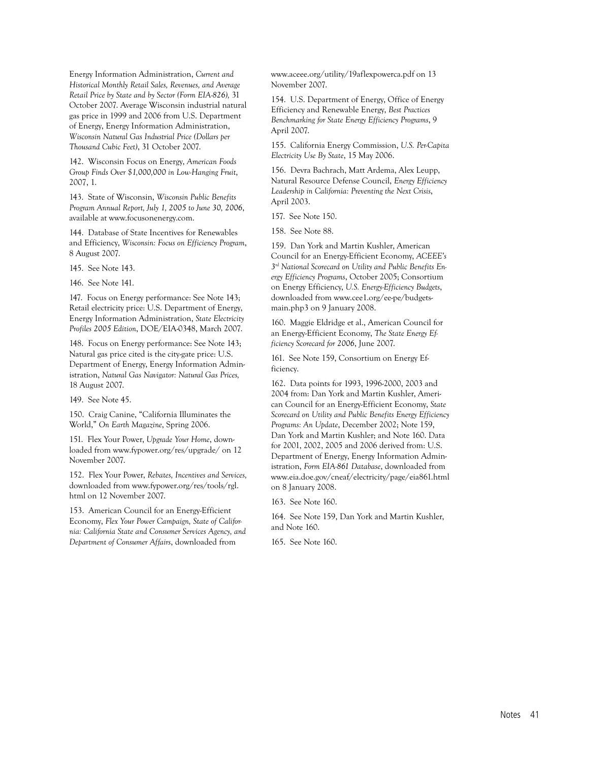Energy Information Administration, *Current and Historical Monthly Retail Sales, Revenues, and Average Retail Price by State and by Sector (Form EIA-826),* 31 October 2007. Average Wisconsin industrial natural gas price in 1999 and 2006 from U.S. Department of Energy, Energy Information Administration, *Wisconsin Natural Gas Industrial Price (Dollars per Thousand Cubic Feet)*, 31 October 2007.

142. Wisconsin Focus on Energy, *American Foods Group Finds Over $1,000,000 in Low-Hanging Fruit*, 2007, 1.

143. State of Wisconsin, *Wisconsin Public Benefits Program Annual Report, July 1, 2005 to June 30, 2006*, available at www.focusonenergy.com.

144. Database of State Incentives for Renewables and Efficiency, *Wisconsin: Focus on Efficiency Program*, 8 August 2007.

145. See Note 143.

146. See Note 141.

147. Focus on Energy performance: See Note 143; Retail electricity price: U.S. Department of Energy, Energy Information Administration, *State Electricity Profiles 2005 Edition*, DOE/EIA-0348, March 2007.

148. Focus on Energy performance: See Note 143; Natural gas price cited is the city-gate price: U.S. Department of Energy, Energy Information Administration, *Natural Gas Navigator: Natural Gas Prices,* 18 August 2007.

149. See Note 45.

150. Craig Canine, "California Illuminates the World," *On Earth Magazine*, Spring 2006.

151. Flex Your Power, *Upgrade Your Home*, downloaded from www.fypower.org/res/upgrade/ on 12 November 2007.

152. Flex Your Power, *Rebates, Incentives and Services,* downloaded from www.fypower.org/res/tools/rgl.html on 12 November 2007.

153. American Council for an Energy-Efficient Economy, *Flex Your Power Campaign, State of California: California State and Consumer Services Agency, and Department of Consumer Affairs*, downloaded from www.aceee.org/utility/19aflexpowerca.pdf on 13 November 2007.

154. U.S. Department of Energy, Office of Energy Efficiency and Renewable Energy, *Best Practices Benchmarking for State Energy Efficiency Programs*, 9 April 2007.

155. California Energy Commission, *U.S. Per-Capita Electricity Use By State*, 15 May 2006.

156. Devra Bachrach, Matt Ardema, Alex Leupp, Natural Resource Defense Council, *Energy Efficiency Leadership in California: Preventing the Next Crisis*, April 2003.

157. See Note 150.

158. See Note 88.

159. Dan York and Martin Kushler, American Council for an Energy-Efficient Economy, *ACEEE's 3rd National Scorecard on Utility and Public Benefits Energy Efficiency Programs*, October 2005; Consortium on Energy Efficiency, *U.S. Energy-Efficiency Budgets*, downloaded from www.cee1.org/ee-pe/budgets-main.php3 on 9 January 2008.

160. Maggie Eldridge et al., American Council for an Energy-Efficient Economy, *The State Energy Efficiency Scorecard for 2006*, June 2007.

161. See Note 159, Consortium on Energy Efficiency.

162. Data points for 1993, 1996-2000, 2003 and 2004 from: Dan York and Martin Kushler, American Council for an Energy-Efficient Economy, *State Scorecard on Utility and Public Benefits Energy Efficiency Programs: An Update*, December 2002; Note 159, Dan York and Martin Kushler; and Note 160. Data for 2001, 2002, 2005 and 2006 derived from: U.S. Department of Energy, Energy Information Administration, *Form EIA-861 Database*, downloaded from www.eia.doe.gov/cneaf/electricity/page/eia861.html on 8 January 2008.

163. See Note 160.

164. See Note 159, Dan York and Martin Kushler, and Note 160.

165. See Note 160.